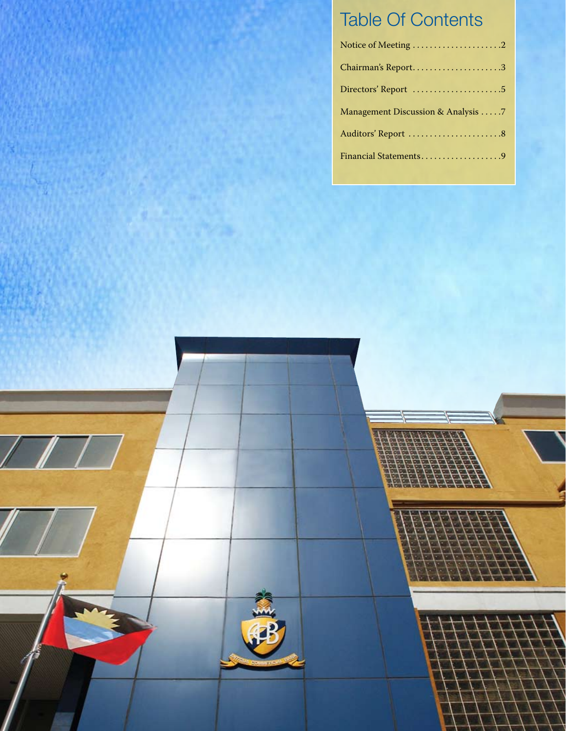# Table Of Contents

| | |
|---|---|
| Notice of Meeting | 2 |
| Chairman's Report | 3 |
| Directors' Report | 5 |
| Management Discussion & Analysis | 7 |
| Auditors' Report | 8 |
| Financial Statements | 9 |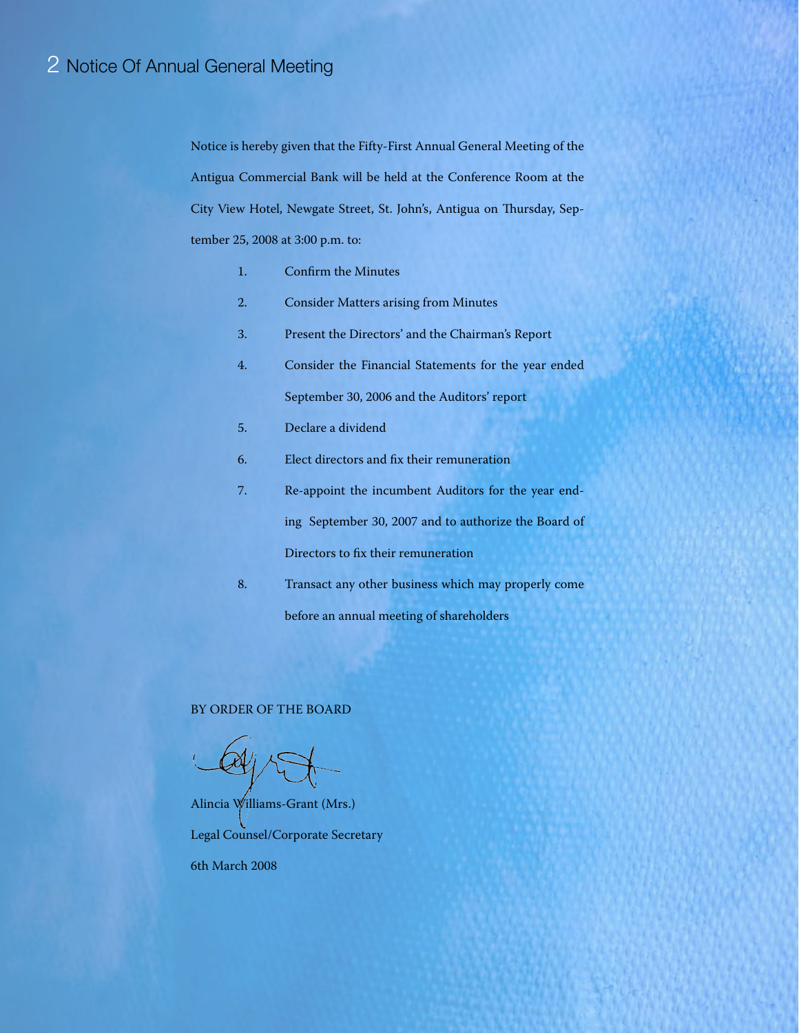# Notice Of Annual General Meeting

Notice is hereby given that the Fifty-First Annual General Meeting of the Antigua Commercial Bank will be held at the Conference Room at the City View Hotel, Newgate Street, St. John's, Antigua on Thursday, September 25, 2008 at 3:00 p.m. to:

1. Confirm the Minutes
2. Consider Matters arising from Minutes
3. Present the Directors' and the Chairman's Report
4. Consider the Financial Statements for the year ended September 30, 2006 and the Auditors' report
5. Declare a dividend
6. Elect directors and fix their remuneration
7. Re-appoint the incumbent Auditors for the year ending September 30, 2007 and to authorize the Board of Directors to fix their remuneration
8. Transact any other business which may properly come before an annual meeting of shareholders

BY ORDER OF THE BOARD

Alincia Williams-Grant (Mrs.)
Legal Counsel/Corporate Secretary
6th March 2008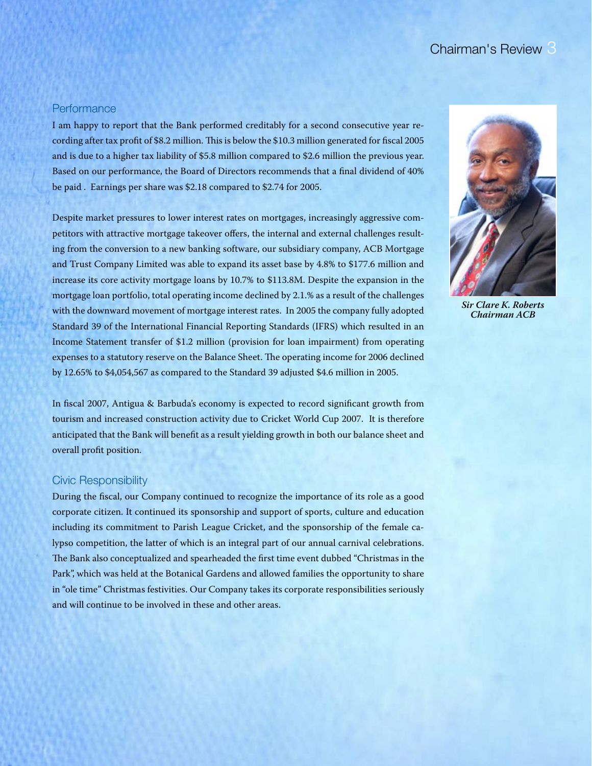## Performance

I am happy to report that the Bank performed creditably for a second consecutive year recording after tax profit of $8.2 million. This is below the $10.3 million generated for fiscal 2005 and is due to a higher tax liability of $5.8 million compared to $2.6 million the previous year. Based on our performance, the Board of Directors recommends that a final dividend of 40% be paid . Earnings per share was $2.18 compared to $2.74 for 2005.

Despite market pressures to lower interest rates on mortgages, increasingly aggressive competitors with attractive mortgage takeover offers, the internal and external challenges resulting from the conversion to a new banking software, our subsidiary company, ACB Mortgage and Trust Company Limited was able to expand its asset base by 4.8% to $177.6 million and increase its core activity mortgage loans by 10.7% to $113.8M. Despite the expansion in the mortgage loan portfolio, total operating income declined by 2.1.% as a result of the challenges with the downward movement of mortgage interest rates. In 2005 the company fully adopted Standard 39 of the International Financial Reporting Standards (IFRS) which resulted in an Income Statement transfer of $1.2 million (provision for loan impairment) from operating expenses to a statutory reserve on the Balance Sheet. The operating income for 2006 declined by 12.65% to $4,054,567 as compared to the Standard 39 adjusted $4.6 million in 2005.

In fiscal 2007, Antigua & Barbuda's economy is expected to record significant growth from tourism and increased construction activity due to Cricket World Cup 2007. It is therefore anticipated that the Bank will benefit as a result yielding growth in both our balance sheet and overall profit position.

## Civic Responsibility

During the fiscal, our Company continued to recognize the importance of its role as a good corporate citizen. It continued its sponsorship and support of sports, culture and education including its commitment to Parish League Cricket, and the sponsorship of the female calypso competition, the latter of which is an integral part of our annual carnival celebrations. The Bank also conceptualized and spearheaded the first time event dubbed "Christmas in the Park", which was held at the Botanical Gardens and allowed families the opportunity to share in "ole time" Christmas festivities. Our Company takes its corporate responsibilities seriously and will continue to be involved in these and other areas.

***Sir Clare K. Roberts***
***Chairman ACB***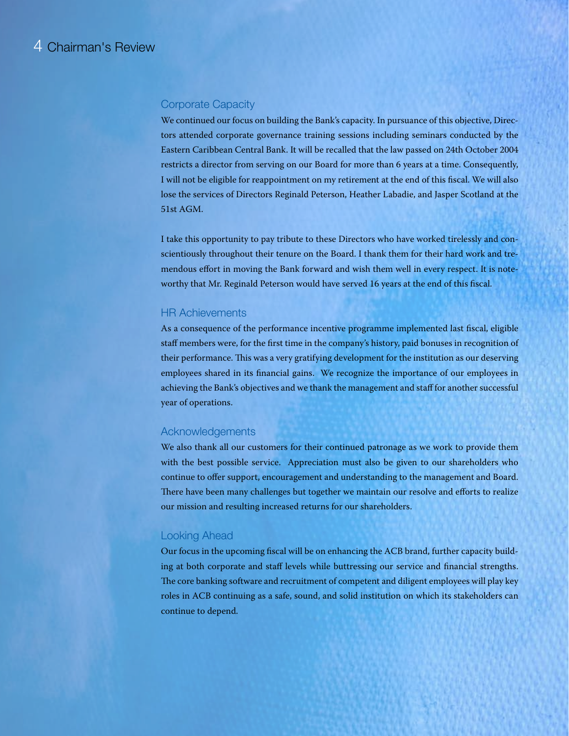# Chairman's Review

## Corporate Capacity

We continued our focus on building the Bank's capacity. In pursuance of this objective, Directors attended corporate governance training sessions including seminars conducted by the Eastern Caribbean Central Bank. It will be recalled that the law passed on 24th October 2004 restricts a director from serving on our Board for more than 6 years at a time. Consequently, I will not be eligible for reappointment on my retirement at the end of this fiscal. We will also lose the services of Directors Reginald Peterson, Heather Labadie, and Jasper Scotland at the 51st AGM.

I take this opportunity to pay tribute to these Directors who have worked tirelessly and conscientiously throughout their tenure on the Board. I thank them for their hard work and tremendous effort in moving the Bank forward and wish them well in every respect. It is noteworthy that Mr. Reginald Peterson would have served 16 years at the end of this fiscal.

## HR Achievements

As a consequence of the performance incentive programme implemented last fiscal, eligible staff members were, for the first time in the company's history, paid bonuses in recognition of their performance. This was a very gratifying development for the institution as our deserving employees shared in its financial gains. We recognize the importance of our employees in achieving the Bank's objectives and we thank the management and staff for another successful year of operations.

## Acknowledgements

We also thank all our customers for their continued patronage as we work to provide them with the best possible service. Appreciation must also be given to our shareholders who continue to offer support, encouragement and understanding to the management and Board. There have been many challenges but together we maintain our resolve and efforts to realize our mission and resulting increased returns for our shareholders.

## Looking Ahead

Our focus in the upcoming fiscal will be on enhancing the ACB brand, further capacity building at both corporate and staff levels while buttressing our service and financial strengths. The core banking software and recruitment of competent and diligent employees will play key roles in ACB continuing as a safe, sound, and solid institution on which its stakeholders can continue to depend.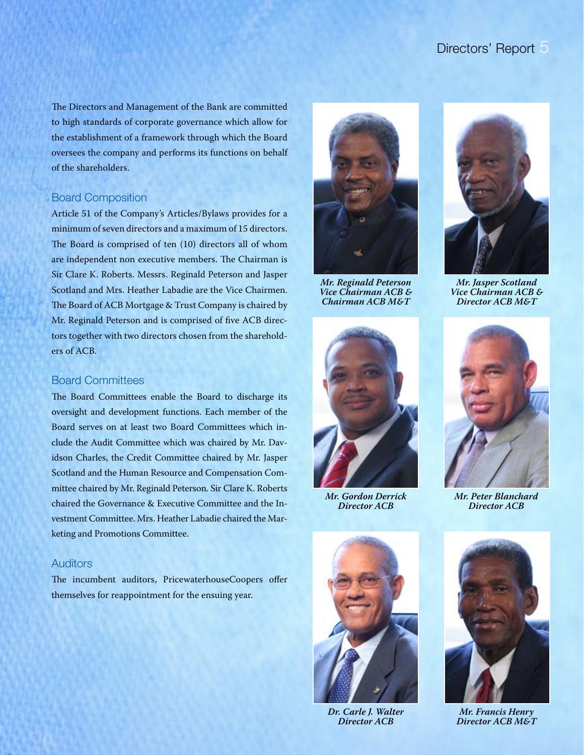# Directors' Report

The Directors and Management of the Bank are committed to high standards of corporate governance which allow for the establishment of a framework through which the Board oversees the company and performs its functions on behalf of the shareholders.

## Board Composition

Article 51 of the Company's Articles/Bylaws provides for a minimum of seven directors and a maximum of 15 directors. The Board is comprised of ten (10) directors all of whom are independent non executive members. The Chairman is Sir Clare K. Roberts. Messrs. Reginald Peterson and Jasper Scotland and Mrs. Heather Labadie are the Vice Chairmen. The Board of ACB Mortgage & Trust Company is chaired by Mr. Reginald Peterson and is comprised of five ACB directors together with two directors chosen from the shareholders of ACB.

## Board Committees

The Board Committees enable the Board to discharge its oversight and development functions. Each member of the Board serves on at least two Board Committees which include the Audit Committee which was chaired by Mr. Davidson Charles, the Credit Committee chaired by Mr. Jasper Scotland and the Human Resource and Compensation Committee chaired by Mr. Reginald Peterson. Sir Clare K. Roberts chaired the Governance & Executive Committee and the Investment Committee. Mrs. Heather Labadie chaired the Marketing and Promotions Committee.

## Auditors

The incumbent auditors, PricewaterhouseCoopers offer themselves for reappointment for the ensuing year.

*Mr. Reginald Peterson*
*Vice Chairman ACB & Chairman ACB M&T*

*Mr. Jasper Scotland*
*Vice Chairman ACB & Director ACB M&T*

*Mr. Gordon Derrick*
*Director ACB*

*Mr. Peter Blanchard*
*Director ACB*

*Dr. Carle J. Walter*
*Director ACB*

*Mr. Francis Henry*
*Director ACB M&T*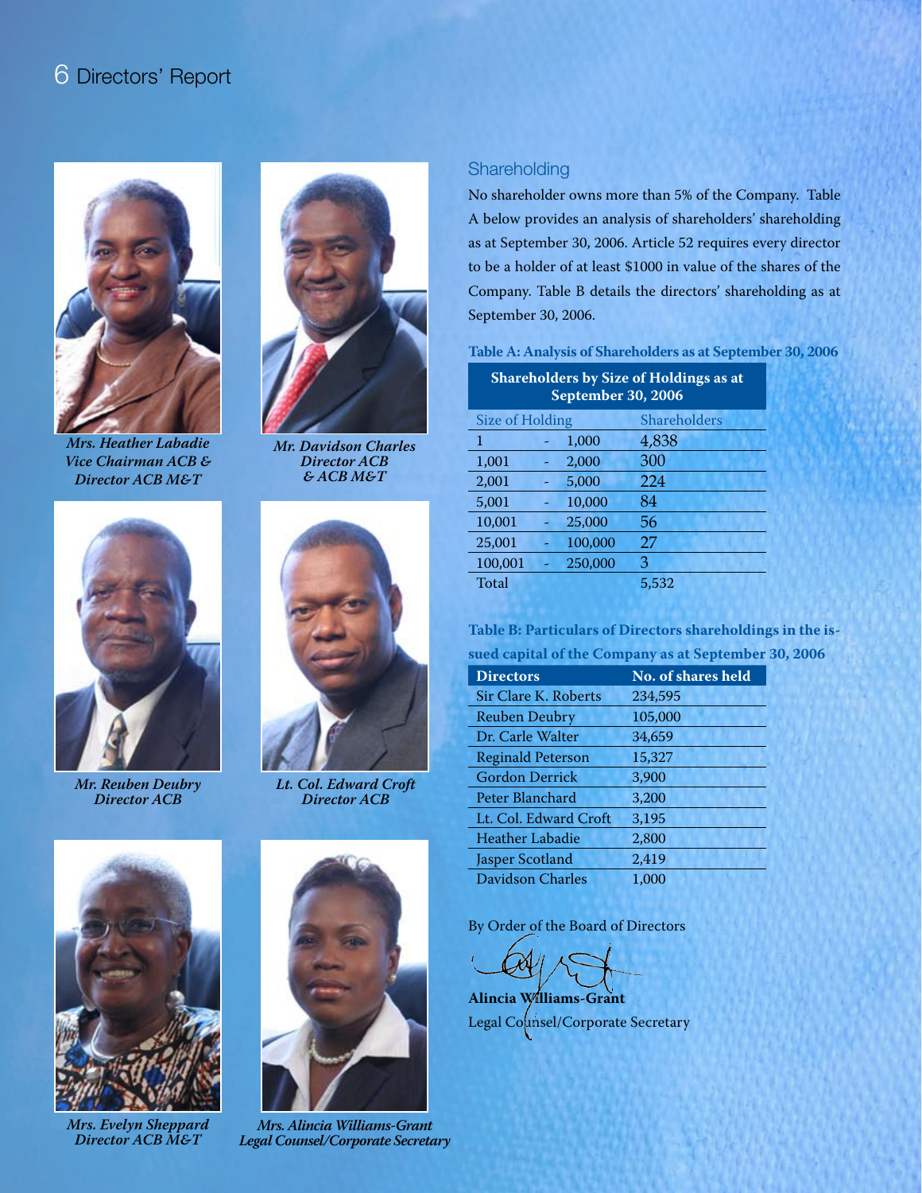# Directors' Report

*Mrs. Heather Labadie*
*Vice Chairman ACB & Director ACB M&T*

*Mr. Davidson Charles*
*Director ACB & ACB M&T*

*Mr. Reuben Deubry*
*Director ACB*

*Lt. Col. Edward Croft*
*Director ACB*

*Mrs. Evelyn Sheppard*
*Director ACB M&T*

*Mrs. Alincia Williams-Grant*
*Legal Counsel/Corporate Secretary*

## Shareholding

No shareholder owns more than 5% of the Company. Table A below provides an analysis of shareholders' shareholding as at September 30, 2006. Article 52 requires every director to be a holder of at least $1000 in value of the shares of the Company. Table B details the directors' shareholding as at September 30, 2006.

**Table A: Analysis of Shareholders as at September 30, 2006**

**Shareholders by Size of Holdings as at September 30, 2006**

| Size of Holding | Shareholders |
|---|---|
| 1 - 1,000 | 4,838 |
| 1,001 - 2,000 | 300 |
| 2,001 - 5,000 | 224 |
| 5,001 - 10,000 | 84 |
| 10,001 - 25,000 | 56 |
| 25,001 - 100,000 | 27 |
| 100,001 - 250,000 | 3 |
| Total | 5,532 |

**Table B: Particulars of Directors shareholdings in the issued capital of the Company as at September 30, 2006**

| Directors | No. of shares held |
|---|---|
| Sir Clare K. Roberts | 234,595 |
| Reuben Deubry | 105,000 |
| Dr. Carle Walter | 34,659 |
| Reginald Peterson | 15,327 |
| Gordon Derrick | 3,900 |
| Peter Blanchard | 3,200 |
| Lt. Col. Edward Croft | 3,195 |
| Heather Labadie | 2,800 |
| Jasper Scotland | 2,419 |
| Davidson Charles | 1,000 |

By Order of the Board of Directors

**Alincia Williams-Grant**
Legal Counsel/Corporate Secretary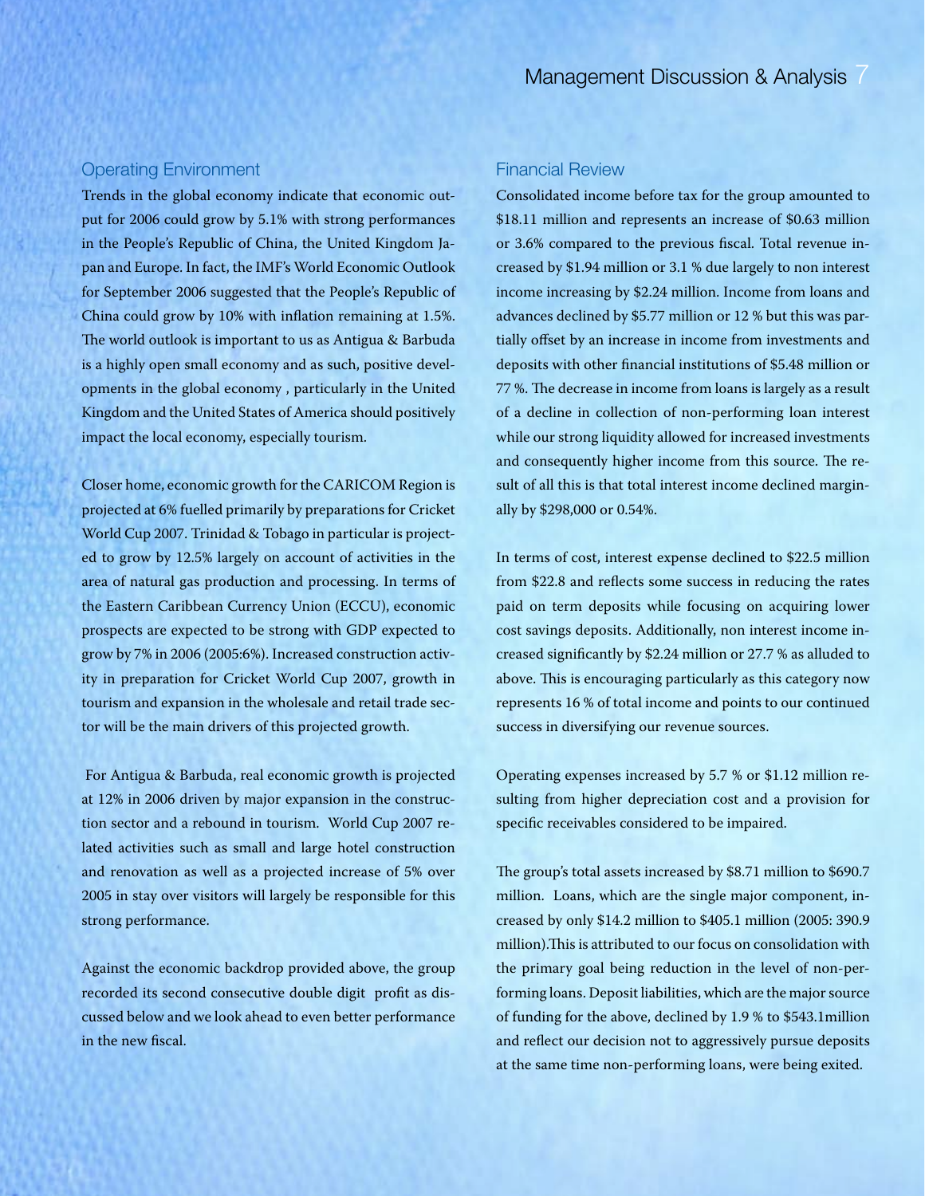## Operating Environment

Trends in the global economy indicate that economic output for 2006 could grow by 5.1% with strong performances in the People's Republic of China, the United Kingdom Japan and Europe. In fact, the IMF's World Economic Outlook for September 2006 suggested that the People's Republic of China could grow by 10% with inflation remaining at 1.5%. The world outlook is important to us as Antigua & Barbuda is a highly open small economy and as such, positive developments in the global economy , particularly in the United Kingdom and the United States of America should positively impact the local economy, especially tourism.

Closer home, economic growth for the CARICOM Region is projected at 6% fuelled primarily by preparations for Cricket World Cup 2007. Trinidad & Tobago in particular is projected to grow by 12.5% largely on account of activities in the area of natural gas production and processing. In terms of the Eastern Caribbean Currency Union (ECCU), economic prospects are expected to be strong with GDP expected to grow by 7% in 2006 (2005:6%). Increased construction activity in preparation for Cricket World Cup 2007, growth in tourism and expansion in the wholesale and retail trade sector will be the main drivers of this projected growth.

For Antigua & Barbuda, real economic growth is projected at 12% in 2006 driven by major expansion in the construction sector and a rebound in tourism. World Cup 2007 related activities such as small and large hotel construction and renovation as well as a projected increase of 5% over 2005 in stay over visitors will largely be responsible for this strong performance.

Against the economic backdrop provided above, the group recorded its second consecutive double digit profit as discussed below and we look ahead to even better performance in the new fiscal.

## Financial Review

Consolidated income before tax for the group amounted to $18.11 million and represents an increase of $0.63 million or 3.6% compared to the previous fiscal. Total revenue increased by $1.94 million or 3.1 % due largely to non interest income increasing by $2.24 million. Income from loans and advances declined by $5.77 million or 12 % but this was partially offset by an increase in income from investments and deposits with other financial institutions of $5.48 million or 77 %. The decrease in income from loans is largely as a result of a decline in collection of non-performing loan interest while our strong liquidity allowed for increased investments and consequently higher income from this source. The result of all this is that total interest income declined marginally by $298,000 or 0.54%.

In terms of cost, interest expense declined to $22.5 million from $22.8 and reflects some success in reducing the rates paid on term deposits while focusing on acquiring lower cost savings deposits. Additionally, non interest income increased significantly by $2.24 million or 27.7 % as alluded to above. This is encouraging particularly as this category now represents 16 % of total income and points to our continued success in diversifying our revenue sources.

Operating expenses increased by 5.7 % or $1.12 million resulting from higher depreciation cost and a provision for specific receivables considered to be impaired.

The group's total assets increased by $8.71 million to $690.7 million. Loans, which are the single major component, increased by only $14.2 million to $405.1 million (2005: 390.9 million).This is attributed to our focus on consolidation with the primary goal being reduction in the level of non-performing loans. Deposit liabilities, which are the major source of funding for the above, declined by 1.9 % to $543.1million and reflect our decision not to aggressively pursue deposits at the same time non-performing loans, were being exited.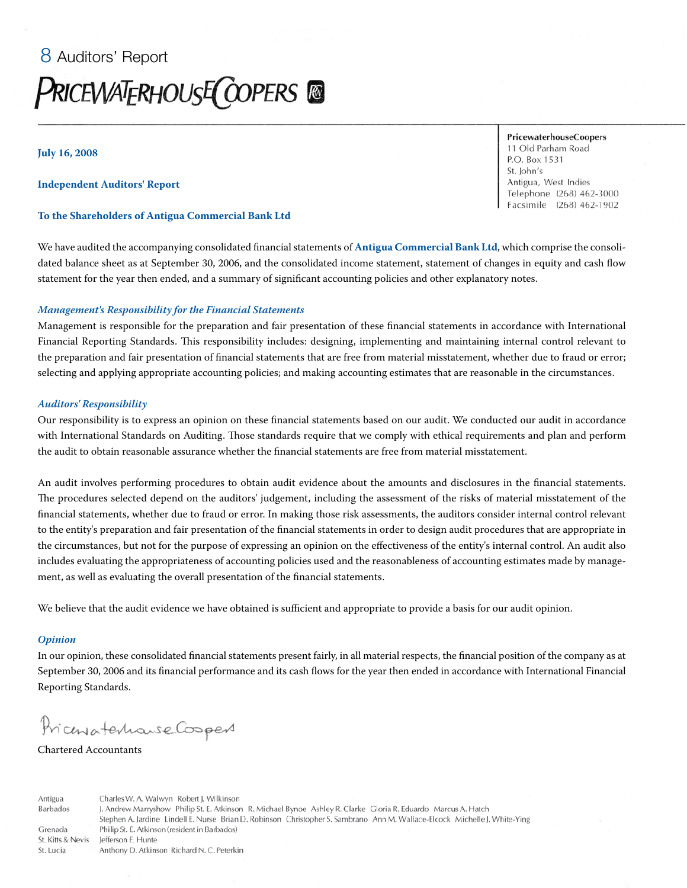# Auditors' Report

PRICEWATERHOUSECOOPERS

**PricewaterhouseCoopers**
11 Old Parham Road
P.O. Box 1531
St. John's
Antigua, West Indies
Telephone (268) 462-3000
Facsimile (268) 462-1902

**July 16, 2008**

**Independent Auditors' Report**

**To the Shareholders of Antigua Commercial Bank Ltd**

We have audited the accompanying consolidated financial statements of **Antigua Commercial Bank Ltd**, which comprise the consolidated balance sheet as at September 30, 2006, and the consolidated income statement, statement of changes in equity and cash flow statement for the year then ended, and a summary of significant accounting policies and other explanatory notes.

***Management's Responsibility for the Financial Statements***

Management is responsible for the preparation and fair presentation of these financial statements in accordance with International Financial Reporting Standards. This responsibility includes: designing, implementing and maintaining internal control relevant to the preparation and fair presentation of financial statements that are free from material misstatement, whether due to fraud or error; selecting and applying appropriate accounting policies; and making accounting estimates that are reasonable in the circumstances.

***Auditors' Responsibility***

Our responsibility is to express an opinion on these financial statements based on our audit. We conducted our audit in accordance with International Standards on Auditing. Those standards require that we comply with ethical requirements and plan and perform the audit to obtain reasonable assurance whether the financial statements are free from material misstatement.

An audit involves performing procedures to obtain audit evidence about the amounts and disclosures in the financial statements. The procedures selected depend on the auditors' judgement, including the assessment of the risks of material misstatement of the financial statements, whether due to fraud or error. In making those risk assessments, the auditors consider internal control relevant to the entity's preparation and fair presentation of the financial statements in order to design audit procedures that are appropriate in the circumstances, but not for the purpose of expressing an opinion on the effectiveness of the entity's internal control. An audit also includes evaluating the appropriateness of accounting policies used and the reasonableness of accounting estimates made by management, as well as evaluating the overall presentation of the financial statements.

We believe that the audit evidence we have obtained is sufficient and appropriate to provide a basis for our audit opinion.

***Opinion***

In our opinion, these consolidated financial statements present fairly, in all material respects, the financial position of the company as at September 30, 2006 and its financial performance and its cash flows for the year then ended in accordance with International Financial Reporting Standards.

PricewaterhouseCoopers

Chartered Accountants

| | |
|---|---|
| Antigua | Charles W. A. Walwyn Robert J. Wilkinson |
| Barbados | J. Andrew Marryshow Philip St. E. Atkinson R. Michael Bynoe Ashley R. Clarke Gloria R. Eduardo Marcus A. Hatch |
| | Stephen A. Jardine Lindell E. Nurse Brian D. Robinson Christopher S. Sambrano Ann M. Wallace-Elcock Michelle J. White-Ying |
| Grenada | Philip St. E. Atkinson (resident in Barbados) |
| St. Kitts & Nevis | Jefferson E. Hunte |
| St. Lucia | Anthony D. Atkinson Richard N. C. Peterkin |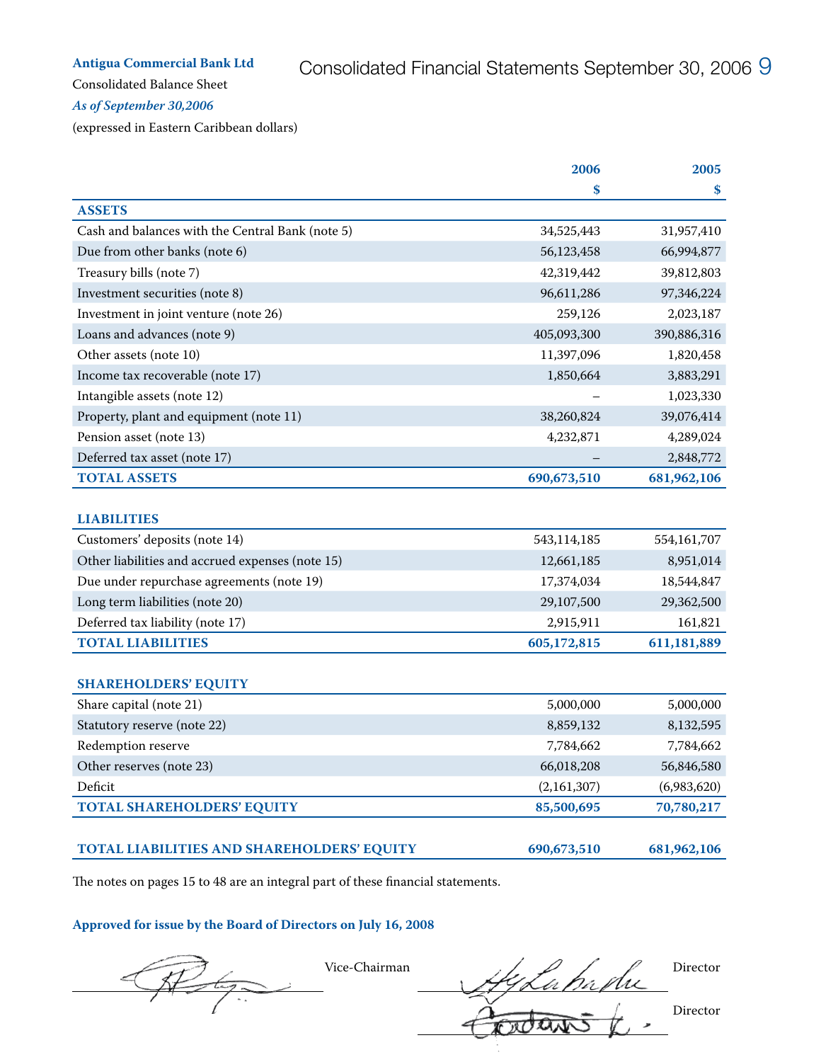**Antigua Commercial Bank Ltd**

Consolidated Balance Sheet

*As of September 30,2006*

(expressed in Eastern Caribbean dollars)

| | 2006 $ | 2005 $ |
|---|---:|---:|
| **ASSETS** | | |
| Cash and balances with the Central Bank (note 5) | 34,525,443 | 31,957,410 |
| Due from other banks (note 6) | 56,123,458 | 66,994,877 |
| Treasury bills (note 7) | 42,319,442 | 39,812,803 |
| Investment securities (note 8) | 96,611,286 | 97,346,224 |
| Investment in joint venture (note 26) | 259,126 | 2,023,187 |
| Loans and advances (note 9) | 405,093,300 | 390,886,316 |
| Other assets (note 10) | 11,397,096 | 1,820,458 |
| Income tax recoverable (note 17) | 1,850,664 | 3,883,291 |
| Intangible assets (note 12) | – | 1,023,330 |
| Property, plant and equipment (note 11) | 38,260,824 | 39,076,414 |
| Pension asset (note 13) | 4,232,871 | 4,289,024 |
| Deferred tax asset (note 17) | – | 2,848,772 |
| **TOTAL ASSETS** | **690,673,510** | **681,962,106** |
| | | |
| **LIABILITIES** | | |
| Customers' deposits (note 14) | 543,114,185 | 554,161,707 |
| Other liabilities and accrued expenses (note 15) | 12,661,185 | 8,951,014 |
| Due under repurchase agreements (note 19) | 17,374,034 | 18,544,847 |
| Long term liabilities (note 20) | 29,107,500 | 29,362,500 |
| Deferred tax liability (note 17) | 2,915,911 | 161,821 |
| **TOTAL LIABILITIES** | **605,172,815** | **611,181,889** |
| | | |
| **SHAREHOLDERS' EQUITY** | | |
| Share capital (note 21) | 5,000,000 | 5,000,000 |
| Statutory reserve (note 22) | 8,859,132 | 8,132,595 |
| Redemption reserve | 7,784,662 | 7,784,662 |
| Other reserves (note 23) | 66,018,208 | 56,846,580 |
| Deficit | (2,161,307) | (6,983,620) |
| **TOTAL SHAREHOLDERS' EQUITY** | **85,500,695** | **70,780,217** |
| | | |
| **TOTAL LIABILITIES AND SHAREHOLDERS' EQUITY** | **690,673,510** | **681,962,106** |

The notes on pages 15 to 48 are an integral part of these financial statements.

**Approved for issue by the Board of Directors on July 16, 2008**

Vice-Chairman

Director

Director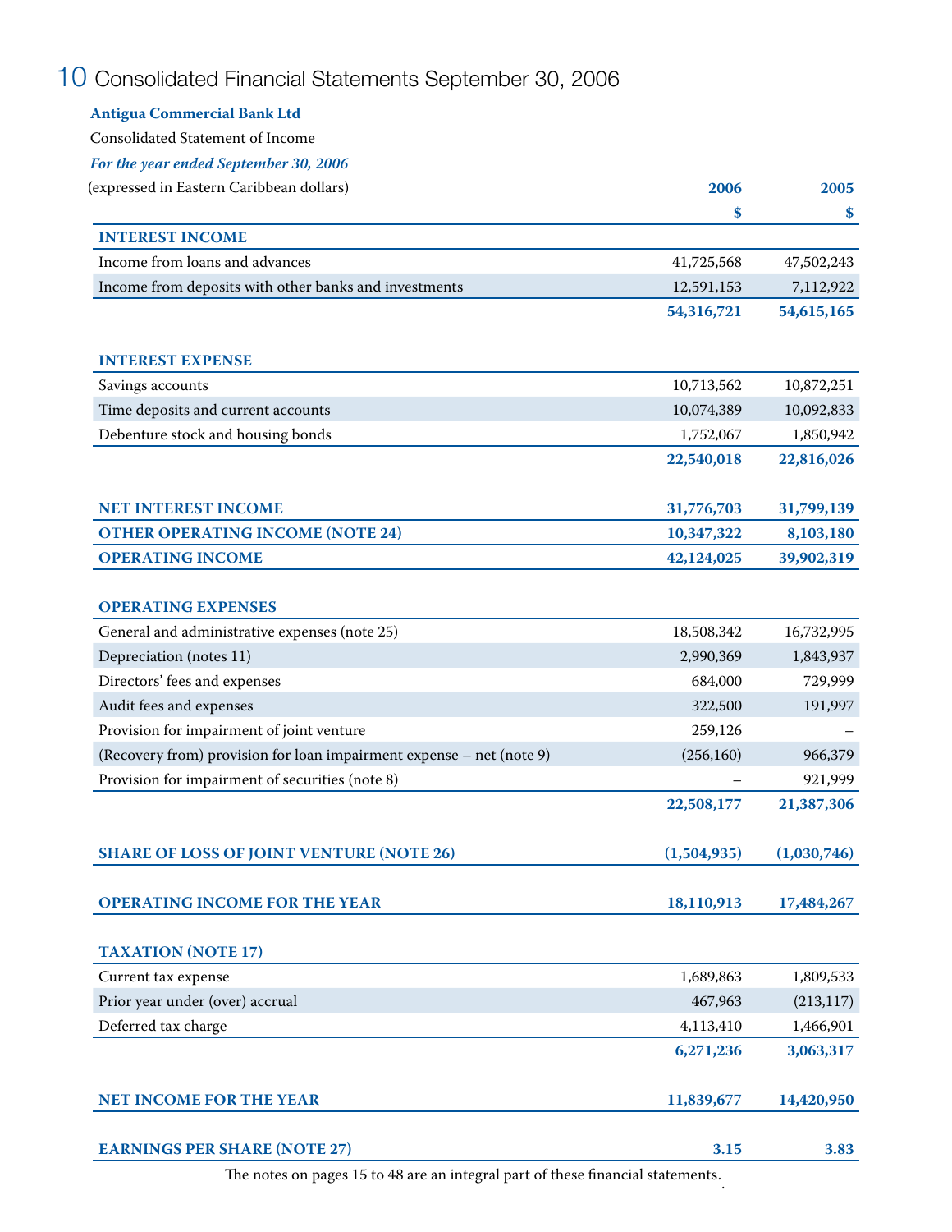# Consolidated Financial Statements September 30, 2006

**Antigua Commercial Bank Ltd**

Consolidated Statement of Income

***For the year ended September 30, 2006***

| (expressed in Eastern Caribbean dollars) | 2006 $ | 2005 $ |
|---|---|---|
| **INTEREST INCOME** | | |
| Income from loans and advances | 41,725,568 | 47,502,243 |
| Income from deposits with other banks and investments | 12,591,153 | 7,112,922 |
| | **54,316,721** | **54,615,165** |
| **INTEREST EXPENSE** | | |
| Savings accounts | 10,713,562 | 10,872,251 |
| Time deposits and current accounts | 10,074,389 | 10,092,833 |
| Debenture stock and housing bonds | 1,752,067 | 1,850,942 |
| | **22,540,018** | **22,816,026** |
| **NET INTEREST INCOME** | **31,776,703** | **31,799,139** |
| **OTHER OPERATING INCOME (NOTE 24)** | **10,347,322** | **8,103,180** |
| **OPERATING INCOME** | **42,124,025** | **39,902,319** |
| **OPERATING EXPENSES** | | |
| General and administrative expenses (note 25) | 18,508,342 | 16,732,995 |
| Depreciation (notes 11) | 2,990,369 | 1,843,937 |
| Directors' fees and expenses | 684,000 | 729,999 |
| Audit fees and expenses | 322,500 | 191,997 |
| Provision for impairment of joint venture | 259,126 | – |
| (Recovery from) provision for loan impairment expense – net (note 9) | (256,160) | 966,379 |
| Provision for impairment of securities (note 8) | – | 921,999 |
| | **22,508,177** | **21,387,306** |
| **SHARE OF LOSS OF JOINT VENTURE (NOTE 26)** | **(1,504,935)** | **(1,030,746)** |
| **OPERATING INCOME FOR THE YEAR** | **18,110,913** | **17,484,267** |
| **TAXATION (NOTE 17)** | | |
| Current tax expense | 1,689,863 | 1,809,533 |
| Prior year under (over) accrual | 467,963 | (213,117) |
| Deferred tax charge | 4,113,410 | 1,466,901 |
| | **6,271,236** | **3,063,317** |
| **NET INCOME FOR THE YEAR** | **11,839,677** | **14,420,950** |
| **EARNINGS PER SHARE (NOTE 27)** | **3.15** | **3.83** |

The notes on pages 15 to 48 are an integral part of these financial statements.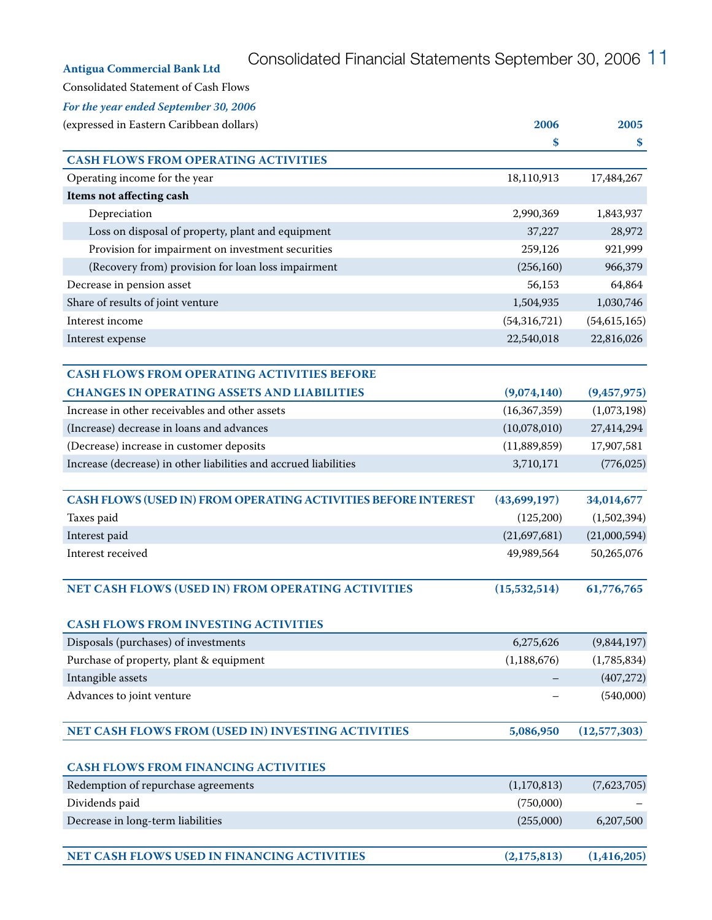**Antigua Commercial Bank Ltd**

Consolidated Statement of Cash Flows

***For the year ended September 30, 2006***

(expressed in Eastern Caribbean dollars)

| | 2006<br>$ | 2005<br>$ |
|---|---|---|
| **CASH FLOWS FROM OPERATING ACTIVITIES** | | |
| Operating income for the year | 18,110,913 | 17,484,267 |
| **Items not affecting cash** | | |
| Depreciation | 2,990,369 | 1,843,937 |
| Loss on disposal of property, plant and equipment | 37,227 | 28,972 |
| Provision for impairment on investment securities | 259,126 | 921,999 |
| (Recovery from) provision for loan loss impairment | (256,160) | 966,379 |
| Decrease in pension asset | 56,153 | 64,864 |
| Share of results of joint venture | 1,504,935 | 1,030,746 |
| Interest income | (54,316,721) | (54,615,165) |
| Interest expense | 22,540,018 | 22,816,026 |
| **CASH FLOWS FROM OPERATING ACTIVITIES BEFORE CHANGES IN OPERATING ASSETS AND LIABILITIES** | **(9,074,140)** | **(9,457,975)** |
| Increase in other receivables and other assets | (16,367,359) | (1,073,198) |
| (Increase) decrease in loans and advances | (10,078,010) | 27,414,294 |
| (Decrease) increase in customer deposits | (11,889,859) | 17,907,581 |
| Increase (decrease) in other liabilities and accrued liabilities | 3,710,171 | (776,025) |
| **CASH FLOWS (USED IN) FROM OPERATING ACTIVITIES BEFORE INTEREST** | **(43,699,197)** | **34,014,677** |
| Taxes paid | (125,200) | (1,502,394) |
| Interest paid | (21,697,681) | (21,000,594) |
| Interest received | 49,989,564 | 50,265,076 |
| **NET CASH FLOWS (USED IN) FROM OPERATING ACTIVITIES** | **(15,532,514)** | **61,776,765** |
| **CASH FLOWS FROM INVESTING ACTIVITIES** | | |
| Disposals (purchases) of investments | 6,275,626 | (9,844,197) |
| Purchase of property, plant & equipment | (1,188,676) | (1,785,834) |
| Intangible assets | – | (407,272) |
| Advances to joint venture | – | (540,000) |
| **NET CASH FLOWS FROM (USED IN) INVESTING ACTIVITIES** | **5,086,950** | **(12,577,303)** |
| **CASH FLOWS FROM FINANCING ACTIVITIES** | | |
| Redemption of repurchase agreements | (1,170,813) | (7,623,705) |
| Dividends paid | (750,000) | – |
| Decrease in long-term liabilities | (255,000) | 6,207,500 |
| **NET CASH FLOWS USED IN FINANCING ACTIVITIES** | **(2,175,813)** | **(1,416,205)** |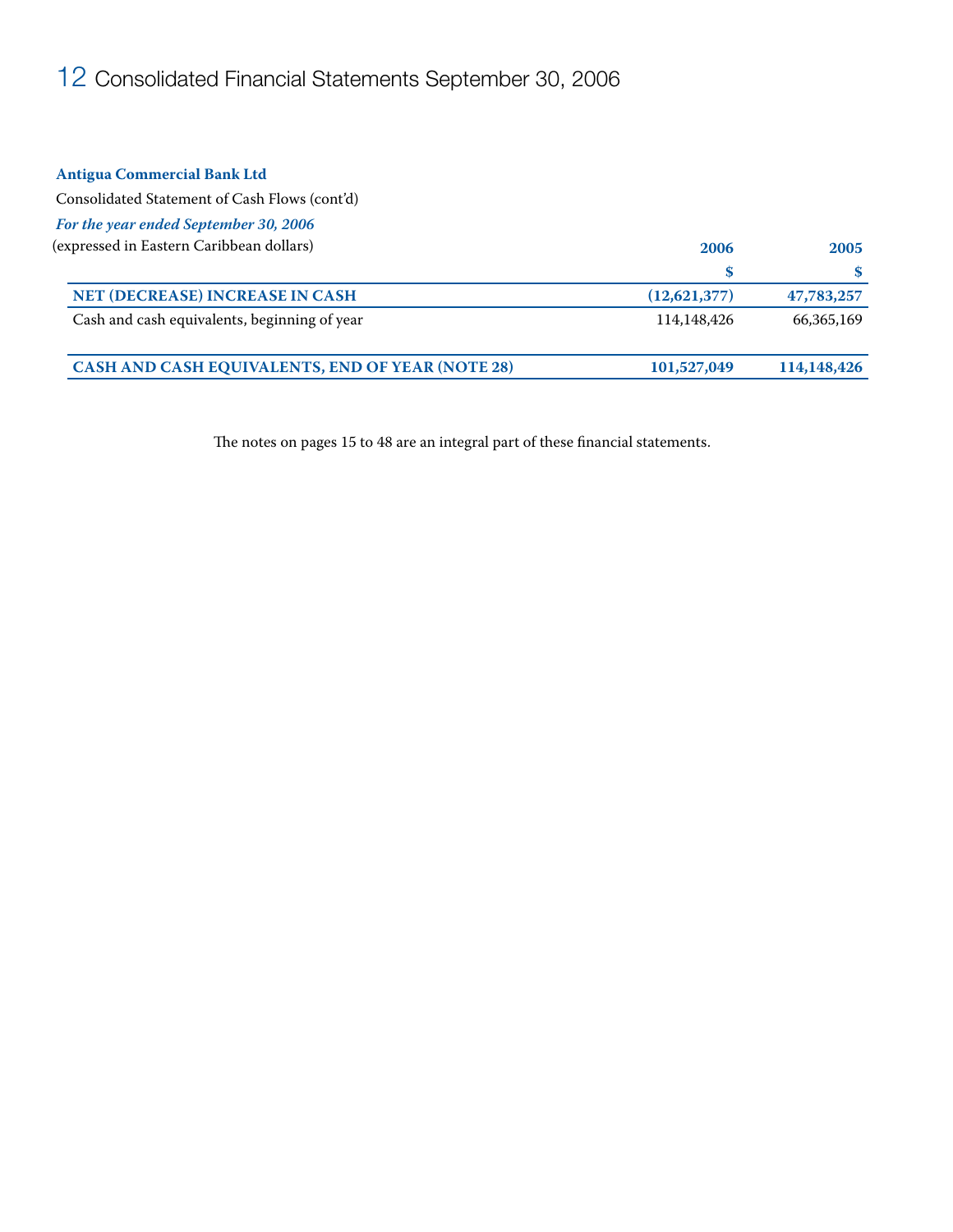**Antigua Commercial Bank Ltd**

Consolidated Statement of Cash Flows (cont'd)

***For the year ended September 30, 2006***

(expressed in Eastern Caribbean dollars)

| | 2006 | 2005 |
|---|---|---|
| | $ | $ |
| **NET (DECREASE) INCREASE IN CASH** | **(12,621,377)** | **47,783,257** |
| Cash and cash equivalents, beginning of year | 114,148,426 | 66,365,169 |
| **CASH AND CASH EQUIVALENTS, END OF YEAR (NOTE 28)** | **101,527,049** | **114,148,426** |

The notes on pages 15 to 48 are an integral part of these financial statements.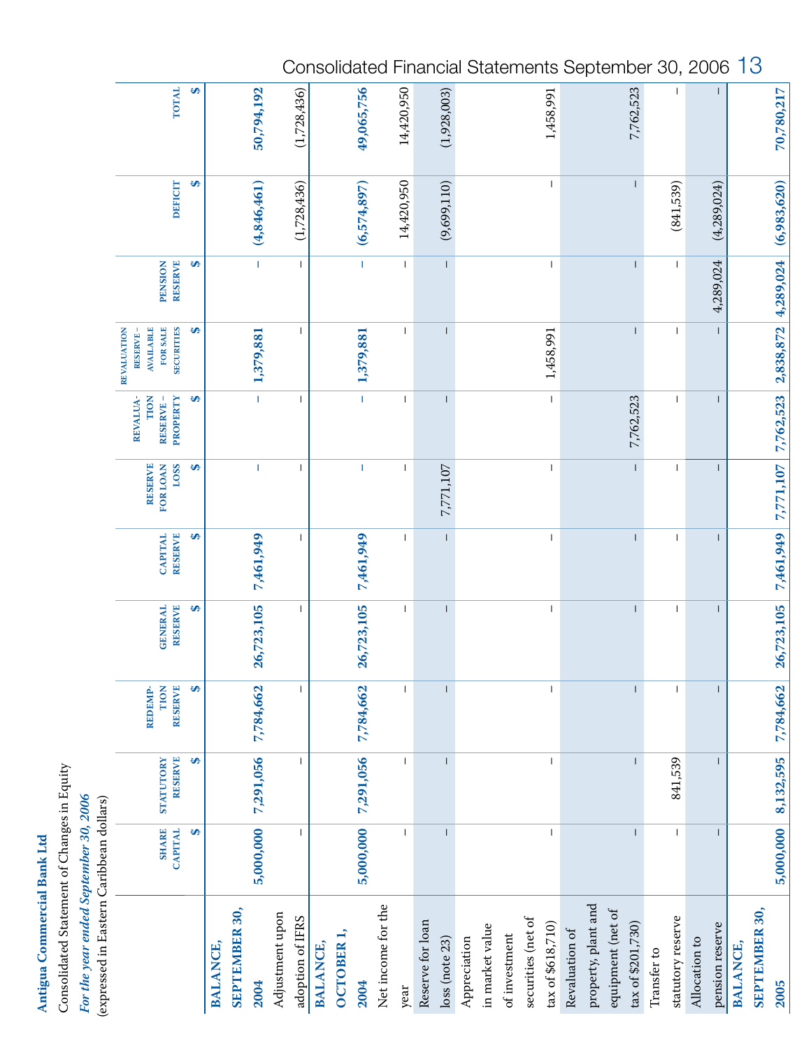**Antigua Commercial Bank Ltd**

Consolidated Statement of Changes in Equity

*For the year ended September 30, 2006*

(expressed in Eastern Caribbean dollars)

| | SHARE CAPITAL $ | STATUTORY RESERVE $ | REDEMPTION RESERVE $ | GENERAL RESERVE $ | CAPITAL RESERVE $ | RESERVE FOR LOAN LOSS $ | REVALUATION RESERVE – PROPERTY $ | REVALUATION RESERVE – AVAILABLE FOR SALE SECURITIES $ | PENSION RESERVE $ | DEFICIT $ | TOTAL $ |
|---|---|---|---|---|---|---|---|---|---|---|---|
| **BALANCE, SEPTEMBER 30, 2004** | **5,000,000** | **7,291,056** | **7,784,662** | **26,723,105** | **7,461,949** | – | – | **1,379,881** | – | **(4,846,461)** | **50,794,192** |
| Adjustment upon adoption of IFRS | – | – | – | – | – | – | – | – | – | (1,728,436) | (1,728,436) |
| **BALANCE, OCTOBER 1, 2004** | **5,000,000** | **7,291,056** | **7,784,662** | **26,723,105** | **7,461,949** | – | – | **1,379,881** | – | **(6,574,897)** | **49,065,756** |
| Net income for the year | – | – | – | – | – | – | – | – | – | 14,420,950 | 14,420,950 |
| Reserve for loan loss (note 23) | – | – | – | – | – | 7,771,107 | – | – | – | (9,699,110) | (1,928,003) |
| Appreciation in market value of investment securities (net of tax of $618,710) | – | – | – | – | – | – | – | 1,458,991 | – | – | 1,458,991 |
| Revaluation of property, plant and equipment (net of tax of $201,730) | – | – | – | – | – | – | 7,762,523 | – | – | – | 7,762,523 |
| Transfer to statutory reserve | – | 841,539 | – | – | – | – | – | – | – | (841,539) | – |
| Allocation to pension reserve | – | – | – | – | – | – | – | – | 4,289,024 | (4,289,024) | – |
| **BALANCE, SEPTEMBER 30, 2005** | **5,000,000** | **8,132,595** | **7,784,662** | **26,723,105** | **7,461,949** | **7,771,107** | **7,762,523** | **2,838,872** | **4,289,024** | **(6,983,620)** | **70,780,217** |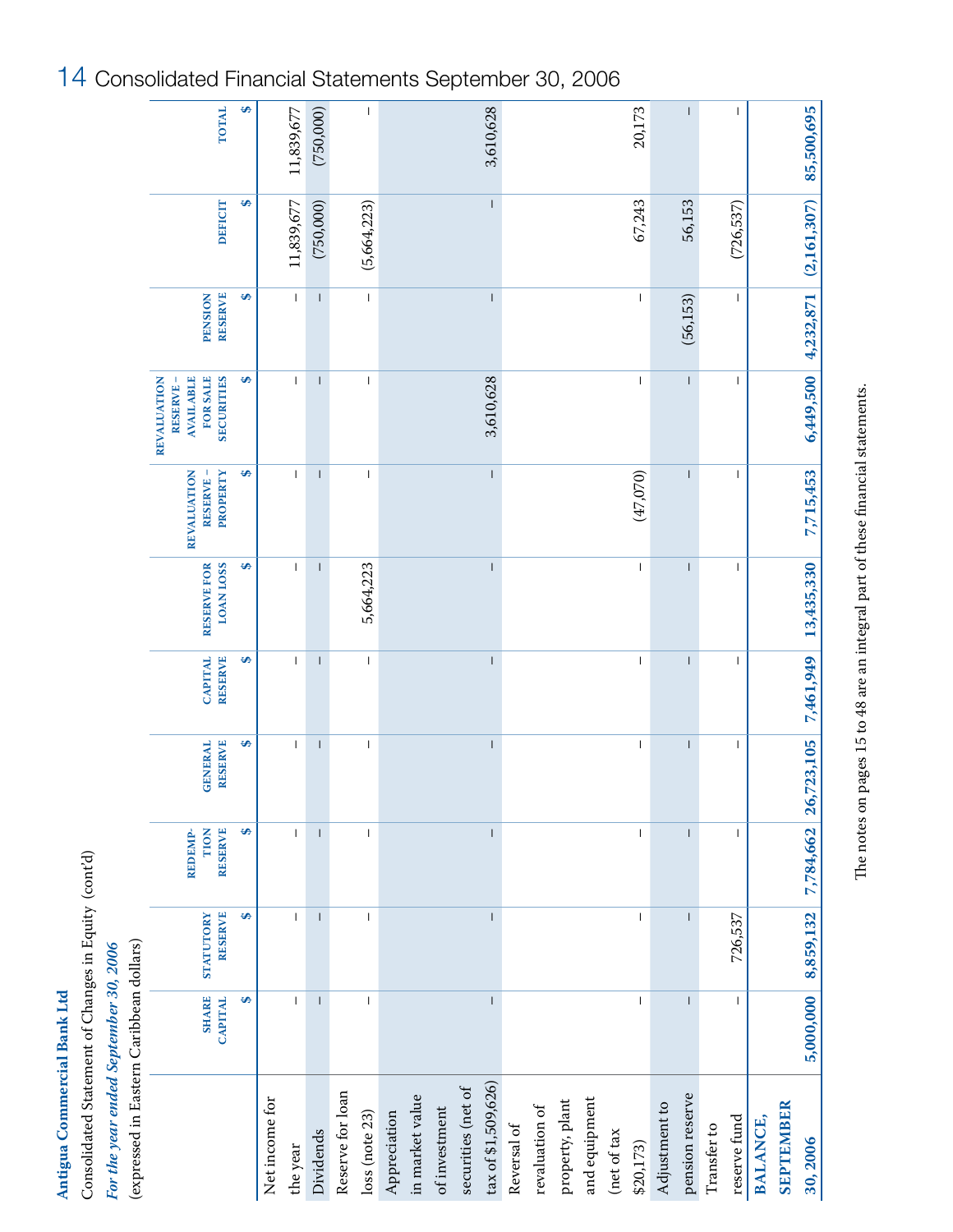# Consolidated Financial Statements September 30, 2006

**Antigua Commercial Bank Ltd**

Consolidated Statement of Changes in Equity (cont'd)

***For the year ended September 30, 2006***

(expressed in Eastern Caribbean dollars)

| | SHARE CAPITAL $ | STATUTORY RESERVE $ | REDEMPTION RESERVE $ | GENERAL RESERVE $ | CAPITAL RESERVE $ | RESERVE FOR LOAN LOSS $ | REVALUATION RESERVE – PROPERTY $ | REVALUATION RESERVE – AVAILABLE FOR SALE SECURITIES $ | PENSION RESERVE $ | DEFICIT $ | TOTAL $ |
|---|---|---|---|---|---|---|---|---|---|---|---|
| Net income for the year | – | – | – | – | – | – | – | – | – | 11,839,677 | 11,839,677 |
| Dividends | – | – | – | – | – | – | – | – | – | (750,000) | (750,000) |
| Reserve for loan loss (note 23) | – | – | – | – | – | 5,664,223 | – | – | – | (5,664,223) | – |
| Appreciation in market value of investment securities (net of tax of $1,509,626) | – | – | – | – | – | – | – | 3,610,628 | – | – | 3,610,628 |
| Reversal of revaluation of property, plant and equipment (net of tax $20,173) | – | – | – | – | – | – | (47,070) | – | – | 67,243 | 20,173 |
| Adjustment to pension reserve | – | – | – | – | – | – | – | – | (56,153) | 56,153 | – |
| Transfer to reserve fund | – | 726,537 | – | – | – | – | – | – | – | (726,537) | – |
| **BALANCE, SEPTEMBER 30, 2006** | **5,000,000** | **8,859,132** | **7,784,662** | **26,723,105** | **7,461,949** | **13,435,330** | **7,715,453** | **6,449,500** | **4,232,871** | **(2,161,307)** | **85,500,695** |

The notes on pages 15 to 48 are an integral part of these financial statements.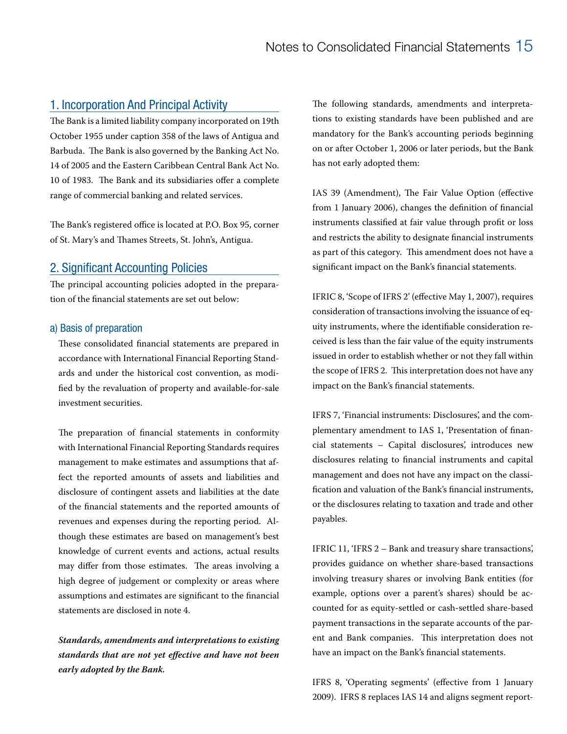## 1. Incorporation And Principal Activity

The Bank is a limited liability company incorporated on 19th October 1955 under caption 358 of the laws of Antigua and Barbuda. The Bank is also governed by the Banking Act No. 14 of 2005 and the Eastern Caribbean Central Bank Act No. 10 of 1983. The Bank and its subsidiaries offer a complete range of commercial banking and related services.

The Bank's registered office is located at P.O. Box 95, corner of St. Mary's and Thames Streets, St. John's, Antigua.

## 2. Significant Accounting Policies

The principal accounting policies adopted in the preparation of the financial statements are set out below:

### a) Basis of preparation

These consolidated financial statements are prepared in accordance with International Financial Reporting Standards and under the historical cost convention, as modified by the revaluation of property and available-for-sale investment securities.

The preparation of financial statements in conformity with International Financial Reporting Standards requires management to make estimates and assumptions that affect the reported amounts of assets and liabilities and disclosure of contingent assets and liabilities at the date of the financial statements and the reported amounts of revenues and expenses during the reporting period. Although these estimates are based on management's best knowledge of current events and actions, actual results may differ from those estimates. The areas involving a high degree of judgement or complexity or areas where assumptions and estimates are significant to the financial statements are disclosed in note 4.

***Standards, amendments and interpretations to existing standards that are not yet effective and have not been early adopted by the Bank.***

The following standards, amendments and interpretations to existing standards have been published and are mandatory for the Bank's accounting periods beginning on or after October 1, 2006 or later periods, but the Bank has not early adopted them:

IAS 39 (Amendment), The Fair Value Option (effective from 1 January 2006), changes the definition of financial instruments classified at fair value through profit or loss and restricts the ability to designate financial instruments as part of this category. This amendment does not have a significant impact on the Bank's financial statements.

IFRIC 8, 'Scope of IFRS 2' (effective May 1, 2007), requires consideration of transactions involving the issuance of equity instruments, where the identifiable consideration received is less than the fair value of the equity instruments issued in order to establish whether or not they fall within the scope of IFRS 2. This interpretation does not have any impact on the Bank's financial statements.

IFRS 7, 'Financial instruments: Disclosures', and the complementary amendment to IAS 1, 'Presentation of financial statements – Capital disclosures', introduces new disclosures relating to financial instruments and capital management and does not have any impact on the classification and valuation of the Bank's financial instruments, or the disclosures relating to taxation and trade and other payables.

IFRIC 11, 'IFRS 2 – Bank and treasury share transactions', provides guidance on whether share-based transactions involving treasury shares or involving Bank entities (for example, options over a parent's shares) should be accounted for as equity-settled or cash-settled share-based payment transactions in the separate accounts of the parent and Bank companies. This interpretation does not have an impact on the Bank's financial statements.

IFRS 8, 'Operating segments' (effective from 1 January 2009). IFRS 8 replaces IAS 14 and aligns segment report-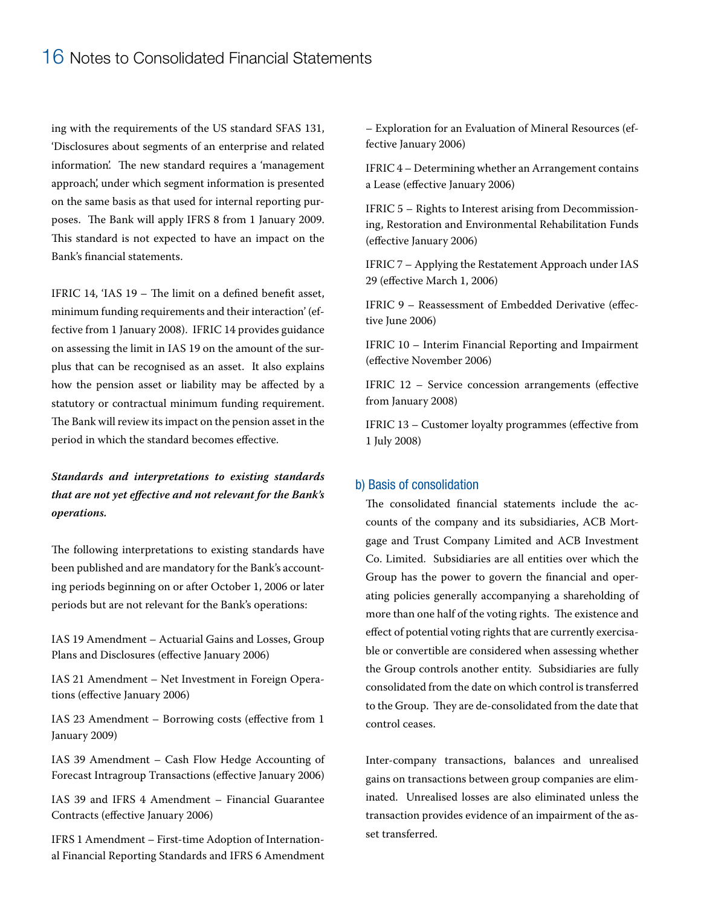ing with the requirements of the US standard SFAS 131, 'Disclosures about segments of an enterprise and related information'. The new standard requires a 'management approach', under which segment information is presented on the same basis as that used for internal reporting purposes. The Bank will apply IFRS 8 from 1 January 2009. This standard is not expected to have an impact on the Bank's financial statements.

IFRIC 14, 'IAS 19 – The limit on a defined benefit asset, minimum funding requirements and their interaction' (effective from 1 January 2008). IFRIC 14 provides guidance on assessing the limit in IAS 19 on the amount of the surplus that can be recognised as an asset. It also explains how the pension asset or liability may be affected by a statutory or contractual minimum funding requirement. The Bank will review its impact on the pension asset in the period in which the standard becomes effective.

***Standards and interpretations to existing standards that are not yet effective and not relevant for the Bank's operations.***

The following interpretations to existing standards have been published and are mandatory for the Bank's accounting periods beginning on or after October 1, 2006 or later periods but are not relevant for the Bank's operations:

IAS 19 Amendment – Actuarial Gains and Losses, Group Plans and Disclosures (effective January 2006)

IAS 21 Amendment – Net Investment in Foreign Operations (effective January 2006)

IAS 23 Amendment – Borrowing costs (effective from 1 January 2009)

IAS 39 Amendment – Cash Flow Hedge Accounting of Forecast Intragroup Transactions (effective January 2006)

IAS 39 and IFRS 4 Amendment – Financial Guarantee Contracts (effective January 2006)

IFRS 1 Amendment – First-time Adoption of International Financial Reporting Standards and IFRS 6 Amendment – Exploration for an Evaluation of Mineral Resources (effective January 2006)

IFRIC 4 – Determining whether an Arrangement contains a Lease (effective January 2006)

IFRIC 5 – Rights to Interest arising from Decommissioning, Restoration and Environmental Rehabilitation Funds (effective January 2006)

IFRIC 7 – Applying the Restatement Approach under IAS 29 (effective March 1, 2006)

IFRIC 9 – Reassessment of Embedded Derivative (effective June 2006)

IFRIC 10 – Interim Financial Reporting and Impairment (effective November 2006)

IFRIC 12 – Service concession arrangements (effective from January 2008)

IFRIC 13 – Customer loyalty programmes (effective from 1 July 2008)

## b) Basis of consolidation

The consolidated financial statements include the accounts of the company and its subsidiaries, ACB Mortgage and Trust Company Limited and ACB Investment Co. Limited. Subsidiaries are all entities over which the Group has the power to govern the financial and operating policies generally accompanying a shareholding of more than one half of the voting rights. The existence and effect of potential voting rights that are currently exercisable or convertible are considered when assessing whether the Group controls another entity. Subsidiaries are fully consolidated from the date on which control is transferred to the Group. They are de-consolidated from the date that control ceases.

Inter-company transactions, balances and unrealised gains on transactions between group companies are eliminated. Unrealised losses are also eliminated unless the transaction provides evidence of an impairment of the asset transferred.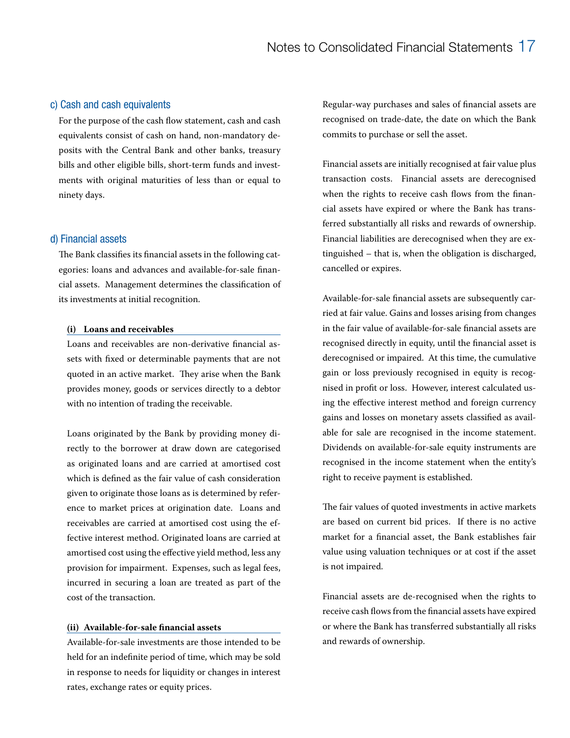## c) Cash and cash equivalents

For the purpose of the cash flow statement, cash and cash equivalents consist of cash on hand, non-mandatory deposits with the Central Bank and other banks, treasury bills and other eligible bills, short-term funds and investments with original maturities of less than or equal to ninety days.

## d) Financial assets

The Bank classifies its financial assets in the following categories: loans and advances and available-for-sale financial assets. Management determines the classification of its investments at initial recognition.

### (i) Loans and receivables

Loans and receivables are non-derivative financial assets with fixed or determinable payments that are not quoted in an active market. They arise when the Bank provides money, goods or services directly to a debtor with no intention of trading the receivable.

Loans originated by the Bank by providing money directly to the borrower at draw down are categorised as originated loans and are carried at amortised cost which is defined as the fair value of cash consideration given to originate those loans as is determined by reference to market prices at origination date. Loans and receivables are carried at amortised cost using the effective interest method. Originated loans are carried at amortised cost using the effective yield method, less any provision for impairment. Expenses, such as legal fees, incurred in securing a loan are treated as part of the cost of the transaction.

### (ii) Available-for-sale financial assets

Available-for-sale investments are those intended to be held for an indefinite period of time, which may be sold in response to needs for liquidity or changes in interest rates, exchange rates or equity prices.

Regular-way purchases and sales of financial assets are recognised on trade-date, the date on which the Bank commits to purchase or sell the asset.

Financial assets are initially recognised at fair value plus transaction costs. Financial assets are derecognised when the rights to receive cash flows from the financial assets have expired or where the Bank has transferred substantially all risks and rewards of ownership. Financial liabilities are derecognised when they are extinguished – that is, when the obligation is discharged, cancelled or expires.

Available-for-sale financial assets are subsequently carried at fair value. Gains and losses arising from changes in the fair value of available-for-sale financial assets are recognised directly in equity, until the financial asset is derecognised or impaired. At this time, the cumulative gain or loss previously recognised in equity is recognised in profit or loss. However, interest calculated using the effective interest method and foreign currency gains and losses on monetary assets classified as available for sale are recognised in the income statement. Dividends on available-for-sale equity instruments are recognised in the income statement when the entity's right to receive payment is established.

The fair values of quoted investments in active markets are based on current bid prices. If there is no active market for a financial asset, the Bank establishes fair value using valuation techniques or at cost if the asset is not impaired.

Financial assets are de-recognised when the rights to receive cash flows from the financial assets have expired or where the Bank has transferred substantially all risks and rewards of ownership.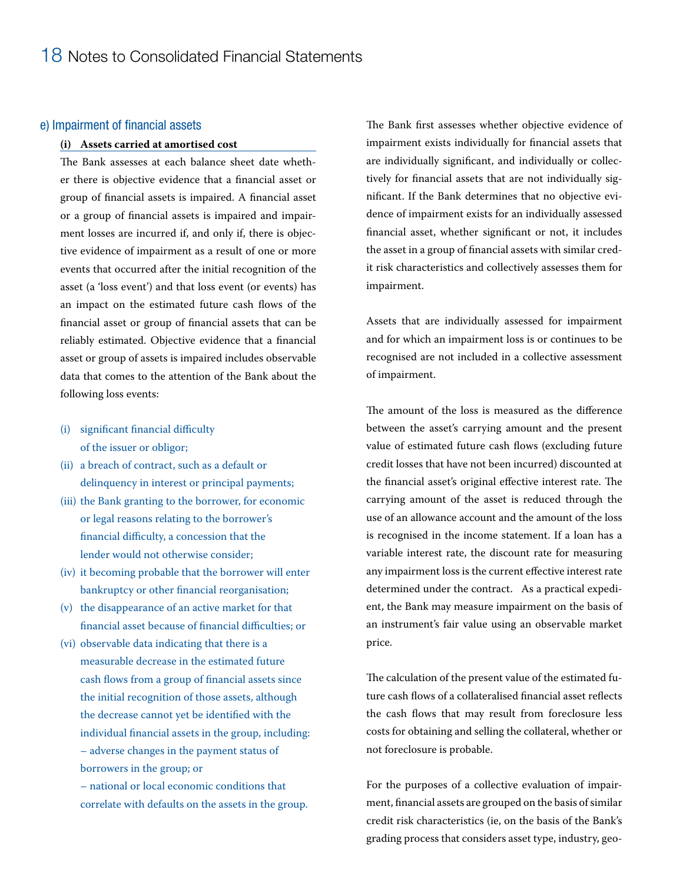## e) Impairment of financial assets

**(i) Assets carried at amortised cost**

The Bank assesses at each balance sheet date whether there is objective evidence that a financial asset or group of financial assets is impaired. A financial asset or a group of financial assets is impaired and impairment losses are incurred if, and only if, there is objective evidence of impairment as a result of one or more events that occurred after the initial recognition of the asset (a 'loss event') and that loss event (or events) has an impact on the estimated future cash flows of the financial asset or group of financial assets that can be reliably estimated. Objective evidence that a financial asset or group of assets is impaired includes observable data that comes to the attention of the Bank about the following loss events:

(i) significant financial difficulty of the issuer or obligor;

(ii) a breach of contract, such as a default or delinquency in interest or principal payments;

(iii) the Bank granting to the borrower, for economic or legal reasons relating to the borrower's financial difficulty, a concession that the lender would not otherwise consider;

(iv) it becoming probable that the borrower will enter bankruptcy or other financial reorganisation;

(v) the disappearance of an active market for that financial asset because of financial difficulties; or

(vi) observable data indicating that there is a measurable decrease in the estimated future cash flows from a group of financial assets since the initial recognition of those assets, although the decrease cannot yet be identified with the individual financial assets in the group, including:
– adverse changes in the payment status of borrowers in the group; or
– national or local economic conditions that correlate with defaults on the assets in the group.

The Bank first assesses whether objective evidence of impairment exists individually for financial assets that are individually significant, and individually or collectively for financial assets that are not individually significant. If the Bank determines that no objective evidence of impairment exists for an individually assessed financial asset, whether significant or not, it includes the asset in a group of financial assets with similar credit risk characteristics and collectively assesses them for impairment.

Assets that are individually assessed for impairment and for which an impairment loss is or continues to be recognised are not included in a collective assessment of impairment.

The amount of the loss is measured as the difference between the asset's carrying amount and the present value of estimated future cash flows (excluding future credit losses that have not been incurred) discounted at the financial asset's original effective interest rate. The carrying amount of the asset is reduced through the use of an allowance account and the amount of the loss is recognised in the income statement. If a loan has a variable interest rate, the discount rate for measuring any impairment loss is the current effective interest rate determined under the contract. As a practical expedient, the Bank may measure impairment on the basis of an instrument's fair value using an observable market price.

The calculation of the present value of the estimated future cash flows of a collateralised financial asset reflects the cash flows that may result from foreclosure less costs for obtaining and selling the collateral, whether or not foreclosure is probable.

For the purposes of a collective evaluation of impairment, financial assets are grouped on the basis of similar credit risk characteristics (ie, on the basis of the Bank's grading process that considers asset type, industry, geo-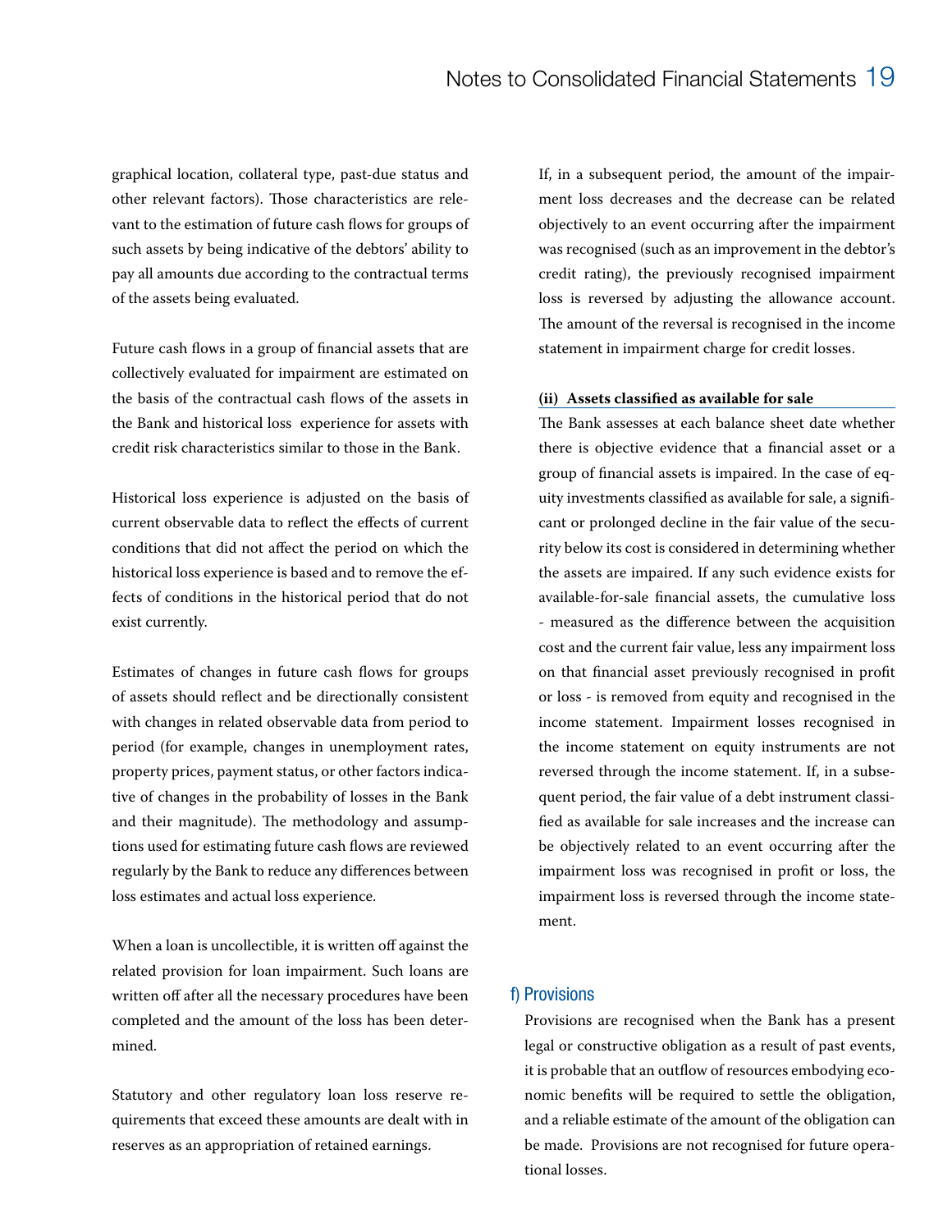graphical location, collateral type, past-due status and other relevant factors). Those characteristics are relevant to the estimation of future cash flows for groups of such assets by being indicative of the debtors' ability to pay all amounts due according to the contractual terms of the assets being evaluated.

Future cash flows in a group of financial assets that are collectively evaluated for impairment are estimated on the basis of the contractual cash flows of the assets in the Bank and historical loss experience for assets with credit risk characteristics similar to those in the Bank.

Historical loss experience is adjusted on the basis of current observable data to reflect the effects of current conditions that did not affect the period on which the historical loss experience is based and to remove the effects of conditions in the historical period that do not exist currently.

Estimates of changes in future cash flows for groups of assets should reflect and be directionally consistent with changes in related observable data from period to period (for example, changes in unemployment rates, property prices, payment status, or other factors indicative of changes in the probability of losses in the Bank and their magnitude). The methodology and assumptions used for estimating future cash flows are reviewed regularly by the Bank to reduce any differences between loss estimates and actual loss experience.

When a loan is uncollectible, it is written off against the related provision for loan impairment. Such loans are written off after all the necessary procedures have been completed and the amount of the loss has been determined.

Statutory and other regulatory loan loss reserve requirements that exceed these amounts are dealt with in reserves as an appropriation of retained earnings.

If, in a subsequent period, the amount of the impairment loss decreases and the decrease can be related objectively to an event occurring after the impairment was recognised (such as an improvement in the debtor's credit rating), the previously recognised impairment loss is reversed by adjusting the allowance account. The amount of the reversal is recognised in the income statement in impairment charge for credit losses.

**(ii) Assets classified as available for sale**

The Bank assesses at each balance sheet date whether there is objective evidence that a financial asset or a group of financial assets is impaired. In the case of equity investments classified as available for sale, a significant or prolonged decline in the fair value of the security below its cost is considered in determining whether the assets are impaired. If any such evidence exists for available-for-sale financial assets, the cumulative loss - measured as the difference between the acquisition cost and the current fair value, less any impairment loss on that financial asset previously recognised in profit or loss - is removed from equity and recognised in the income statement. Impairment losses recognised in the income statement on equity instruments are not reversed through the income statement. If, in a subsequent period, the fair value of a debt instrument classified as available for sale increases and the increase can be objectively related to an event occurring after the impairment loss was recognised in profit or loss, the impairment loss is reversed through the income statement.

## f) Provisions

Provisions are recognised when the Bank has a present legal or constructive obligation as a result of past events, it is probable that an outflow of resources embodying economic benefits will be required to settle the obligation, and a reliable estimate of the amount of the obligation can be made. Provisions are not recognised for future operational losses.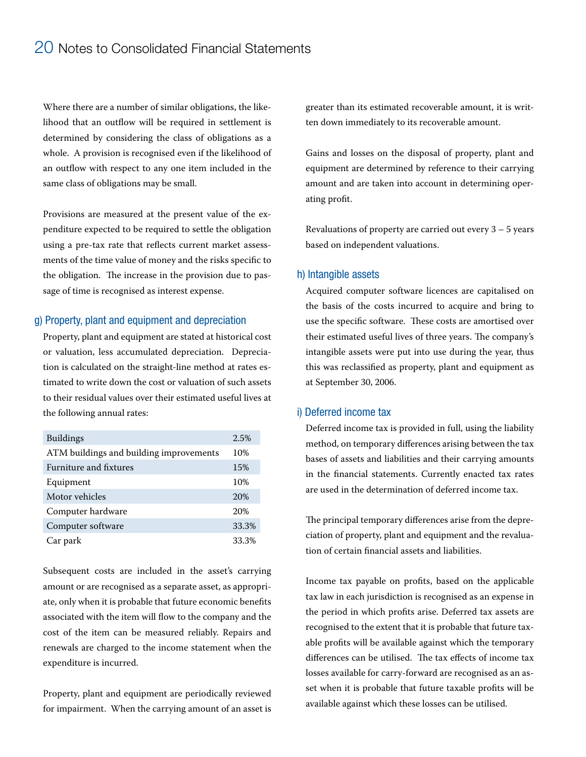Where there are a number of similar obligations, the likelihood that an outflow will be required in settlement is determined by considering the class of obligations as a whole. A provision is recognised even if the likelihood of an outflow with respect to any one item included in the same class of obligations may be small.

Provisions are measured at the present value of the expenditure expected to be required to settle the obligation using a pre-tax rate that reflects current market assessments of the time value of money and the risks specific to the obligation. The increase in the provision due to passage of time is recognised as interest expense.

## g) Property, plant and equipment and depreciation

Property, plant and equipment are stated at historical cost or valuation, less accumulated depreciation. Depreciation is calculated on the straight-line method at rates estimated to write down the cost or valuation of such assets to their residual values over their estimated useful lives at the following annual rates:

| | |
|---|---|
| Buildings | 2.5% |
| ATM buildings and building improvements | 10% |
| Furniture and fixtures | 15% |
| Equipment | 10% |
| Motor vehicles | 20% |
| Computer hardware | 20% |
| Computer software | 33.3% |
| Car park | 33.3% |

Subsequent costs are included in the asset's carrying amount or are recognised as a separate asset, as appropriate, only when it is probable that future economic benefits associated with the item will flow to the company and the cost of the item can be measured reliably. Repairs and renewals are charged to the income statement when the expenditure is incurred.

Property, plant and equipment are periodically reviewed for impairment. When the carrying amount of an asset is greater than its estimated recoverable amount, it is written down immediately to its recoverable amount.

Gains and losses on the disposal of property, plant and equipment are determined by reference to their carrying amount and are taken into account in determining operating profit.

Revaluations of property are carried out every 3 – 5 years based on independent valuations.

## h) Intangible assets

Acquired computer software licences are capitalised on the basis of the costs incurred to acquire and bring to use the specific software. These costs are amortised over their estimated useful lives of three years. The company's intangible assets were put into use during the year, thus this was reclassified as property, plant and equipment as at September 30, 2006.

## i) Deferred income tax

Deferred income tax is provided in full, using the liability method, on temporary differences arising between the tax bases of assets and liabilities and their carrying amounts in the financial statements. Currently enacted tax rates are used in the determination of deferred income tax.

The principal temporary differences arise from the depreciation of property, plant and equipment and the revaluation of certain financial assets and liabilities.

Income tax payable on profits, based on the applicable tax law in each jurisdiction is recognised as an expense in the period in which profits arise. Deferred tax assets are recognised to the extent that it is probable that future taxable profits will be available against which the temporary differences can be utilised. The tax effects of income tax losses available for carry-forward are recognised as an asset when it is probable that future taxable profits will be available against which these losses can be utilised.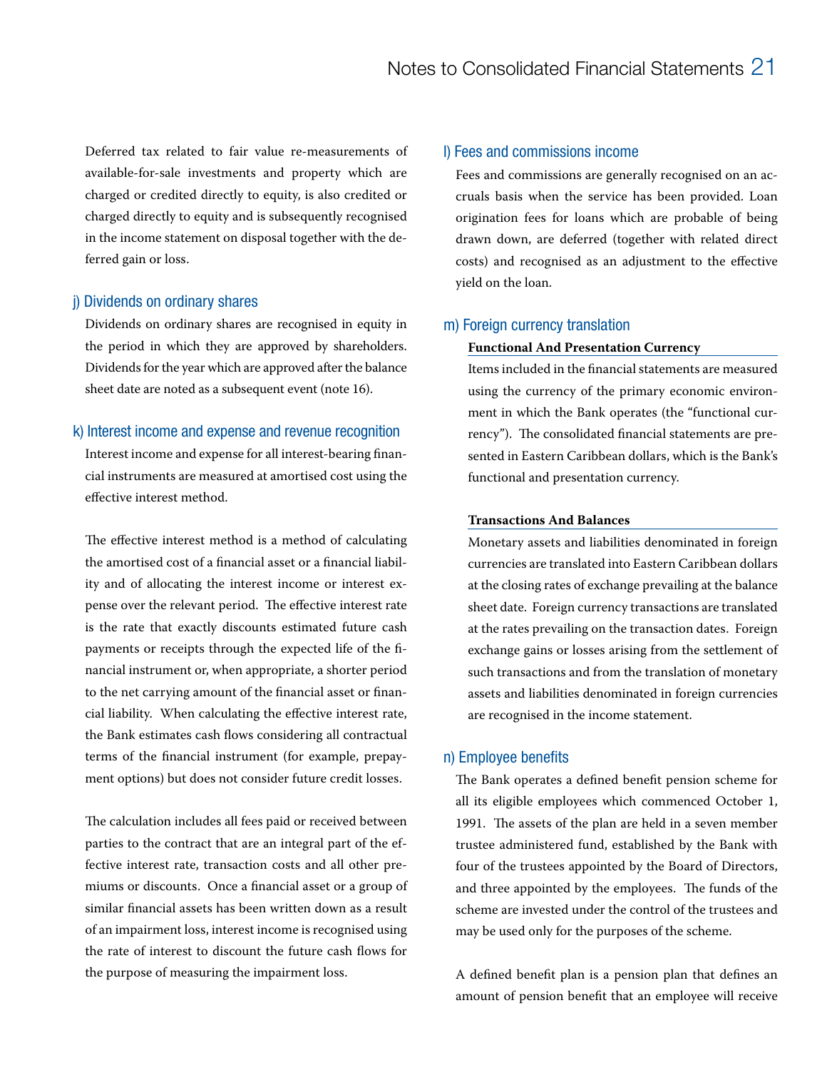Deferred tax related to fair value re-measurements of available-for-sale investments and property which are charged or credited directly to equity, is also credited or charged directly to equity and is subsequently recognised in the income statement on disposal together with the deferred gain or loss.

## j) Dividends on ordinary shares

Dividends on ordinary shares are recognised in equity in the period in which they are approved by shareholders. Dividends for the year which are approved after the balance sheet date are noted as a subsequent event (note 16).

## k) Interest income and expense and revenue recognition

Interest income and expense for all interest-bearing financial instruments are measured at amortised cost using the effective interest method.

The effective interest method is a method of calculating the amortised cost of a financial asset or a financial liability and of allocating the interest income or interest expense over the relevant period. The effective interest rate is the rate that exactly discounts estimated future cash payments or receipts through the expected life of the financial instrument or, when appropriate, a shorter period to the net carrying amount of the financial asset or financial liability. When calculating the effective interest rate, the Bank estimates cash flows considering all contractual terms of the financial instrument (for example, prepayment options) but does not consider future credit losses.

The calculation includes all fees paid or received between parties to the contract that are an integral part of the effective interest rate, transaction costs and all other premiums or discounts. Once a financial asset or a group of similar financial assets has been written down as a result of an impairment loss, interest income is recognised using the rate of interest to discount the future cash flows for the purpose of measuring the impairment loss.

## l) Fees and commissions income

Fees and commissions are generally recognised on an accruals basis when the service has been provided. Loan origination fees for loans which are probable of being drawn down, are deferred (together with related direct costs) and recognised as an adjustment to the effective yield on the loan.

## m) Foreign currency translation

### Functional And Presentation Currency

Items included in the financial statements are measured using the currency of the primary economic environment in which the Bank operates (the "functional currency"). The consolidated financial statements are presented in Eastern Caribbean dollars, which is the Bank's functional and presentation currency.

### Transactions And Balances

Monetary assets and liabilities denominated in foreign currencies are translated into Eastern Caribbean dollars at the closing rates of exchange prevailing at the balance sheet date. Foreign currency transactions are translated at the rates prevailing on the transaction dates. Foreign exchange gains or losses arising from the settlement of such transactions and from the translation of monetary assets and liabilities denominated in foreign currencies are recognised in the income statement.

## n) Employee benefits

The Bank operates a defined benefit pension scheme for all its eligible employees which commenced October 1, 1991. The assets of the plan are held in a seven member trustee administered fund, established by the Bank with four of the trustees appointed by the Board of Directors, and three appointed by the employees. The funds of the scheme are invested under the control of the trustees and may be used only for the purposes of the scheme.

A defined benefit plan is a pension plan that defines an amount of pension benefit that an employee will receive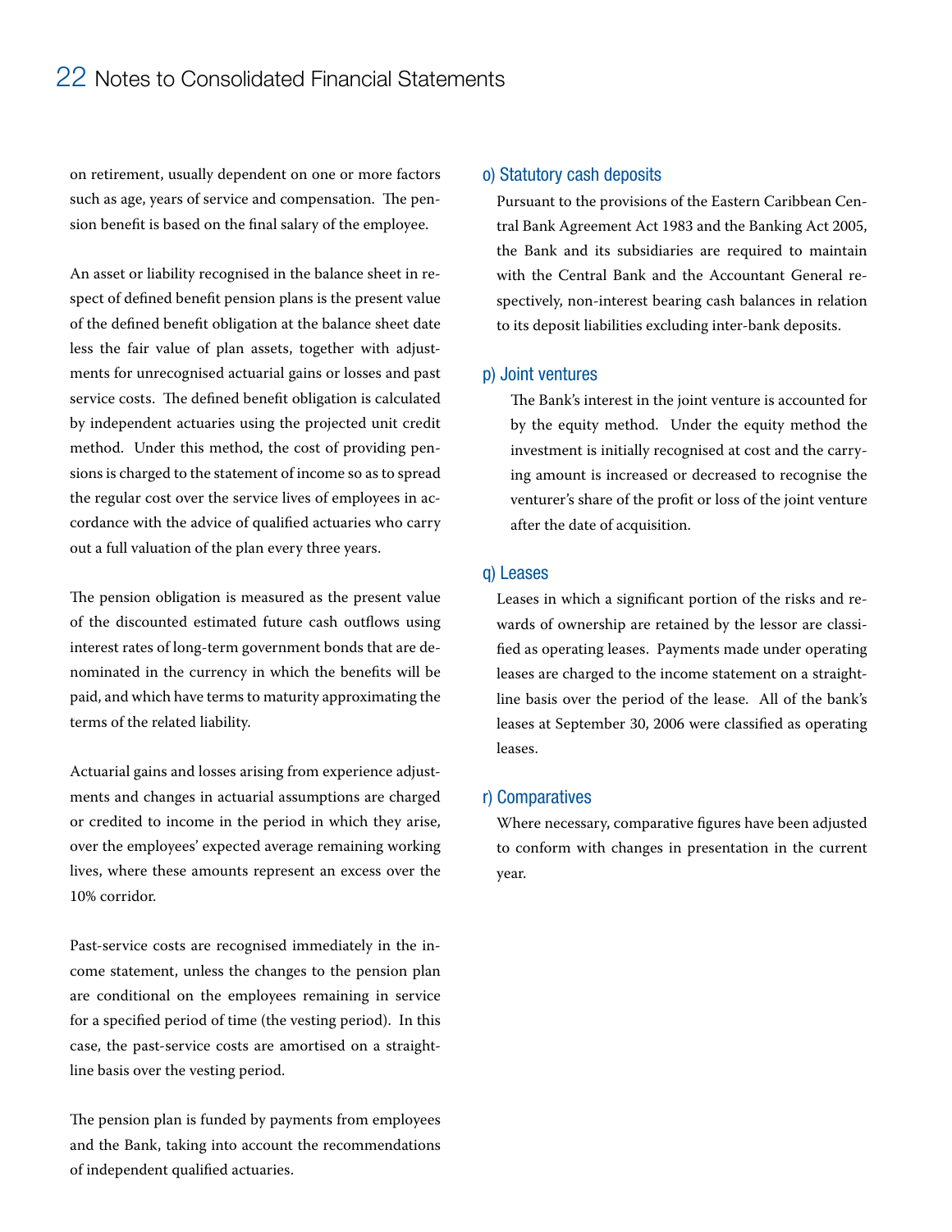on retirement, usually dependent on one or more factors such as age, years of service and compensation. The pension benefit is based on the final salary of the employee.

An asset or liability recognised in the balance sheet in respect of defined benefit pension plans is the present value of the defined benefit obligation at the balance sheet date less the fair value of plan assets, together with adjustments for unrecognised actuarial gains or losses and past service costs. The defined benefit obligation is calculated by independent actuaries using the projected unit credit method. Under this method, the cost of providing pensions is charged to the statement of income so as to spread the regular cost over the service lives of employees in accordance with the advice of qualified actuaries who carry out a full valuation of the plan every three years.

The pension obligation is measured as the present value of the discounted estimated future cash outflows using interest rates of long-term government bonds that are denominated in the currency in which the benefits will be paid, and which have terms to maturity approximating the terms of the related liability.

Actuarial gains and losses arising from experience adjustments and changes in actuarial assumptions are charged or credited to income in the period in which they arise, over the employees' expected average remaining working lives, where these amounts represent an excess over the 10% corridor.

Past-service costs are recognised immediately in the income statement, unless the changes to the pension plan are conditional on the employees remaining in service for a specified period of time (the vesting period). In this case, the past-service costs are amortised on a straight-line basis over the vesting period.

The pension plan is funded by payments from employees and the Bank, taking into account the recommendations of independent qualified actuaries.

### o) Statutory cash deposits

Pursuant to the provisions of the Eastern Caribbean Central Bank Agreement Act 1983 and the Banking Act 2005, the Bank and its subsidiaries are required to maintain with the Central Bank and the Accountant General respectively, non-interest bearing cash balances in relation to its deposit liabilities excluding inter-bank deposits.

### p) Joint ventures

The Bank's interest in the joint venture is accounted for by the equity method. Under the equity method the investment is initially recognised at cost and the carrying amount is increased or decreased to recognise the venturer's share of the profit or loss of the joint venture after the date of acquisition.

### q) Leases

Leases in which a significant portion of the risks and rewards of ownership are retained by the lessor are classified as operating leases. Payments made under operating leases are charged to the income statement on a straight-line basis over the period of the lease. All of the bank's leases at September 30, 2006 were classified as operating leases.

### r) Comparatives

Where necessary, comparative figures have been adjusted to conform with changes in presentation in the current year.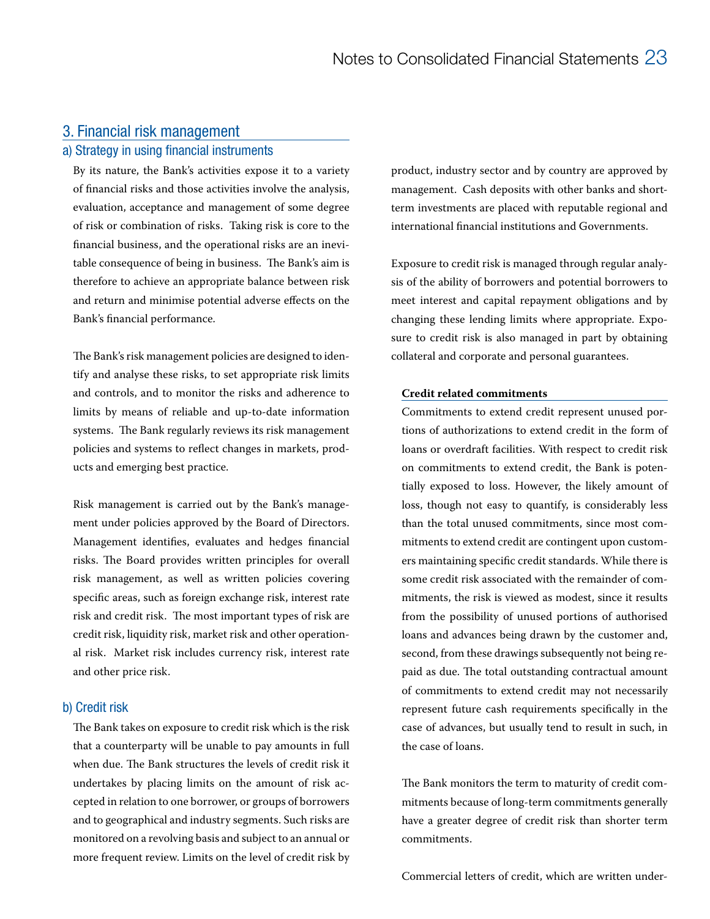## 3. Financial risk management

### a) Strategy in using financial instruments

By its nature, the Bank's activities expose it to a variety of financial risks and those activities involve the analysis, evaluation, acceptance and management of some degree of risk or combination of risks. Taking risk is core to the financial business, and the operational risks are an inevitable consequence of being in business. The Bank's aim is therefore to achieve an appropriate balance between risk and return and minimise potential adverse effects on the Bank's financial performance.

The Bank's risk management policies are designed to identify and analyse these risks, to set appropriate risk limits and controls, and to monitor the risks and adherence to limits by means of reliable and up-to-date information systems. The Bank regularly reviews its risk management policies and systems to reflect changes in markets, products and emerging best practice.

Risk management is carried out by the Bank's management under policies approved by the Board of Directors. Management identifies, evaluates and hedges financial risks. The Board provides written principles for overall risk management, as well as written policies covering specific areas, such as foreign exchange risk, interest rate risk and credit risk. The most important types of risk are credit risk, liquidity risk, market risk and other operational risk. Market risk includes currency risk, interest rate and other price risk.

### b) Credit risk

The Bank takes on exposure to credit risk which is the risk that a counterparty will be unable to pay amounts in full when due. The Bank structures the levels of credit risk it undertakes by placing limits on the amount of risk accepted in relation to one borrower, or groups of borrowers and to geographical and industry segments. Such risks are monitored on a revolving basis and subject to an annual or more frequent review. Limits on the level of credit risk by product, industry sector and by country are approved by management. Cash deposits with other banks and short-term investments are placed with reputable regional and international financial institutions and Governments.

Exposure to credit risk is managed through regular analysis of the ability of borrowers and potential borrowers to meet interest and capital repayment obligations and by changing these lending limits where appropriate. Exposure to credit risk is also managed in part by obtaining collateral and corporate and personal guarantees.

**Credit related commitments**

Commitments to extend credit represent unused portions of authorizations to extend credit in the form of loans or overdraft facilities. With respect to credit risk on commitments to extend credit, the Bank is potentially exposed to loss. However, the likely amount of loss, though not easy to quantify, is considerably less than the total unused commitments, since most commitments to extend credit are contingent upon customers maintaining specific credit standards. While there is some credit risk associated with the remainder of commitments, the risk is viewed as modest, since it results from the possibility of unused portions of authorised loans and advances being drawn by the customer and, second, from these drawings subsequently not being repaid as due. The total outstanding contractual amount of commitments to extend credit may not necessarily represent future cash requirements specifically in the case of advances, but usually tend to result in such, in the case of loans.

The Bank monitors the term to maturity of credit commitments because of long-term commitments generally have a greater degree of credit risk than shorter term commitments.

Commercial letters of credit, which are written under-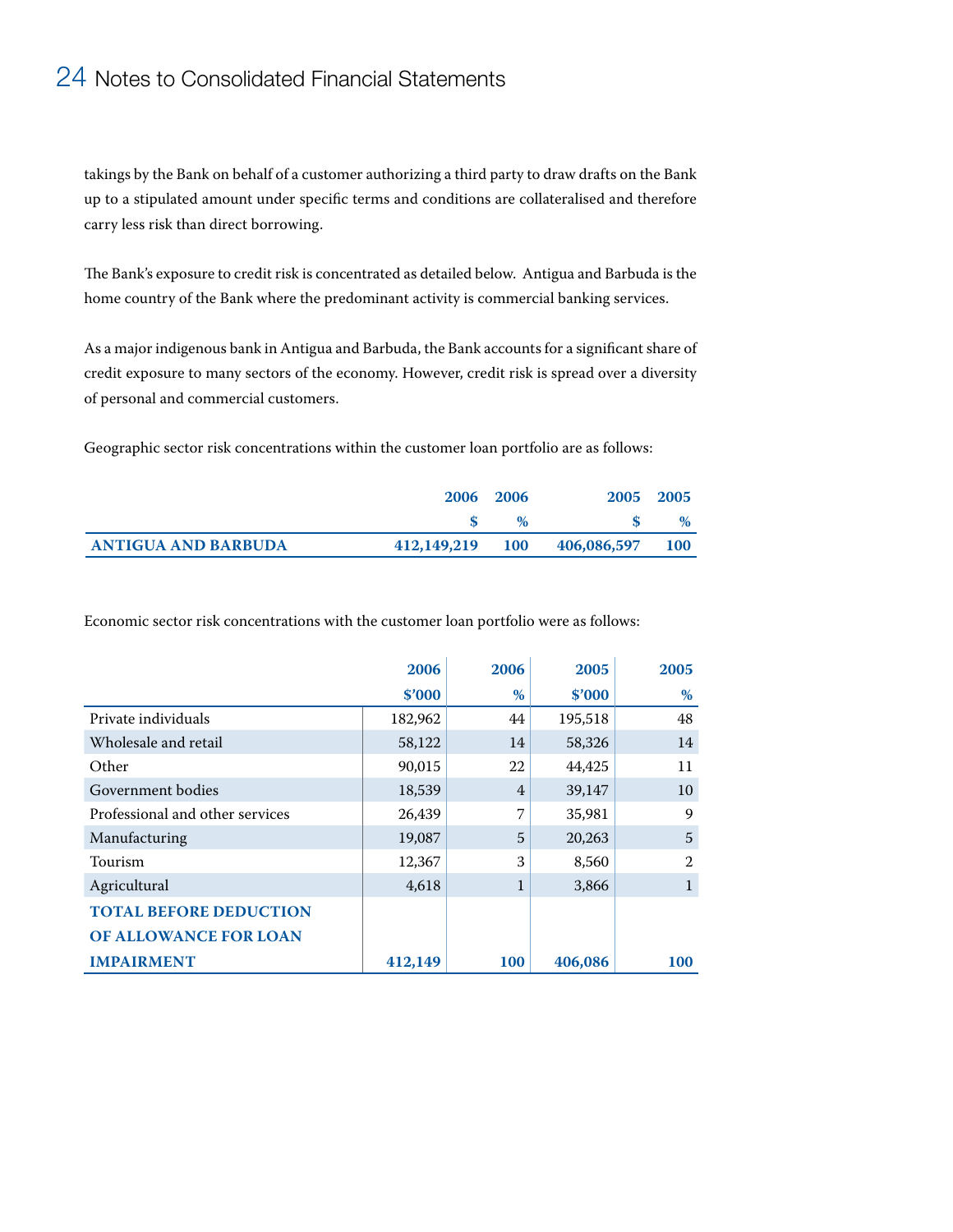takings by the Bank on behalf of a customer authorizing a third party to draw drafts on the Bank up to a stipulated amount under specific terms and conditions are collateralised and therefore carry less risk than direct borrowing.

The Bank's exposure to credit risk is concentrated as detailed below. Antigua and Barbuda is the home country of the Bank where the predominant activity is commercial banking services.

As a major indigenous bank in Antigua and Barbuda, the Bank accounts for a significant share of credit exposure to many sectors of the economy. However, credit risk is spread over a diversity of personal and commercial customers.

Geographic sector risk concentrations within the customer loan portfolio are as follows:

| | 2006 | 2006 | 2005 | 2005 |
|---|---|---|---|---|
| | $ | % | $ | % |
| **ANTIGUA AND BARBUDA** | **412,149,219** | **100** | **406,086,597** | **100** |

Economic sector risk concentrations with the customer loan portfolio were as follows:

| | 2006 | 2006 | 2005 | 2005 |
|---|---|---|---|---|
| | $'000 | % | $'000 | % |
| Private individuals | 182,962 | 44 | 195,518 | 48 |
| Wholesale and retail | 58,122 | 14 | 58,326 | 14 |
| Other | 90,015 | 22 | 44,425 | 11 |
| Government bodies | 18,539 | 4 | 39,147 | 10 |
| Professional and other services | 26,439 | 7 | 35,981 | 9 |
| Manufacturing | 19,087 | 5 | 20,263 | 5 |
| Tourism | 12,367 | 3 | 8,560 | 2 |
| Agricultural | 4,618 | 1 | 3,866 | 1 |
| **TOTAL BEFORE DEDUCTION OF ALLOWANCE FOR LOAN IMPAIRMENT** | **412,149** | **100** | **406,086** | **100** |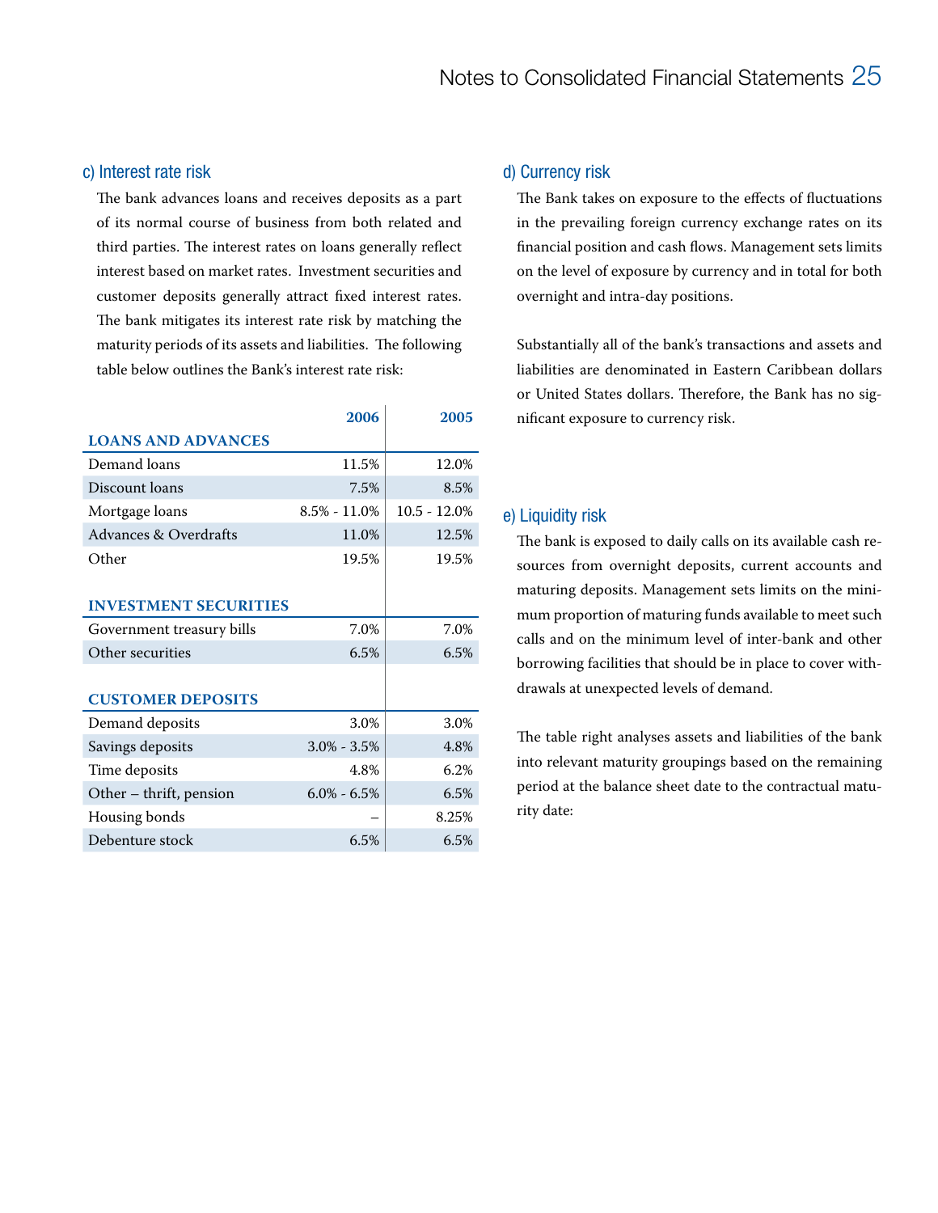### c) Interest rate risk

The bank advances loans and receives deposits as a part of its normal course of business from both related and third parties. The interest rates on loans generally reflect interest based on market rates. Investment securities and customer deposits generally attract fixed interest rates. The bank mitigates its interest rate risk by matching the maturity periods of its assets and liabilities. The following table below outlines the Bank's interest rate risk:

| | 2006 | 2005 |
|---|---|---|
| **LOANS AND ADVANCES** | | |
| Demand loans | 11.5% | 12.0% |
| Discount loans | 7.5% | 8.5% |
| Mortgage loans | 8.5% - 11.0% | 10.5 - 12.0% |
| Advances & Overdrafts | 11.0% | 12.5% |
| Other | 19.5% | 19.5% |
| **INVESTMENT SECURITIES** | | |
| Government treasury bills | 7.0% | 7.0% |
| Other securities | 6.5% | 6.5% |
| **CUSTOMER DEPOSITS** | | |
| Demand deposits | 3.0% | 3.0% |
| Savings deposits | 3.0% - 3.5% | 4.8% |
| Time deposits | 4.8% | 6.2% |
| Other – thrift, pension | 6.0% - 6.5% | 6.5% |
| Housing bonds | – | 8.25% |
| Debenture stock | 6.5% | 6.5% |

### d) Currency risk

The Bank takes on exposure to the effects of fluctuations in the prevailing foreign currency exchange rates on its financial position and cash flows. Management sets limits on the level of exposure by currency and in total for both overnight and intra-day positions.

Substantially all of the bank's transactions and assets and liabilities are denominated in Eastern Caribbean dollars or United States dollars. Therefore, the Bank has no significant exposure to currency risk.

### e) Liquidity risk

The bank is exposed to daily calls on its available cash resources from overnight deposits, current accounts and maturing deposits. Management sets limits on the minimum proportion of maturing funds available to meet such calls and on the minimum level of inter-bank and other borrowing facilities that should be in place to cover withdrawals at unexpected levels of demand.

The table right analyses assets and liabilities of the bank into relevant maturity groupings based on the remaining period at the balance sheet date to the contractual maturity date: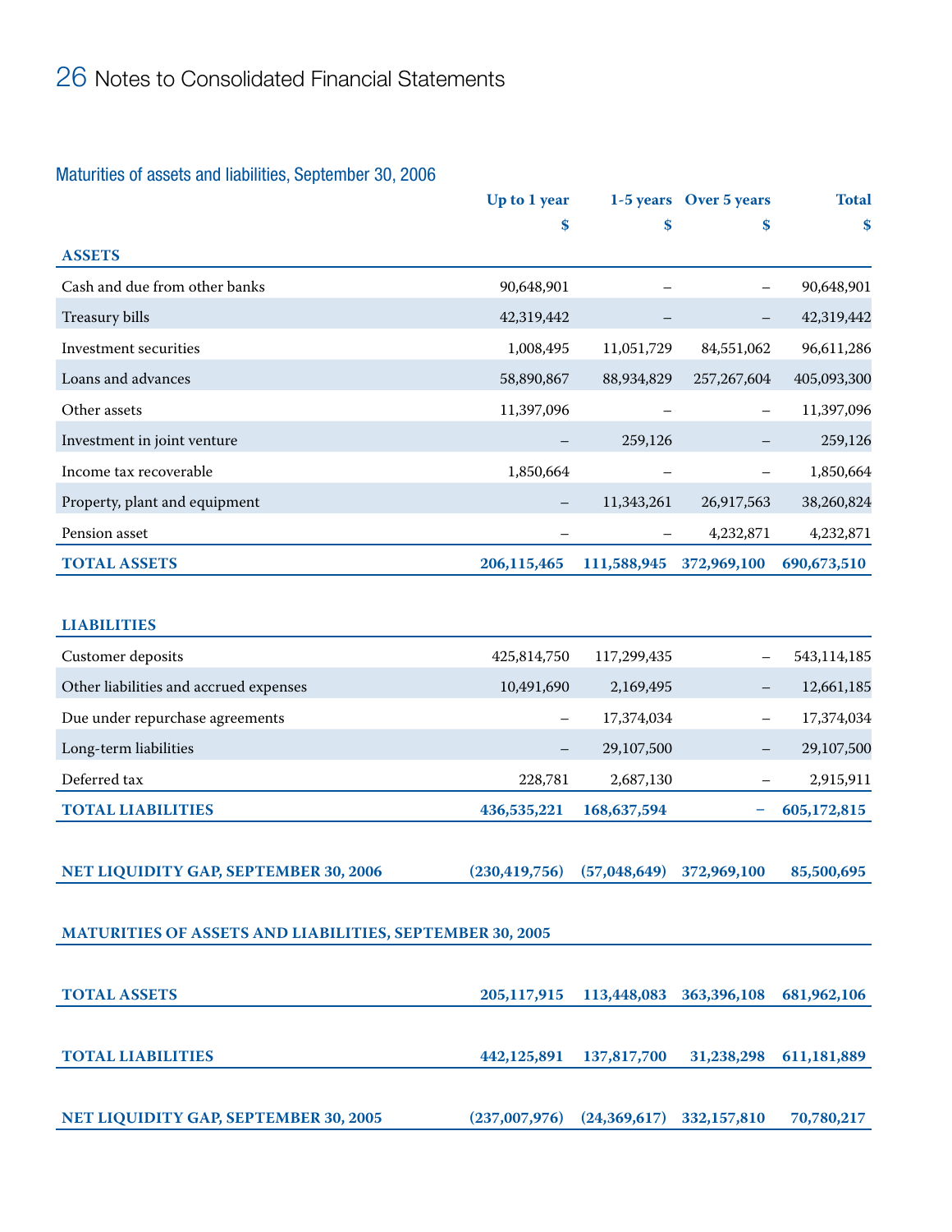## Notes to Consolidated Financial Statements

### Maturities of assets and liabilities, September 30, 2006

| | Up to 1 year | 1-5 years | Over 5 years | Total |
|---|---|---|---|---|
| | $ | $ | $ | $ |
| **ASSETS** | | | | |
| Cash and due from other banks | 90,648,901 | – | – | 90,648,901 |
| Treasury bills | 42,319,442 | – | – | 42,319,442 |
| Investment securities | 1,008,495 | 11,051,729 | 84,551,062 | 96,611,286 |
| Loans and advances | 58,890,867 | 88,934,829 | 257,267,604 | 405,093,300 |
| Other assets | 11,397,096 | – | – | 11,397,096 |
| Investment in joint venture | – | 259,126 | – | 259,126 |
| Income tax recoverable | 1,850,664 | – | – | 1,850,664 |
| Property, plant and equipment | – | 11,343,261 | 26,917,563 | 38,260,824 |
| Pension asset | – | – | 4,232,871 | 4,232,871 |
| **TOTAL ASSETS** | **206,115,465** | **111,588,945** | **372,969,100** | **690,673,510** |
| **LIABILITIES** | | | | |
| Customer deposits | 425,814,750 | 117,299,435 | – | 543,114,185 |
| Other liabilities and accrued expenses | 10,491,690 | 2,169,495 | – | 12,661,185 |
| Due under repurchase agreements | – | 17,374,034 | – | 17,374,034 |
| Long-term liabilities | – | 29,107,500 | – | 29,107,500 |
| Deferred tax | 228,781 | 2,687,130 | – | 2,915,911 |
| **TOTAL LIABILITIES** | **436,535,221** | **168,637,594** | **–** | **605,172,815** |
| **NET LIQUIDITY GAP, SEPTEMBER 30, 2006** | **(230,419,756)** | **(57,048,649)** | **372,969,100** | **85,500,695** |
| **MATURITIES OF ASSETS AND LIABILITIES, SEPTEMBER 30, 2005** | | | | |
| **TOTAL ASSETS** | **205,117,915** | **113,448,083** | **363,396,108** | **681,962,106** |
| **TOTAL LIABILITIES** | **442,125,891** | **137,817,700** | **31,238,298** | **611,181,889** |
| **NET LIQUIDITY GAP, SEPTEMBER 30, 2005** | **(237,007,976)** | **(24,369,617)** | **332,157,810** | **70,780,217** |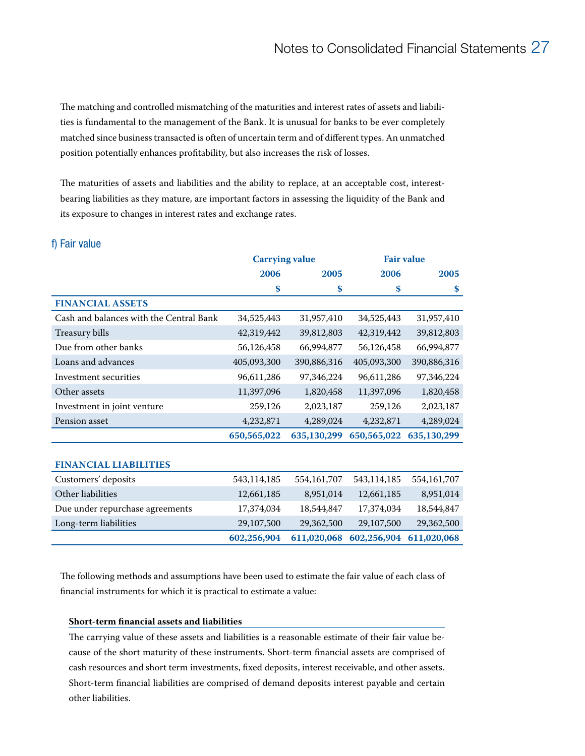The matching and controlled mismatching of the maturities and interest rates of assets and liabilities is fundamental to the management of the Bank. It is unusual for banks to be ever completely matched since business transacted is often of uncertain term and of different types. An unmatched position potentially enhances profitability, but also increases the risk of losses.

The maturities of assets and liabilities and the ability to replace, at an acceptable cost, interest-bearing liabilities as they mature, are important factors in assessing the liquidity of the Bank and its exposure to changes in interest rates and exchange rates.

## f) Fair value

| | Carrying value | | Fair value | |
|---|---|---|---|---|
| | 2006 | 2005 | 2006 | 2005 |
| | $ | $ | $ | $ |
| **FINANCIAL ASSETS** | | | | |
| Cash and balances with the Central Bank | 34,525,443 | 31,957,410 | 34,525,443 | 31,957,410 |
| Treasury bills | 42,319,442 | 39,812,803 | 42,319,442 | 39,812,803 |
| Due from other banks | 56,126,458 | 66,994,877 | 56,126,458 | 66,994,877 |
| Loans and advances | 405,093,300 | 390,886,316 | 405,093,300 | 390,886,316 |
| Investment securities | 96,611,286 | 97,346,224 | 96,611,286 | 97,346,224 |
| Other assets | 11,397,096 | 1,820,458 | 11,397,096 | 1,820,458 |
| Investment in joint venture | 259,126 | 2,023,187 | 259,126 | 2,023,187 |
| Pension asset | 4,232,871 | 4,289,024 | 4,232,871 | 4,289,024 |
| | **650,565,022** | **635,130,299** | **650,565,022** | **635,130,299** |
| **FINANCIAL LIABILITIES** | | | | |
| Customers' deposits | 543,114,185 | 554,161,707 | 543,114,185 | 554,161,707 |
| Other liabilities | 12,661,185 | 8,951,014 | 12,661,185 | 8,951,014 |
| Due under repurchase agreements | 17,374,034 | 18,544,847 | 17,374,034 | 18,544,847 |
| Long-term liabilities | 29,107,500 | 29,362,500 | 29,107,500 | 29,362,500 |
| | **602,256,904** | **611,020,068** | **602,256,904** | **611,020,068** |

The following methods and assumptions have been used to estimate the fair value of each class of financial instruments for which it is practical to estimate a value:

**Short-term financial assets and liabilities**

The carrying value of these assets and liabilities is a reasonable estimate of their fair value because of the short maturity of these instruments. Short-term financial assets are comprised of cash resources and short term investments, fixed deposits, interest receivable, and other assets. Short-term financial liabilities are comprised of demand deposits interest payable and certain other liabilities.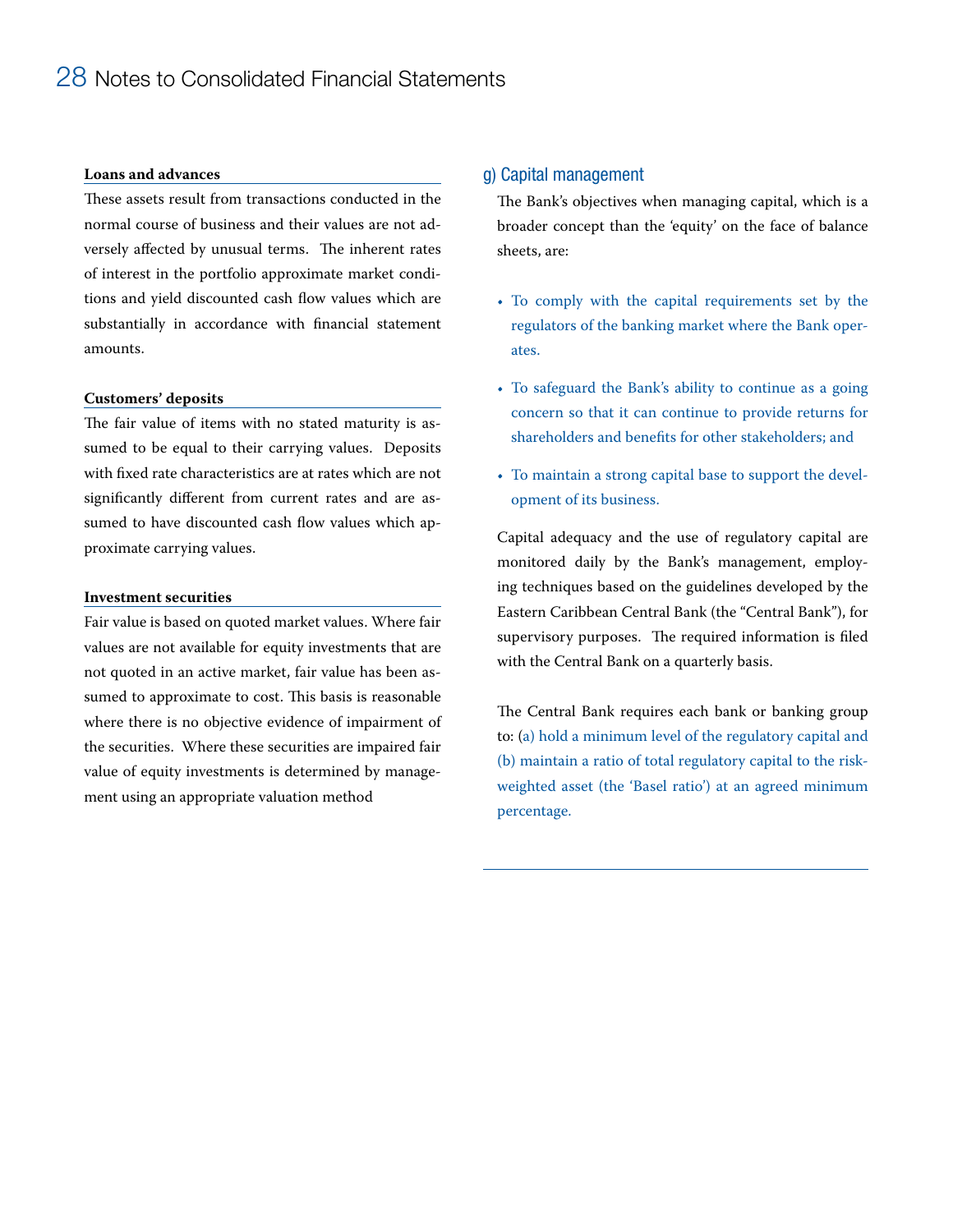**Loans and advances**

These assets result from transactions conducted in the normal course of business and their values are not adversely affected by unusual terms. The inherent rates of interest in the portfolio approximate market conditions and yield discounted cash flow values which are substantially in accordance with financial statement amounts.

**Customers' deposits**

The fair value of items with no stated maturity is assumed to be equal to their carrying values. Deposits with fixed rate characteristics are at rates which are not significantly different from current rates and are assumed to have discounted cash flow values which approximate carrying values.

**Investment securities**

Fair value is based on quoted market values. Where fair values are not available for equity investments that are not quoted in an active market, fair value has been assumed to approximate to cost. This basis is reasonable where there is no objective evidence of impairment of the securities. Where these securities are impaired fair value of equity investments is determined by management using an appropriate valuation method

## g) Capital management

The Bank's objectives when managing capital, which is a broader concept than the 'equity' on the face of balance sheets, are:

- To comply with the capital requirements set by the regulators of the banking market where the Bank operates.
- To safeguard the Bank's ability to continue as a going concern so that it can continue to provide returns for shareholders and benefits for other stakeholders; and
- To maintain a strong capital base to support the development of its business.

Capital adequacy and the use of regulatory capital are monitored daily by the Bank's management, employing techniques based on the guidelines developed by the Eastern Caribbean Central Bank (the "Central Bank"), for supervisory purposes. The required information is filed with the Central Bank on a quarterly basis.

The Central Bank requires each bank or banking group to: (a) hold a minimum level of the regulatory capital and (b) maintain a ratio of total regulatory capital to the risk-weighted asset (the 'Basel ratio') at an agreed minimum percentage.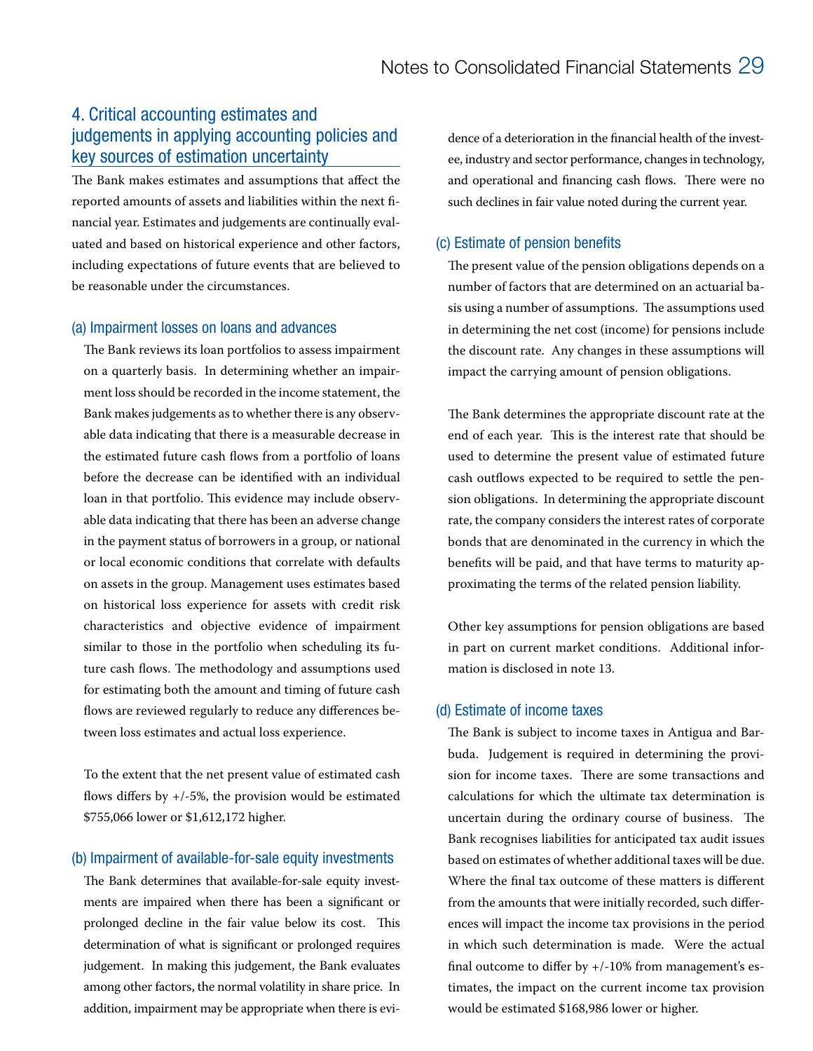## 4. Critical accounting estimates and judgements in applying accounting policies and key sources of estimation uncertainty

The Bank makes estimates and assumptions that affect the reported amounts of assets and liabilities within the next financial year. Estimates and judgements are continually evaluated and based on historical experience and other factors, including expectations of future events that are believed to be reasonable under the circumstances.

### (a) Impairment losses on loans and advances

The Bank reviews its loan portfolios to assess impairment on a quarterly basis. In determining whether an impairment loss should be recorded in the income statement, the Bank makes judgements as to whether there is any observable data indicating that there is a measurable decrease in the estimated future cash flows from a portfolio of loans before the decrease can be identified with an individual loan in that portfolio. This evidence may include observable data indicating that there has been an adverse change in the payment status of borrowers in a group, or national or local economic conditions that correlate with defaults on assets in the group. Management uses estimates based on historical loss experience for assets with credit risk characteristics and objective evidence of impairment similar to those in the portfolio when scheduling its future cash flows. The methodology and assumptions used for estimating both the amount and timing of future cash flows are reviewed regularly to reduce any differences between loss estimates and actual loss experience.

To the extent that the net present value of estimated cash flows differs by +/-5%, the provision would be estimated $755,066 lower or $1,612,172 higher.

### (b) Impairment of available-for-sale equity investments

The Bank determines that available-for-sale equity investments are impaired when there has been a significant or prolonged decline in the fair value below its cost. This determination of what is significant or prolonged requires judgement. In making this judgement, the Bank evaluates among other factors, the normal volatility in share price. In addition, impairment may be appropriate when there is evidence of a deterioration in the financial health of the investee, industry and sector performance, changes in technology, and operational and financing cash flows. There were no such declines in fair value noted during the current year.

### (c) Estimate of pension benefits

The present value of the pension obligations depends on a number of factors that are determined on an actuarial basis using a number of assumptions. The assumptions used in determining the net cost (income) for pensions include the discount rate. Any changes in these assumptions will impact the carrying amount of pension obligations.

The Bank determines the appropriate discount rate at the end of each year. This is the interest rate that should be used to determine the present value of estimated future cash outflows expected to be required to settle the pension obligations. In determining the appropriate discount rate, the company considers the interest rates of corporate bonds that are denominated in the currency in which the benefits will be paid, and that have terms to maturity approximating the terms of the related pension liability.

Other key assumptions for pension obligations are based in part on current market conditions. Additional information is disclosed in note 13.

### (d) Estimate of income taxes

The Bank is subject to income taxes in Antigua and Barbuda. Judgement is required in determining the provision for income taxes. There are some transactions and calculations for which the ultimate tax determination is uncertain during the ordinary course of business. The Bank recognises liabilities for anticipated tax audit issues based on estimates of whether additional taxes will be due. Where the final tax outcome of these matters is different from the amounts that were initially recorded, such differences will impact the income tax provisions in the period in which such determination is made. Were the actual final outcome to differ by +/-10% from management's estimates, the impact on the current income tax provision would be estimated $168,986 lower or higher.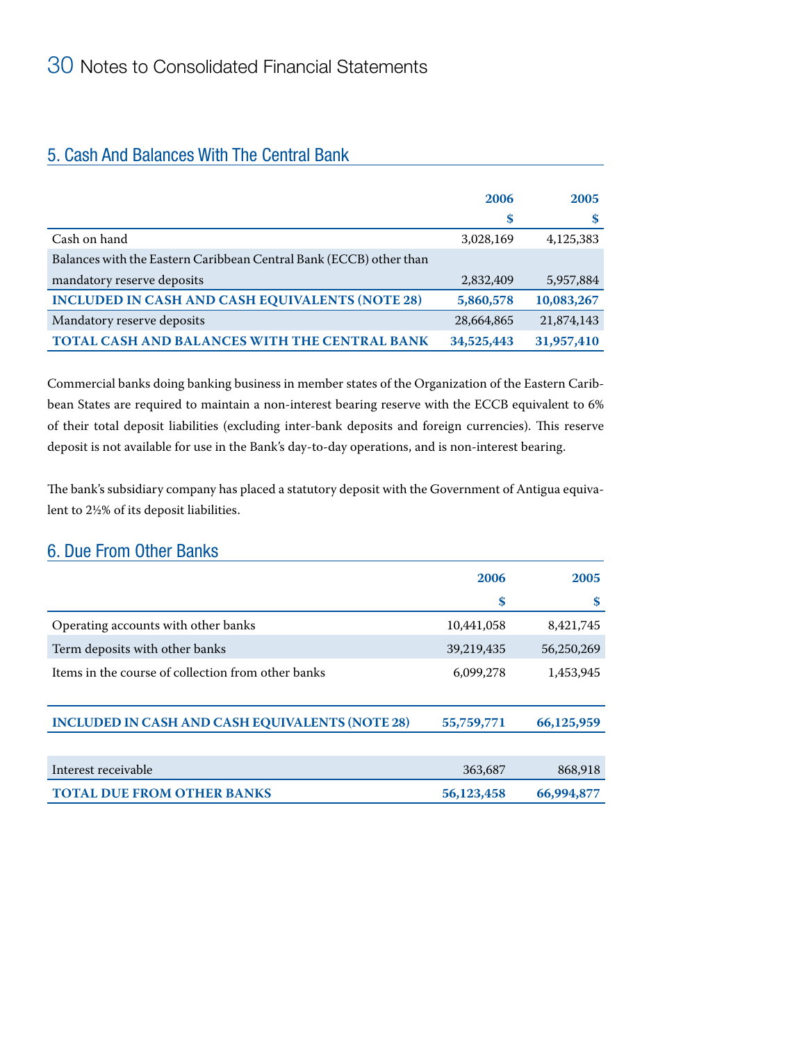## 5. Cash And Balances With The Central Bank

| | 2006 | 2005 |
|---|---|---|
| | $ | $ |
| Cash on hand | 3,028,169 | 4,125,383 |
| Balances with the Eastern Caribbean Central Bank (ECCB) other than mandatory reserve deposits | 2,832,409 | 5,957,884 |
| **INCLUDED IN CASH AND CASH EQUIVALENTS (NOTE 28)** | **5,860,578** | **10,083,267** |
| Mandatory reserve deposits | 28,664,865 | 21,874,143 |
| **TOTAL CASH AND BALANCES WITH THE CENTRAL BANK** | **34,525,443** | **31,957,410** |

Commercial banks doing banking business in member states of the Organization of the Eastern Caribbean States are required to maintain a non-interest bearing reserve with the ECCB equivalent to 6% of their total deposit liabilities (excluding inter-bank deposits and foreign currencies). This reserve deposit is not available for use in the Bank's day-to-day operations, and is non-interest bearing.

The bank's subsidiary company has placed a statutory deposit with the Government of Antigua equivalent to 2½% of its deposit liabilities.

## 6. Due From Other Banks

| | 2006 | 2005 |
|---|---|---|
| | $ | $ |
| Operating accounts with other banks | 10,441,058 | 8,421,745 |
| Term deposits with other banks | 39,219,435 | 56,250,269 |
| Items in the course of collection from other banks | 6,099,278 | 1,453,945 |
| **INCLUDED IN CASH AND CASH EQUIVALENTS (NOTE 28)** | **55,759,771** | **66,125,959** |
| Interest receivable | 363,687 | 868,918 |
| **TOTAL DUE FROM OTHER BANKS** | **56,123,458** | **66,994,877** |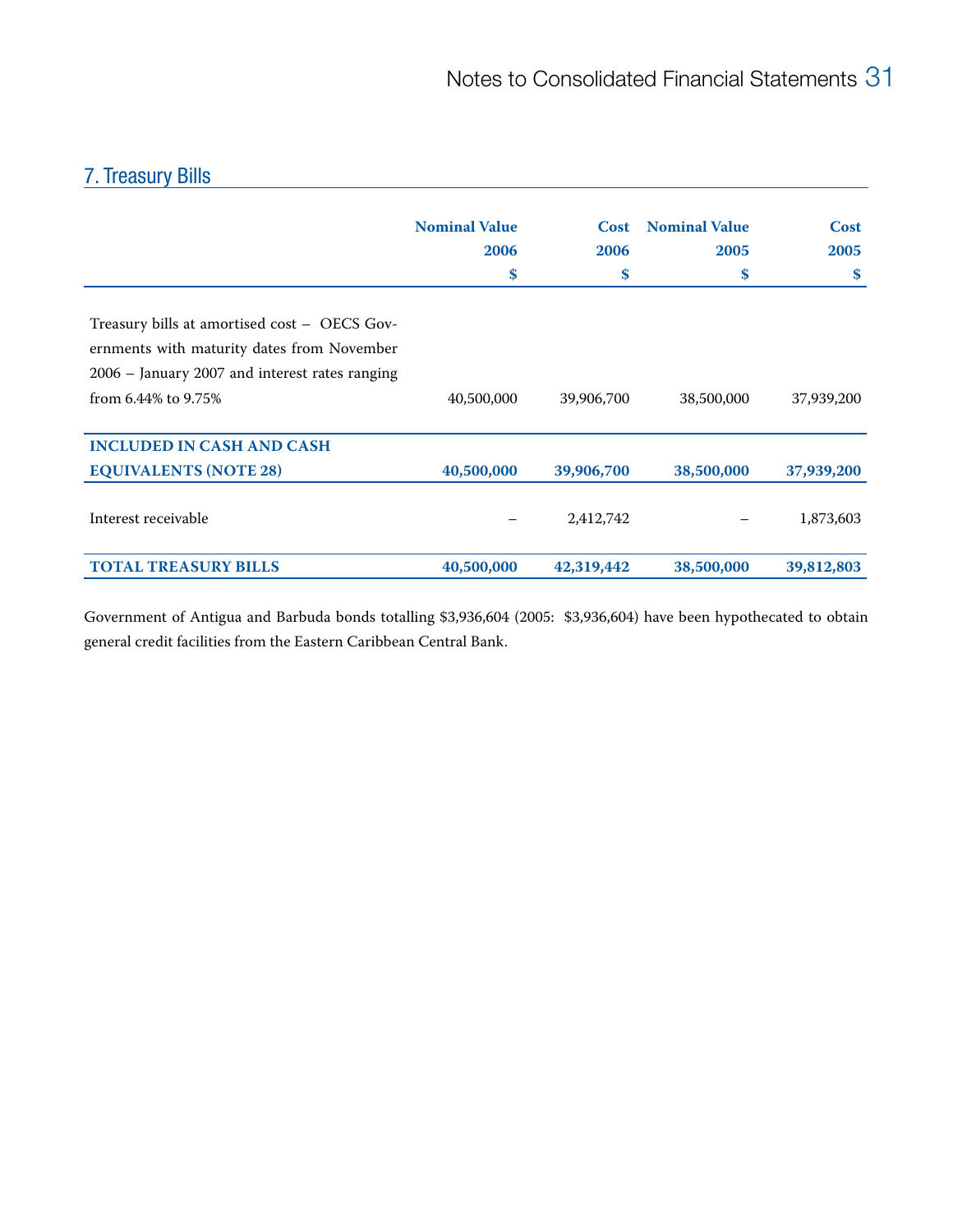## 7. Treasury Bills

| | Nominal Value 2006 $ | Cost 2006 $ | Nominal Value 2005 $ | Cost 2005 $ |
|---|---|---|---|---|
| Treasury bills at amortised cost – OECS Governments with maturity dates from November 2006 – January 2007 and interest rates ranging from 6.44% to 9.75% | 40,500,000 | 39,906,700 | 38,500,000 | 37,939,200 |
| **INCLUDED IN CASH AND CASH EQUIVALENTS (NOTE 28)** | **40,500,000** | **39,906,700** | **38,500,000** | **37,939,200** |
| Interest receivable | – | 2,412,742 | – | 1,873,603 |
| **TOTAL TREASURY BILLS** | **40,500,000** | **42,319,442** | **38,500,000** | **39,812,803** |

Government of Antigua and Barbuda bonds totalling $3,936,604 (2005: $3,936,604) have been hypothecated to obtain general credit facilities from the Eastern Caribbean Central Bank.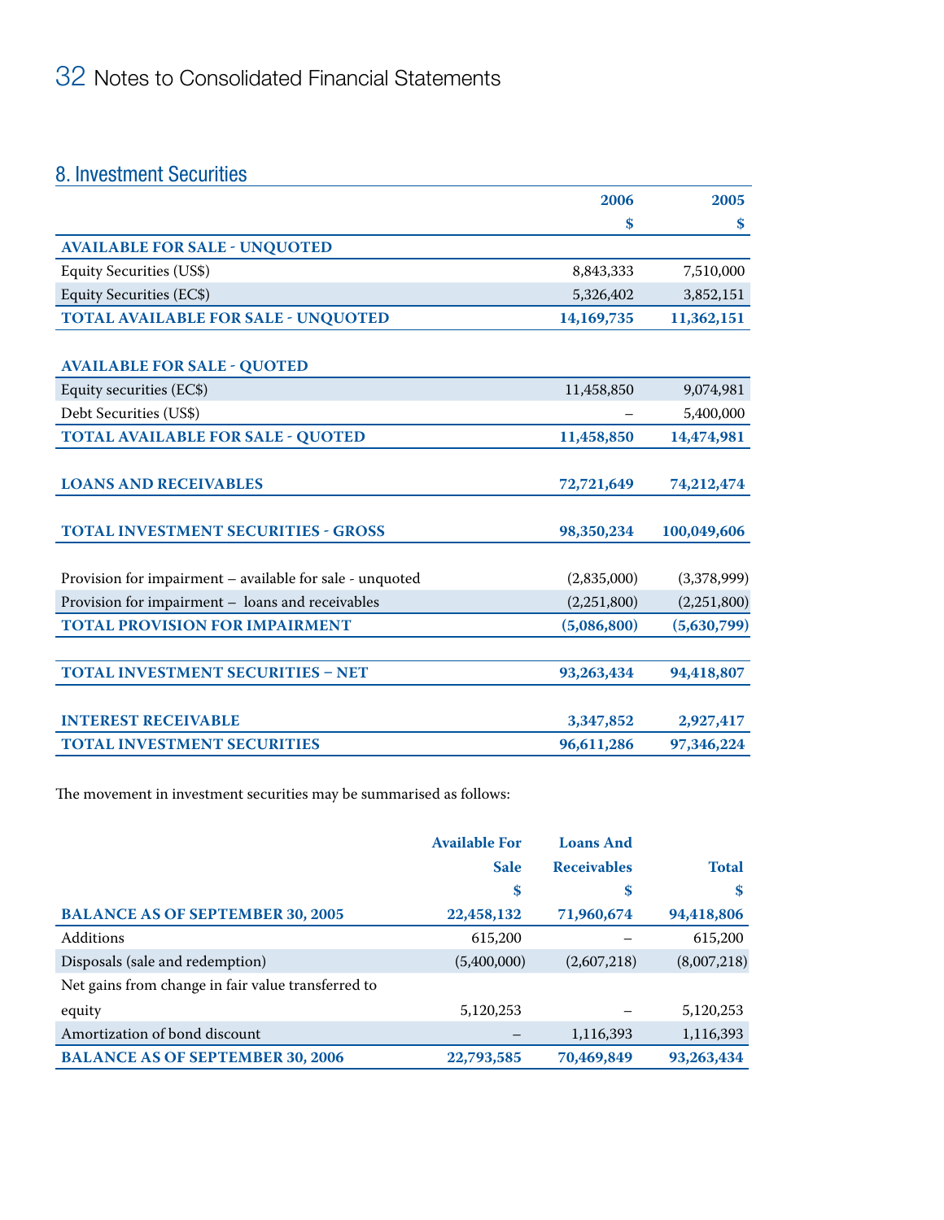## 8. Investment Securities

| | 2006 | 2005 |
|---|---|---|
| | $ | $ |
| **AVAILABLE FOR SALE - UNQUOTED** | | |
| Equity Securities (US$) | 8,843,333 | 7,510,000 |
| Equity Securities (EC$) | 5,326,402 | 3,852,151 |
| **TOTAL AVAILABLE FOR SALE - UNQUOTED** | **14,169,735** | **11,362,151** |
| | | |
| **AVAILABLE FOR SALE - QUOTED** | | |
| Equity securities (EC$) | 11,458,850 | 9,074,981 |
| Debt Securities (US$) | – | 5,400,000 |
| **TOTAL AVAILABLE FOR SALE - QUOTED** | **11,458,850** | **14,474,981** |
| | | |
| **LOANS AND RECEIVABLES** | **72,721,649** | **74,212,474** |
| | | |
| **TOTAL INVESTMENT SECURITIES - GROSS** | **98,350,234** | **100,049,606** |
| | | |
| Provision for impairment – available for sale - unquoted | (2,835,000) | (3,378,999) |
| Provision for impairment – loans and receivables | (2,251,800) | (2,251,800) |
| **TOTAL PROVISION FOR IMPAIRMENT** | **(5,086,800)** | **(5,630,799)** |
| | | |
| **TOTAL INVESTMENT SECURITIES – NET** | **93,263,434** | **94,418,807** |
| | | |
| **INTEREST RECEIVABLE** | **3,347,852** | **2,927,417** |
| **TOTAL INVESTMENT SECURITIES** | **96,611,286** | **97,346,224** |

The movement in investment securities may be summarised as follows:

| | Available For Sale | Loans And Receivables | Total |
|---|---|---|---|
| | $ | $ | $ |
| **BALANCE AS OF SEPTEMBER 30, 2005** | **22,458,132** | **71,960,674** | **94,418,806** |
| Additions | 615,200 | – | 615,200 |
| Disposals (sale and redemption) | (5,400,000) | (2,607,218) | (8,007,218) |
| Net gains from change in fair value transferred to equity | 5,120,253 | – | 5,120,253 |
| Amortization of bond discount | – | 1,116,393 | 1,116,393 |
| **BALANCE AS OF SEPTEMBER 30, 2006** | **22,793,585** | **70,469,849** | **93,263,434** |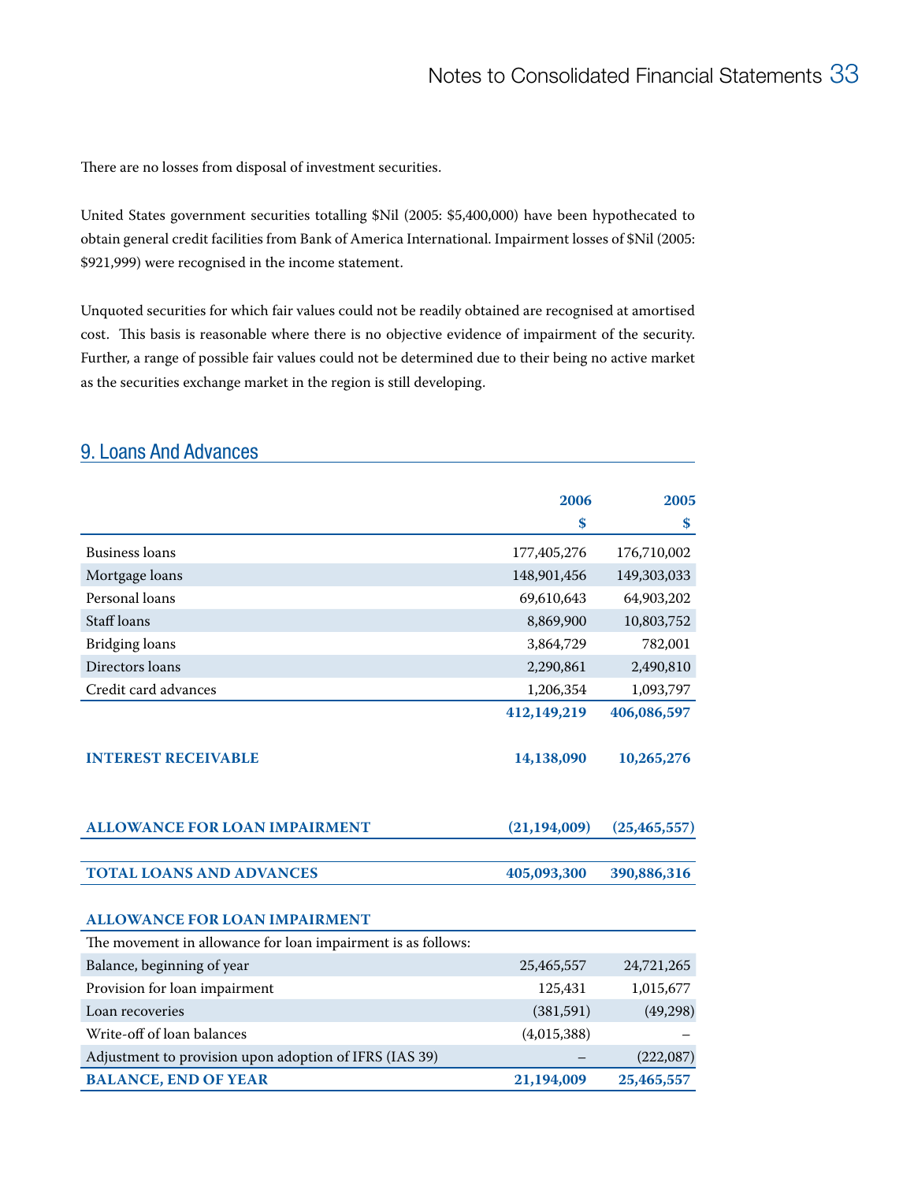There are no losses from disposal of investment securities.

United States government securities totalling $Nil (2005: $5,400,000) have been hypothecated to obtain general credit facilities from Bank of America International. Impairment losses of $Nil (2005: $921,999) were recognised in the income statement.

Unquoted securities for which fair values could not be readily obtained are recognised at amortised cost. This basis is reasonable where there is no objective evidence of impairment of the security. Further, a range of possible fair values could not be determined due to their being no active market as the securities exchange market in the region is still developing.

## 9. Loans And Advances

| | 2006 $ | 2005 $ |
|---|---|---|
| Business loans | 177,405,276 | 176,710,002 |
| Mortgage loans | 148,901,456 | 149,303,033 |
| Personal loans | 69,610,643 | 64,903,202 |
| Staff loans | 8,869,900 | 10,803,752 |
| Bridging loans | 3,864,729 | 782,001 |
| Directors loans | 2,290,861 | 2,490,810 |
| Credit card advances | 1,206,354 | 1,093,797 |
| | **412,149,219** | **406,086,597** |
| **INTEREST RECEIVABLE** | **14,138,090** | **10,265,276** |
| **ALLOWANCE FOR LOAN IMPAIRMENT** | **(21,194,009)** | **(25,465,557)** |
| **TOTAL LOANS AND ADVANCES** | **405,093,300** | **390,886,316** |

| **ALLOWANCE FOR LOAN IMPAIRMENT** | | |
|---|---|---|
| The movement in allowance for loan impairment is as follows: | | |
| Balance, beginning of year | 25,465,557 | 24,721,265 |
| Provision for loan impairment | 125,431 | 1,015,677 |
| Loan recoveries | (381,591) | (49,298) |
| Write-off of loan balances | (4,015,388) | – |
| Adjustment to provision upon adoption of IFRS (IAS 39) | – | (222,087) |
| **BALANCE, END OF YEAR** | **21,194,009** | **25,465,557** |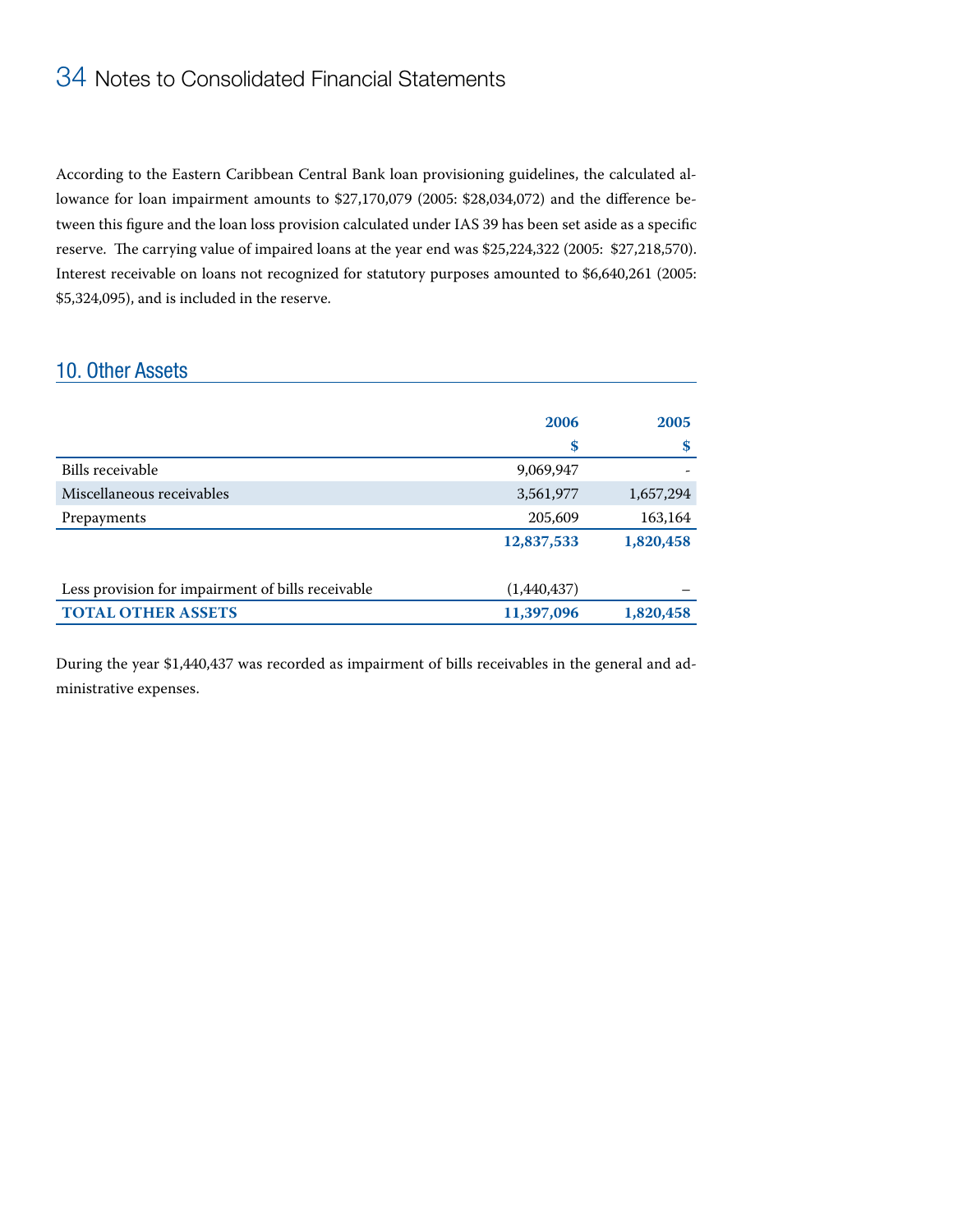According to the Eastern Caribbean Central Bank loan provisioning guidelines, the calculated allowance for loan impairment amounts to $27,170,079 (2005: $28,034,072) and the difference between this figure and the loan loss provision calculated under IAS 39 has been set aside as a specific reserve. The carrying value of impaired loans at the year end was $25,224,322 (2005: $27,218,570). Interest receivable on loans not recognized for statutory purposes amounted to $6,640,261 (2005: $5,324,095), and is included in the reserve.

## 10. Other Assets

| | 2006<br>$ | 2005<br>$ |
|---|---|---|
| Bills receivable | 9,069,947 | - |
| Miscellaneous receivables | 3,561,977 | 1,657,294 |
| Prepayments | 205,609 | 163,164 |
| | **12,837,533** | **1,820,458** |
| Less provision for impairment of bills receivable | (1,440,437) | – |
| **TOTAL OTHER ASSETS** | **11,397,096** | **1,820,458** |

During the year $1,440,437 was recorded as impairment of bills receivables in the general and administrative expenses.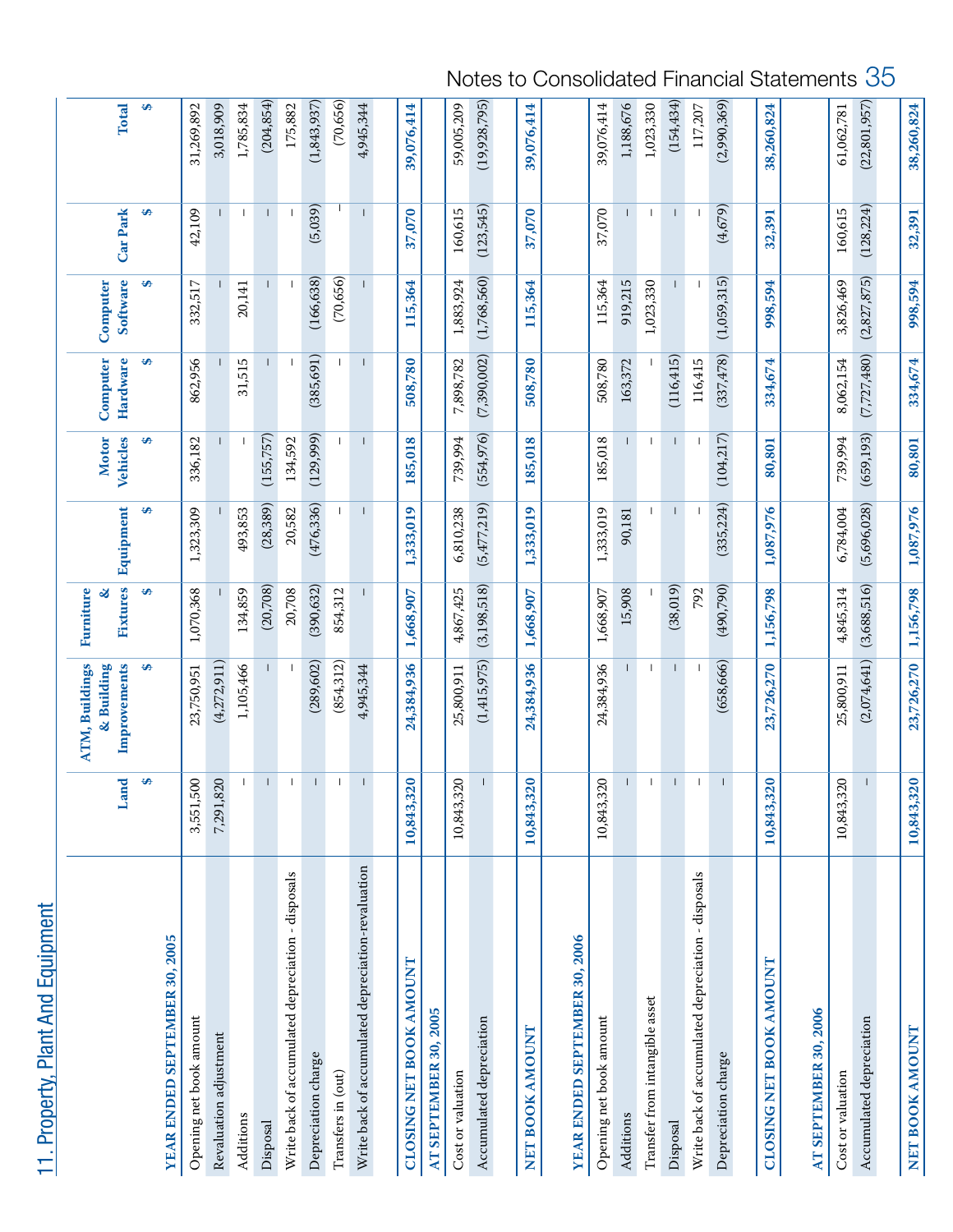## 11. Property, Plant And Equipment

| | Land | ATM, Buildings & Building Improvements | Furniture & Fixtures | Equipment | Motor Vehicles | Computer Hardware | Computer Software | Car Park | Total |
|---|---|---|---|---|---|---|---|---|---|
| | $ | $ | $ | $ | $ | $ | $ | $ | $ |
| **YEAR ENDED SEPTEMBER 30, 2005** | | | | | | | | | |
| Opening net book amount | 3,551,500 | 23,750,951 | 1,070,368 | 1,323,309 | 336,182 | 862,956 | 332,517 | 42,109 | 31,269,892 |
| Revaluation adjustment | 7,291,820 | (4,272,911) | – | – | – | – | – | – | 3,018,909 |
| Additions | – | 1,105,466 | 134,859 | 493,853 | – | 31,515 | 20,141 | – | 1,785,834 |
| Disposal | – | – | (20,708) | (28,389) | (155,757) | – | – | – | (204,854) |
| Write back of accumulated depreciation - disposals | – | – | 20,708 | 20,582 | 134,592 | – | – | – | 175,882 |
| Depreciation charge | – | (289,602) | (390,632) | (476,336) | (129,999) | (385,691) | (166,638) | (5,039) | (1,843,937) |
| Transfers in (out) | – | (854,312) | 854,312 | – | – | – | (70,656) | – | (70,656) |
| Write back of accumulated depreciation-revaluation | – | 4,945,344 | – | – | – | – | – | – | 4,945,344 |
| **CLOSING NET BOOK AMOUNT** | **10,843,320** | **24,384,936** | **1,668,907** | **1,333,019** | **185,018** | **508,780** | **115,364** | **37,070** | **39,076,414** |
| **AT SEPTEMBER 30, 2005** | | | | | | | | | |
| Cost or valuation | 10,843,320 | 25,800,911 | 4,867,425 | 6,810,238 | 739,994 | 7,898,782 | 1,883,924 | 160,615 | 59,005,209 |
| Accumulated depreciation | – | (1,415,975) | (3,198,518) | (5,477,219) | (554,976) | (7,390,002) | (1,768,560) | (123,545) | (19,928,795) |
| **NET BOOK AMOUNT** | **10,843,320** | **24,384,936** | **1,668,907** | **1,333,019** | **185,018** | **508,780** | **115,364** | **37,070** | **39,076,414** |
| **YEAR ENDED SEPTEMBER 30, 2006** | | | | | | | | | |
| Opening net book amount | 10,843,320 | 24,384,936 | 1,668,907 | 1,333,019 | 185,018 | 508,780 | 115,364 | 37,070 | 39,076,414 |
| Additions | – | – | 15,908 | 90,181 | – | 163,372 | 919,215 | – | 1,188,676 |
| Transfer from intangible asset | – | – | – | – | – | – | 1,023,330 | – | 1,023,330 |
| Disposal | – | – | (38,019) | – | – | (116,415) | – | – | (154,434) |
| Write back of accumulated depreciation - disposals | – | – | 792 | – | – | 116,415 | – | – | 117,207 |
| Depreciation charge | – | (658,666) | (490,790) | (335,224) | (104,217) | (337,478) | (1,059,315) | (4,679) | (2,990,369) |
| **CLOSING NET BOOK AMOUNT** | **10,843,320** | **23,726,270** | **1,156,798** | **1,087,976** | **80,801** | **334,674** | **998,594** | **32,391** | **38,260,824** |
| **AT SEPTEMBER 30, 2006** | | | | | | | | | |
| Cost or valuation | 10,843,320 | 25,800,911 | 4,845,314 | 6,784,004 | 739,994 | 8,062,154 | 3,826,469 | 160,615 | 61,062,781 |
| Accumulated depreciation | – | (2,074,641) | (3,688,516) | (5,696,028) | (659,193) | (7,727,480) | (2,827,875) | (128,224) | (22,801,957) |
| **NET BOOK AMOUNT** | **10,843,320** | **23,726,270** | **1,156,798** | **1,087,976** | **80,801** | **334,674** | **998,594** | **32,391** | **38,260,824** |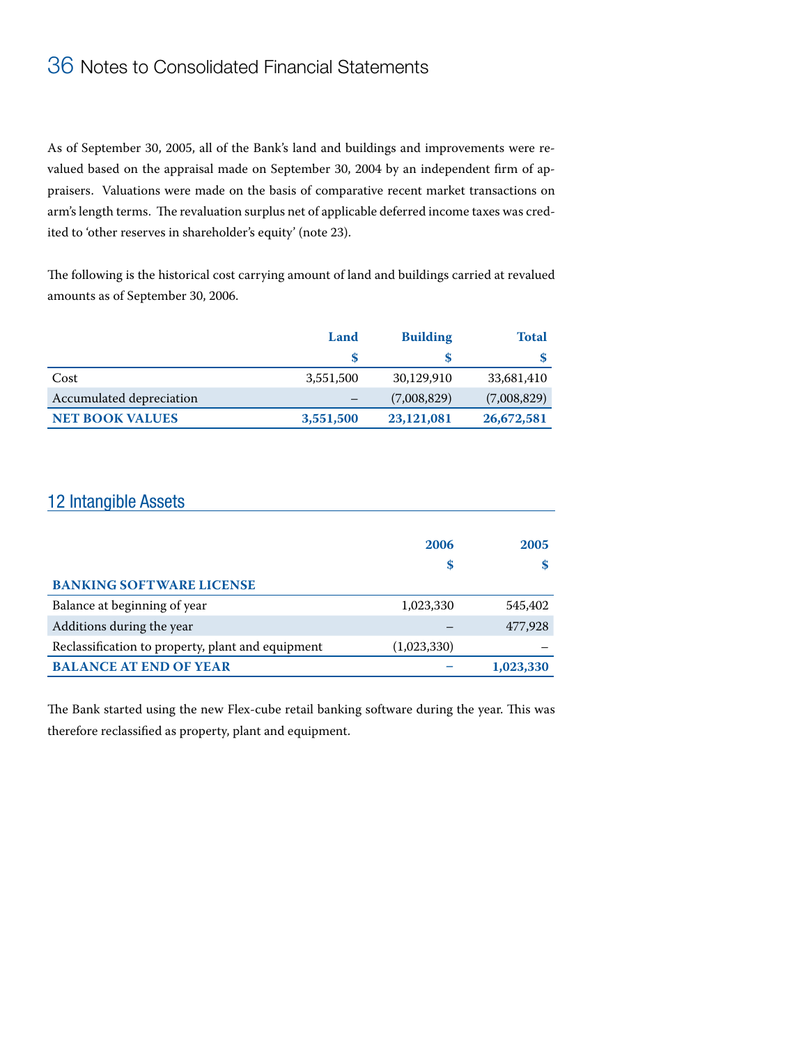As of September 30, 2005, all of the Bank's land and buildings and improvements were revalued based on the appraisal made on September 30, 2004 by an independent firm of appraisers. Valuations were made on the basis of comparative recent market transactions on arm's length terms. The revaluation surplus net of applicable deferred income taxes was credited to 'other reserves in shareholder's equity' (note 23).

The following is the historical cost carrying amount of land and buildings carried at revalued amounts as of September 30, 2006.

| | Land | Building | Total |
|---|---|---|---|
| | $ | $ | $ |
| Cost | 3,551,500 | 30,129,910 | 33,681,410 |
| Accumulated depreciation | – | (7,008,829) | (7,008,829) |
| **NET BOOK VALUES** | **3,551,500** | **23,121,081** | **26,672,581** |

## 12 Intangible Assets

| | 2006 | 2005 |
|---|---|---|
| | $ | $ |
| **BANKING SOFTWARE LICENSE** | | |
| Balance at beginning of year | 1,023,330 | 545,402 |
| Additions during the year | – | 477,928 |
| Reclassification to property, plant and equipment | (1,023,330) | – |
| **BALANCE AT END OF YEAR** | **–** | **1,023,330** |

The Bank started using the new Flex-cube retail banking software during the year. This was therefore reclassified as property, plant and equipment.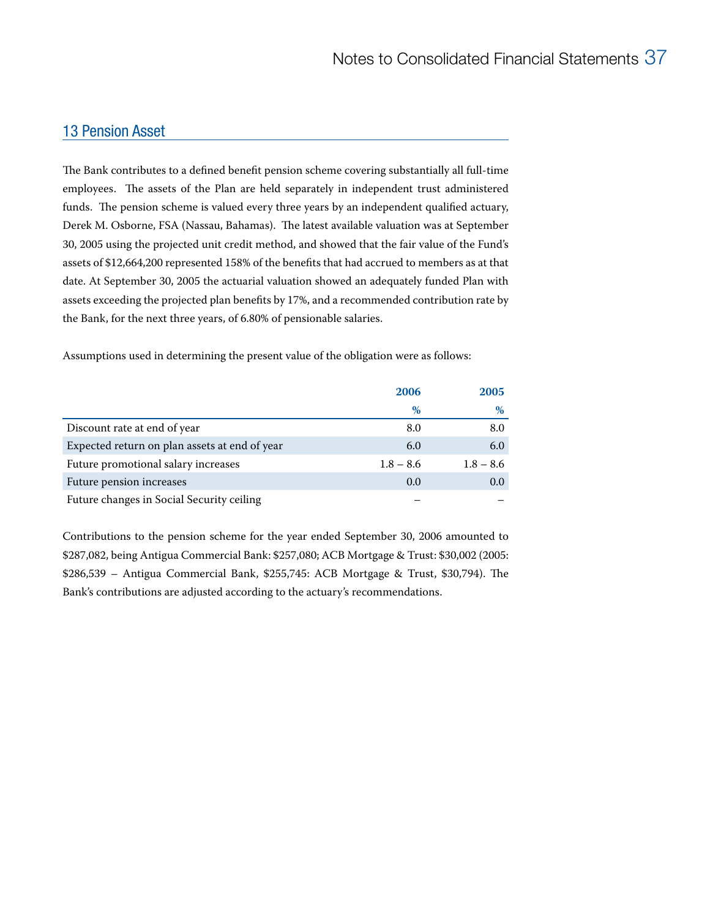## 13 Pension Asset

The Bank contributes to a defined benefit pension scheme covering substantially all full-time employees. The assets of the Plan are held separately in independent trust administered funds. The pension scheme is valued every three years by an independent qualified actuary, Derek M. Osborne, FSA (Nassau, Bahamas). The latest available valuation was at September 30, 2005 using the projected unit credit method, and showed that the fair value of the Fund's assets of $12,664,200 represented 158% of the benefits that had accrued to members as at that date. At September 30, 2005 the actuarial valuation showed an adequately funded Plan with assets exceeding the projected plan benefits by 17%, and a recommended contribution rate by the Bank, for the next three years, of 6.80% of pensionable salaries.

Assumptions used in determining the present value of the obligation were as follows:

| | 2006<br>% | 2005<br>% |
|---|---|---|
| Discount rate at end of year | 8.0 | 8.0 |
| Expected return on plan assets at end of year | 6.0 | 6.0 |
| Future promotional salary increases | 1.8 – 8.6 | 1.8 – 8.6 |
| Future pension increases | 0.0 | 0.0 |
| Future changes in Social Security ceiling | – | – |

Contributions to the pension scheme for the year ended September 30, 2006 amounted to $287,082, being Antigua Commercial Bank: $257,080; ACB Mortgage & Trust: $30,002 (2005: $286,539 – Antigua Commercial Bank, $255,745: ACB Mortgage & Trust, $30,794). The Bank's contributions are adjusted according to the actuary's recommendations.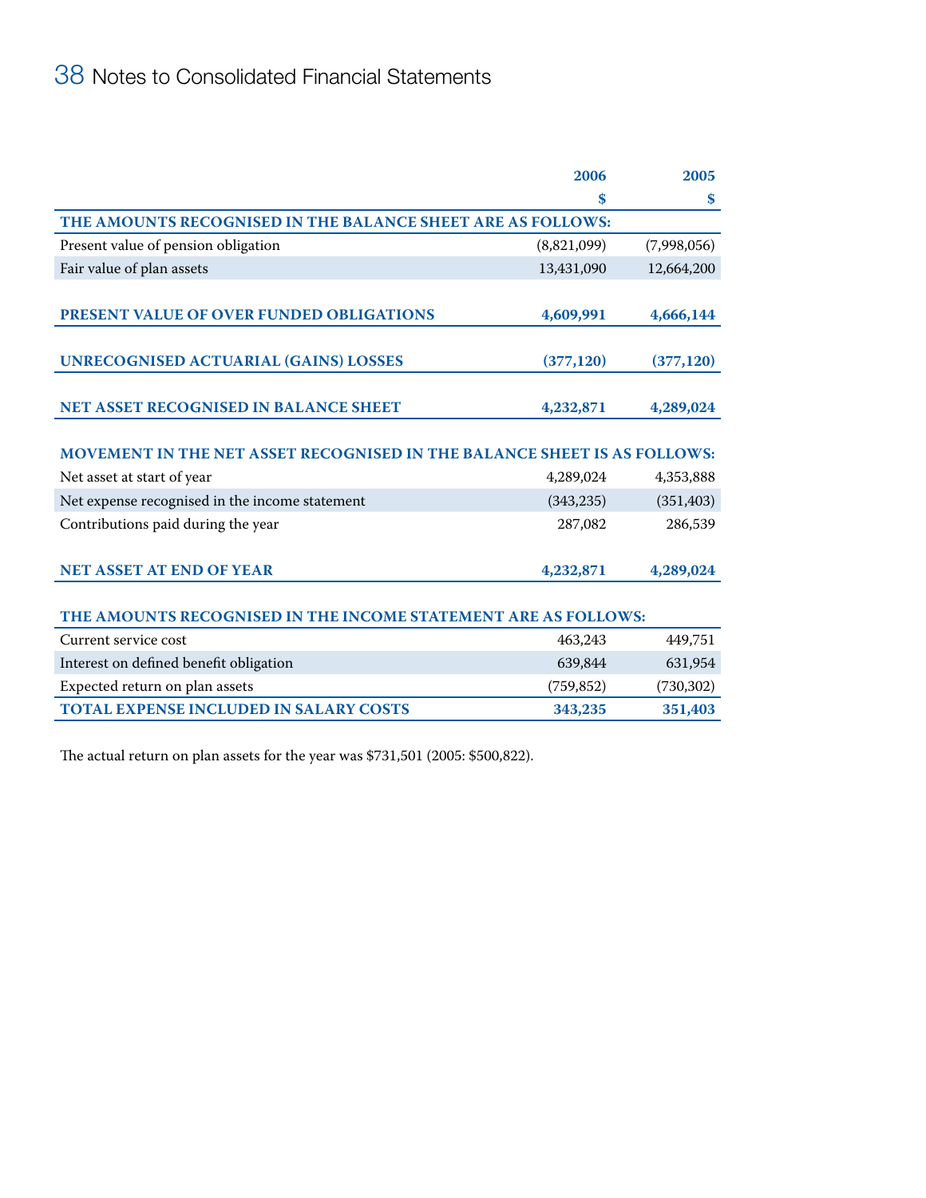|  | 2006 | 2005 |
|---|---|---|
|  | $ | $ |
| **THE AMOUNTS RECOGNISED IN THE BALANCE SHEET ARE AS FOLLOWS:** |  |  |
| Present value of pension obligation | (8,821,099) | (7,998,056) |
| Fair value of plan assets | 13,431,090 | 12,664,200 |
| **PRESENT VALUE OF OVER FUNDED OBLIGATIONS** | **4,609,991** | **4,666,144** |
| **UNRECOGNISED ACTUARIAL (GAINS) LOSSES** | **(377,120)** | **(377,120)** |
| **NET ASSET RECOGNISED IN BALANCE SHEET** | **4,232,871** | **4,289,024** |
| **MOVEMENT IN THE NET ASSET RECOGNISED IN THE BALANCE SHEET IS AS FOLLOWS:** |  |  |
| Net asset at start of year | 4,289,024 | 4,353,888 |
| Net expense recognised in the income statement | (343,235) | (351,403) |
| Contributions paid during the year | 287,082 | 286,539 |
| **NET ASSET AT END OF YEAR** | **4,232,871** | **4,289,024** |
| **THE AMOUNTS RECOGNISED IN THE INCOME STATEMENT ARE AS FOLLOWS:** |  |  |
| Current service cost | 463,243 | 449,751 |
| Interest on defined benefit obligation | 639,844 | 631,954 |
| Expected return on plan assets | (759,852) | (730,302) |
| **TOTAL EXPENSE INCLUDED IN SALARY COSTS** | **343,235** | **351,403** |

The actual return on plan assets for the year was $731,501 (2005: $500,822).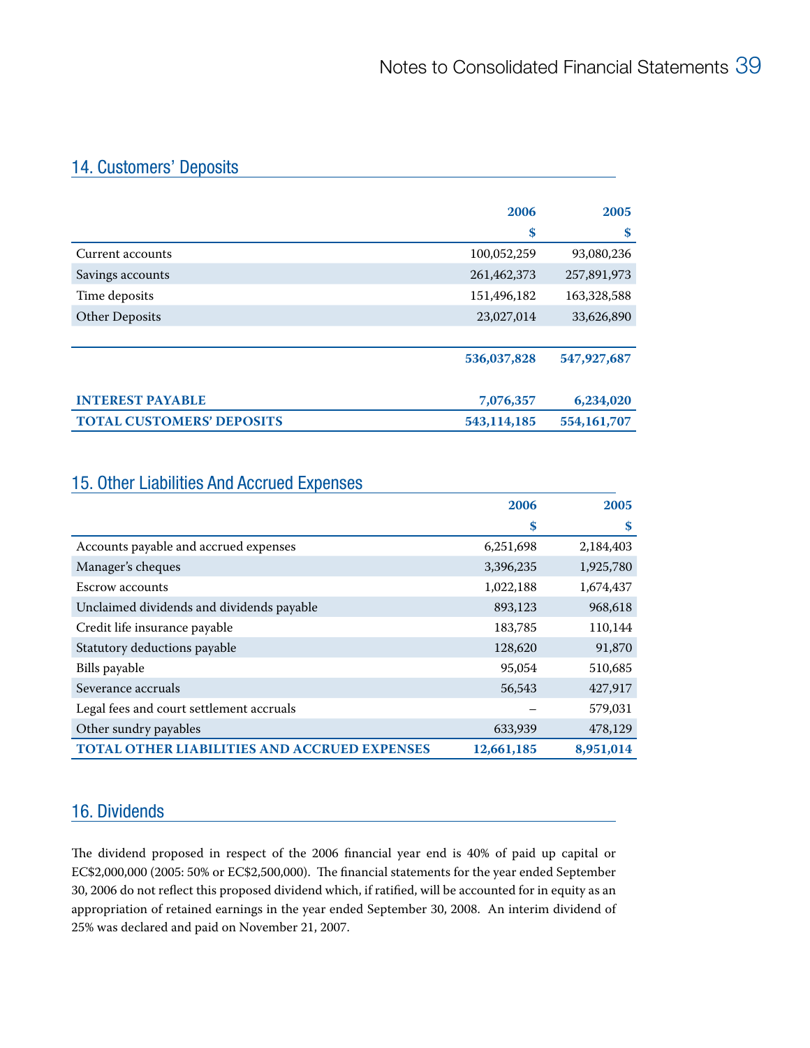## 14. Customers' Deposits

| | 2006 | 2005 |
|---|---|---|
| | $ | $ |
| Current accounts | 100,052,259 | 93,080,236 |
| Savings accounts | 261,462,373 | 257,891,973 |
| Time deposits | 151,496,182 | 163,328,588 |
| Other Deposits | 23,027,014 | 33,626,890 |
| | **536,037,828** | **547,927,687** |
| **INTEREST PAYABLE** | **7,076,357** | **6,234,020** |
| **TOTAL CUSTOMERS' DEPOSITS** | **543,114,185** | **554,161,707** |

## 15. Other Liabilities And Accrued Expenses

| | 2006 | 2005 |
|---|---|---|
| | $ | $ |
| Accounts payable and accrued expenses | 6,251,698 | 2,184,403 |
| Manager's cheques | 3,396,235 | 1,925,780 |
| Escrow accounts | 1,022,188 | 1,674,437 |
| Unclaimed dividends and dividends payable | 893,123 | 968,618 |
| Credit life insurance payable | 183,785 | 110,144 |
| Statutory deductions payable | 128,620 | 91,870 |
| Bills payable | 95,054 | 510,685 |
| Severance accruals | 56,543 | 427,917 |
| Legal fees and court settlement accruals | – | 579,031 |
| Other sundry payables | 633,939 | 478,129 |
| **TOTAL OTHER LIABILITIES AND ACCRUED EXPENSES** | **12,661,185** | **8,951,014** |

## 16. Dividends

The dividend proposed in respect of the 2006 financial year end is 40% of paid up capital or EC$2,000,000 (2005: 50% or EC$2,500,000). The financial statements for the year ended September 30, 2006 do not reflect this proposed dividend which, if ratified, will be accounted for in equity as an appropriation of retained earnings in the year ended September 30, 2008. An interim dividend of 25% was declared and paid on November 21, 2007.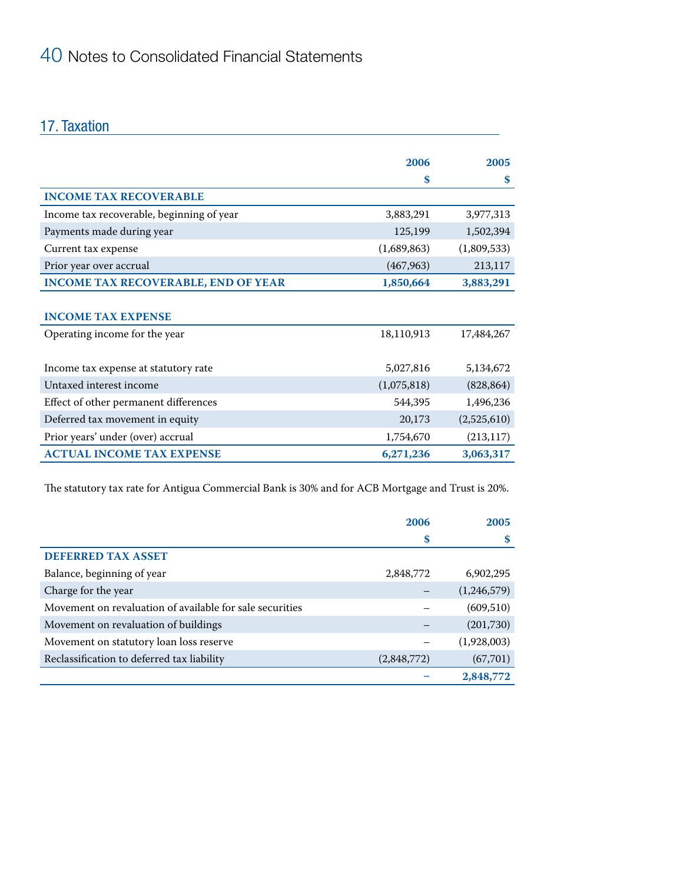## 17. Taxation

| | 2006 | 2005 |
|---|---|---|
| | $ | $ |
| **INCOME TAX RECOVERABLE** | | |
| Income tax recoverable, beginning of year | 3,883,291 | 3,977,313 |
| Payments made during year | 125,199 | 1,502,394 |
| Current tax expense | (1,689,863) | (1,809,533) |
| Prior year over accrual | (467,963) | 213,117 |
| **INCOME TAX RECOVERABLE, END OF YEAR** | **1,850,664** | **3,883,291** |
| | | |
| **INCOME TAX EXPENSE** | | |
| Operating income for the year | 18,110,913 | 17,484,267 |
| | | |
| Income tax expense at statutory rate | 5,027,816 | 5,134,672 |
| Untaxed interest income | (1,075,818) | (828,864) |
| Effect of other permanent differences | 544,395 | 1,496,236 |
| Deferred tax movement in equity | 20,173 | (2,525,610) |
| Prior years' under (over) accrual | 1,754,670 | (213,117) |
| **ACTUAL INCOME TAX EXPENSE** | **6,271,236** | **3,063,317** |

The statutory tax rate for Antigua Commercial Bank is 30% and for ACB Mortgage and Trust is 20%.

| | 2006 | 2005 |
|---|---|---|
| | $ | $ |
| **DEFERRED TAX ASSET** | | |
| Balance, beginning of year | 2,848,772 | 6,902,295 |
| Charge for the year | – | (1,246,579) |
| Movement on revaluation of available for sale securities | – | (609,510) |
| Movement on revaluation of buildings | – | (201,730) |
| Movement on statutory loan loss reserve | – | (1,928,003) |
| Reclassification to deferred tax liability | (2,848,772) | (67,701) |
| | **–** | **2,848,772** |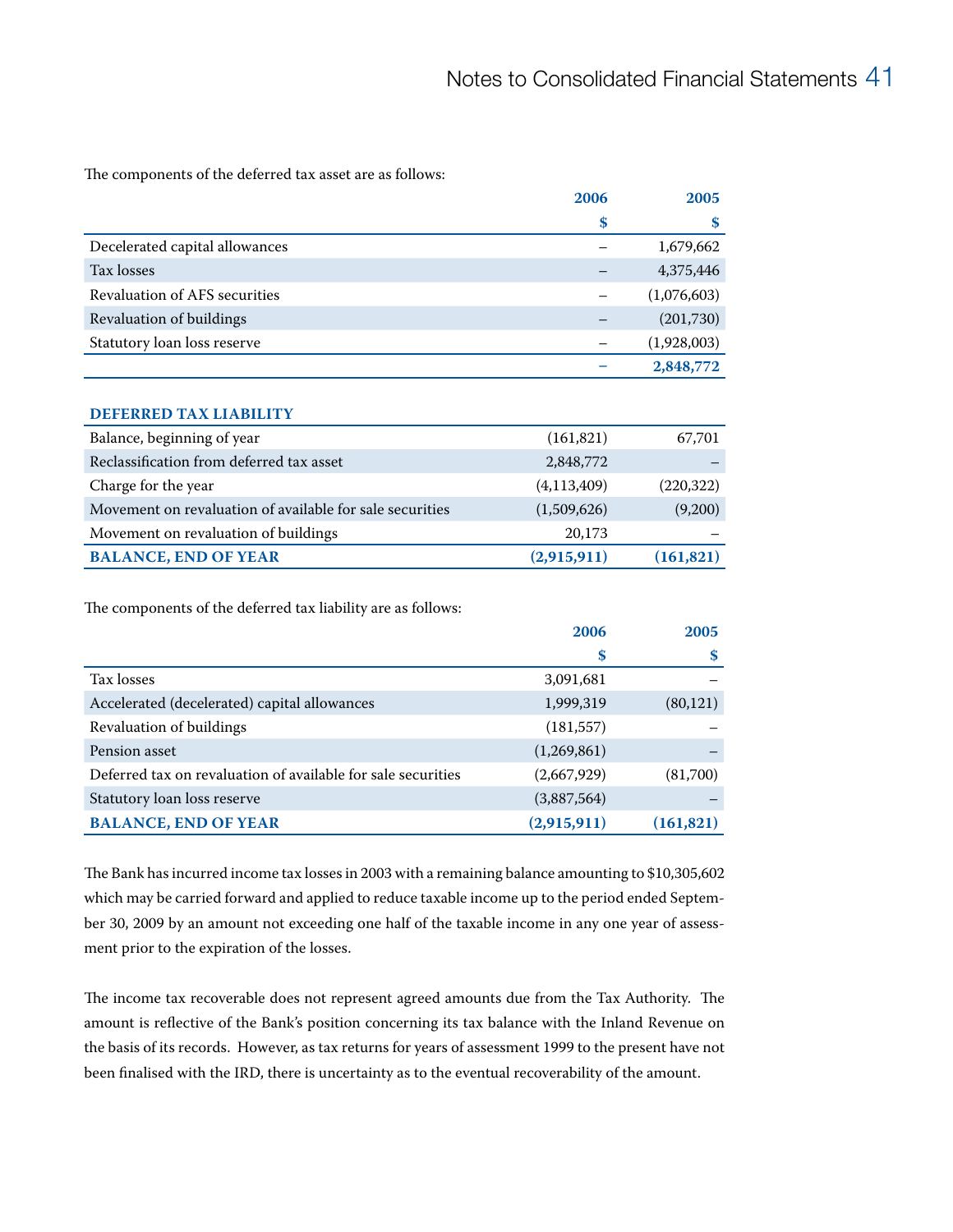The components of the deferred tax asset are as follows:

| | 2006 | 2005 |
|---|---|---|
| | $ | $ |
| Decelerated capital allowances | – | 1,679,662 |
| Tax losses | – | 4,375,446 |
| Revaluation of AFS securities | – | (1,076,603) |
| Revaluation of buildings | – | (201,730) |
| Statutory loan loss reserve | – | (1,928,003) |
| | **–** | **2,848,772** |

| **DEFERRED TAX LIABILITY** | | |
|---|---|---|
| Balance, beginning of year | (161,821) | 67,701 |
| Reclassification from deferred tax asset | 2,848,772 | – |
| Charge for the year | (4,113,409) | (220,322) |
| Movement on revaluation of available for sale securities | (1,509,626) | (9,200) |
| Movement on revaluation of buildings | 20,173 | – |
| **BALANCE, END OF YEAR** | **(2,915,911)** | **(161,821)** |

The components of the deferred tax liability are as follows:

| | 2006 | 2005 |
|---|---|---|
| | $ | $ |
| Tax losses | 3,091,681 | – |
| Accelerated (decelerated) capital allowances | 1,999,319 | (80,121) |
| Revaluation of buildings | (181,557) | – |
| Pension asset | (1,269,861) | – |
| Deferred tax on revaluation of available for sale securities | (2,667,929) | (81,700) |
| Statutory loan loss reserve | (3,887,564) | – |
| **BALANCE, END OF YEAR** | **(2,915,911)** | **(161,821)** |

The Bank has incurred income tax losses in 2003 with a remaining balance amounting to $10,305,602 which may be carried forward and applied to reduce taxable income up to the period ended September 30, 2009 by an amount not exceeding one half of the taxable income in any one year of assessment prior to the expiration of the losses.

The income tax recoverable does not represent agreed amounts due from the Tax Authority. The amount is reflective of the Bank's position concerning its tax balance with the Inland Revenue on the basis of its records. However, as tax returns for years of assessment 1999 to the present have not been finalised with the IRD, there is uncertainty as to the eventual recoverability of the amount.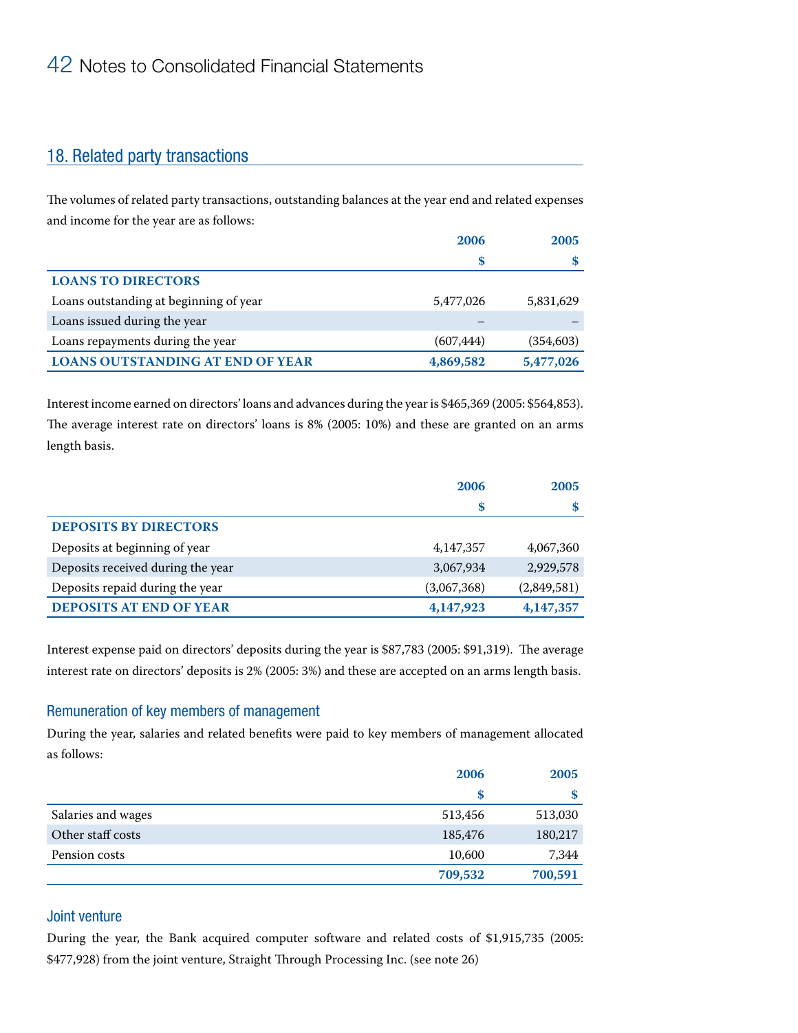## 18. Related party transactions

The volumes of related party transactions, outstanding balances at the year end and related expenses and income for the year are as follows:

| | 2006 | 2005 |
|---|---|---|
| | $ | $ |
| **LOANS TO DIRECTORS** | | |
| Loans outstanding at beginning of year | 5,477,026 | 5,831,629 |
| Loans issued during the year | – | – |
| Loans repayments during the year | (607,444) | (354,603) |
| **LOANS OUTSTANDING AT END OF YEAR** | **4,869,582** | **5,477,026** |

Interest income earned on directors' loans and advances during the year is $465,369 (2005: $564,853). The average interest rate on directors' loans is 8% (2005: 10%) and these are granted on an arms length basis.

| | 2006 | 2005 |
|---|---|---|
| | $ | $ |
| **DEPOSITS BY DIRECTORS** | | |
| Deposits at beginning of year | 4,147,357 | 4,067,360 |
| Deposits received during the year | 3,067,934 | 2,929,578 |
| Deposits repaid during the year | (3,067,368) | (2,849,581) |
| **DEPOSITS AT END OF YEAR** | **4,147,923** | **4,147,357** |

Interest expense paid on directors' deposits during the year is $87,783 (2005: $91,319). The average interest rate on directors' deposits is 2% (2005: 3%) and these are accepted on an arms length basis.

### Remuneration of key members of management

During the year, salaries and related benefits were paid to key members of management allocated as follows:

| | 2006 | 2005 |
|---|---|---|
| | $ | $ |
| Salaries and wages | 513,456 | 513,030 |
| Other staff costs | 185,476 | 180,217 |
| Pension costs | 10,600 | 7,344 |
| | **709,532** | **700,591** |

### Joint venture

During the year, the Bank acquired computer software and related costs of $1,915,735 (2005: $477,928) from the joint venture, Straight Through Processing Inc. (see note 26)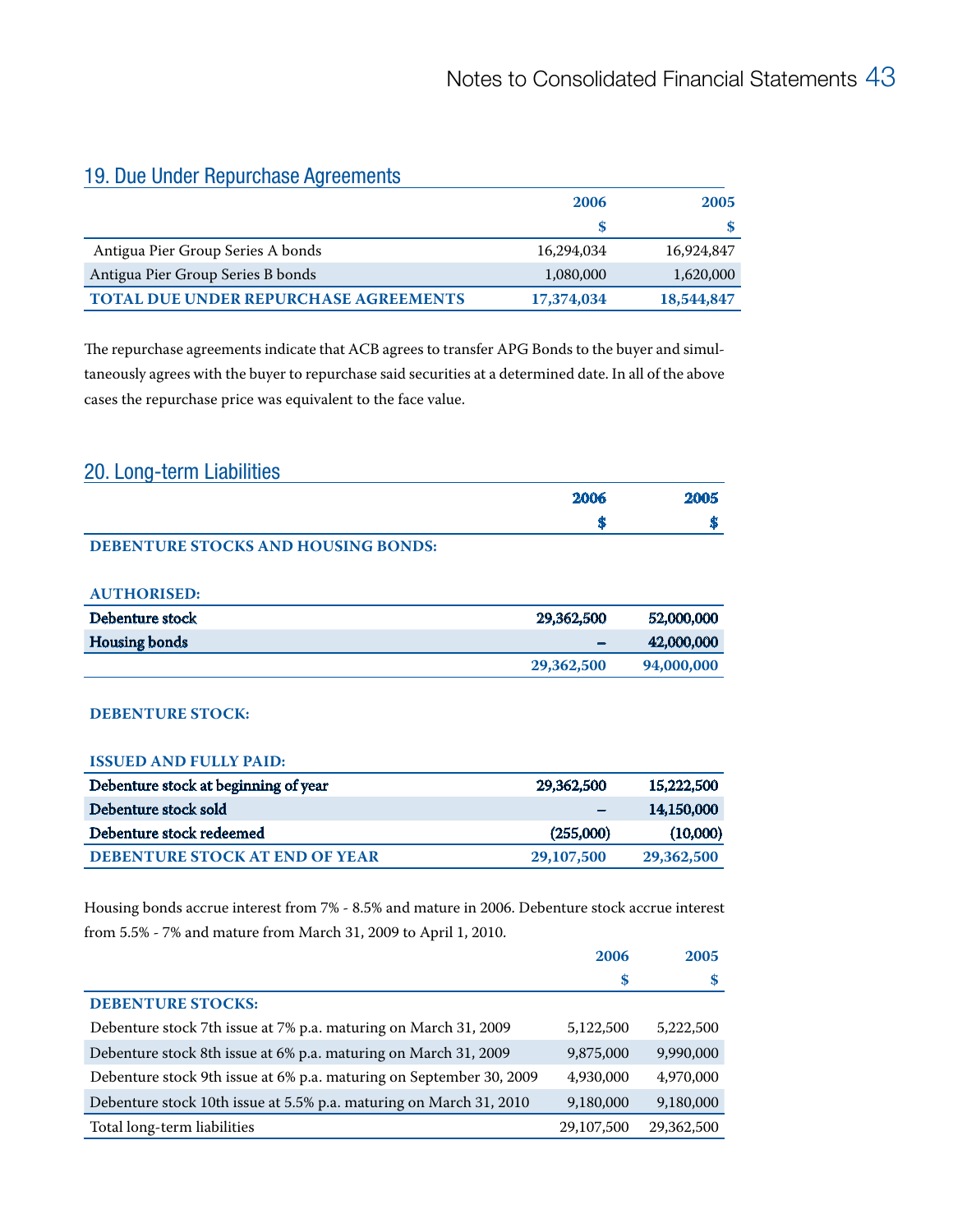## 19. Due Under Repurchase Agreements

| | 2006 | 2005 |
|---|---|---|
| | $ | $ |
| Antigua Pier Group Series A bonds | 16,294,034 | 16,924,847 |
| Antigua Pier Group Series B bonds | 1,080,000 | 1,620,000 |
| **TOTAL DUE UNDER REPURCHASE AGREEMENTS** | **17,374,034** | **18,544,847** |

The repurchase agreements indicate that ACB agrees to transfer APG Bonds to the buyer and simultaneously agrees with the buyer to repurchase said securities at a determined date. In all of the above cases the repurchase price was equivalent to the face value.

## 20. Long-term Liabilities

| | 2006 | 2005 |
|---|---|---|
| | $ | $ |
| **DEBENTURE STOCKS AND HOUSING BONDS:** | | |
| **AUTHORISED:** | | |
| Debenture stock | 29,362,500 | 52,000,000 |
| Housing bonds | – | 42,000,000 |
| | **29,362,500** | **94,000,000** |

| | 2006 | 2005 |
|---|---|---|
| **DEBENTURE STOCK:** | | |
| **ISSUED AND FULLY PAID:** | | |
| Debenture stock at beginning of year | 29,362,500 | 15,222,500 |
| Debenture stock sold | – | 14,150,000 |
| Debenture stock redeemed | (255,000) | (10,000) |
| **DEBENTURE STOCK AT END OF YEAR** | **29,107,500** | **29,362,500** |

Housing bonds accrue interest from 7% - 8.5% and mature in 2006. Debenture stock accrue interest from 5.5% - 7% and mature from March 31, 2009 to April 1, 2010.

| | 2006 | 2005 |
|---|---|---|
| | $ | $ |
| **DEBENTURE STOCKS:** | | |
| Debenture stock 7th issue at 7% p.a. maturing on March 31, 2009 | 5,122,500 | 5,222,500 |
| Debenture stock 8th issue at 6% p.a. maturing on March 31, 2009 | 9,875,000 | 9,990,000 |
| Debenture stock 9th issue at 6% p.a. maturing on September 30, 2009 | 4,930,000 | 4,970,000 |
| Debenture stock 10th issue at 5.5% p.a. maturing on March 31, 2010 | 9,180,000 | 9,180,000 |
| Total long-term liabilities | 29,107,500 | 29,362,500 |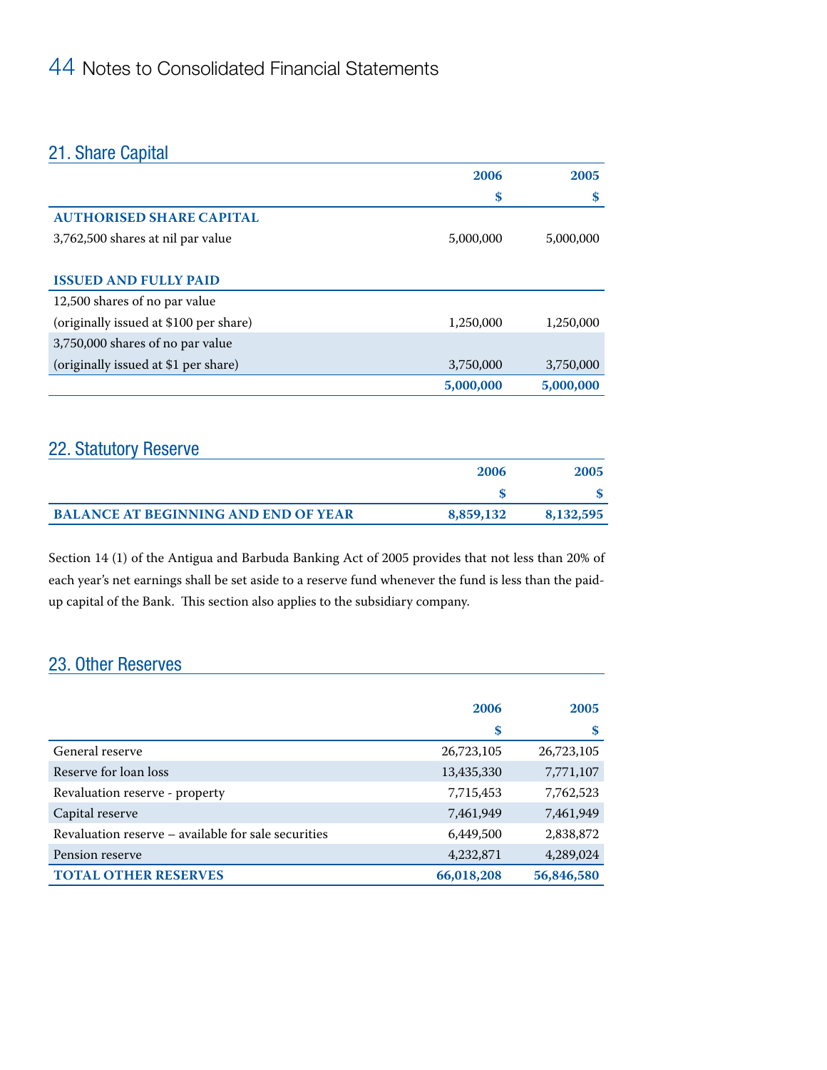# Notes to Consolidated Financial Statements

## 21. Share Capital

| | 2006 | 2005 |
|---|---|---|
| | $ | $ |
| **AUTHORISED SHARE CAPITAL** | | |
| 3,762,500 shares at nil par value | 5,000,000 | 5,000,000 |
| **ISSUED AND FULLY PAID** | | |
| 12,500 shares of no par value | | |
| (originally issued at $100 per share) | 1,250,000 | 1,250,000 |
| 3,750,000 shares of no par value | | |
| (originally issued at $1 per share) | 3,750,000 | 3,750,000 |
| | **5,000,000** | **5,000,000** |

## 22. Statutory Reserve

| | 2006 | 2005 |
|---|---|---|
| | $ | $ |
| **BALANCE AT BEGINNING AND END OF YEAR** | **8,859,132** | **8,132,595** |

Section 14 (1) of the Antigua and Barbuda Banking Act of 2005 provides that not less than 20% of each year's net earnings shall be set aside to a reserve fund whenever the fund is less than the paid-up capital of the Bank. This section also applies to the subsidiary company.

## 23. Other Reserves

| | 2006 | 2005 |
|---|---|---|
| | $ | $ |
| General reserve | 26,723,105 | 26,723,105 |
| Reserve for loan loss | 13,435,330 | 7,771,107 |
| Revaluation reserve - property | 7,715,453 | 7,762,523 |
| Capital reserve | 7,461,949 | 7,461,949 |
| Revaluation reserve – available for sale securities | 6,449,500 | 2,838,872 |
| Pension reserve | 4,232,871 | 4,289,024 |
| **TOTAL OTHER RESERVES** | **66,018,208** | **56,846,580** |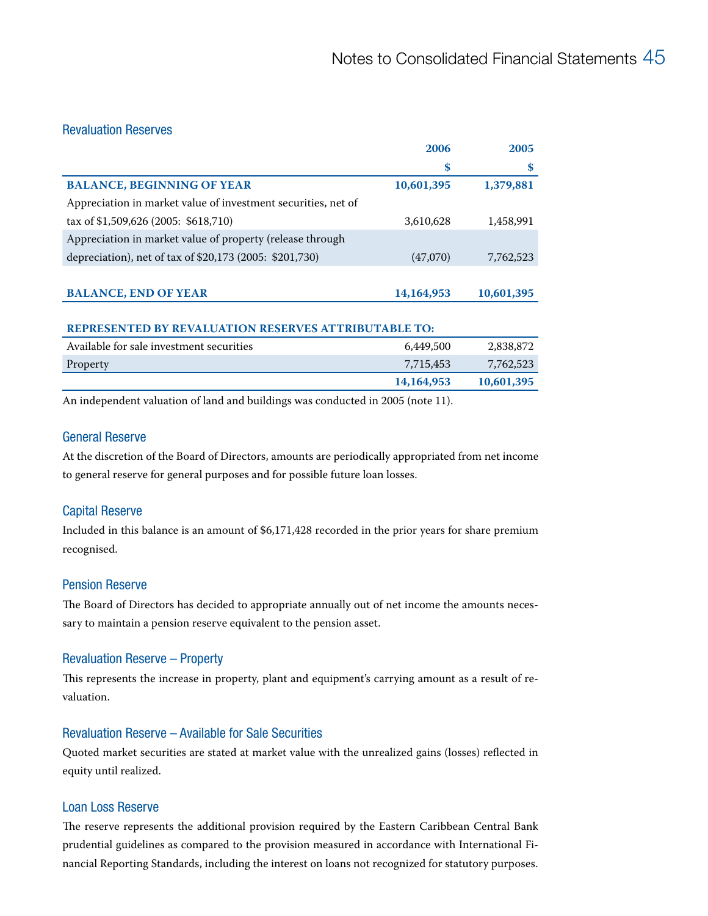## Revaluation Reserves

| | 2006 | 2005 |
|---|---|---|
| | $ | $ |
| **BALANCE, BEGINNING OF YEAR** | **10,601,395** | **1,379,881** |
| Appreciation in market value of investment securities, net of tax of $1,509,626 (2005: $618,710) | 3,610,628 | 1,458,991 |
| Appreciation in market value of property (release through depreciation), net of tax of $20,173 (2005: $201,730) | (47,070) | 7,762,523 |
| **BALANCE, END OF YEAR** | **14,164,953** | **10,601,395** |
| **REPRESENTED BY REVALUATION RESERVES ATTRIBUTABLE TO:** | | |
| Available for sale investment securities | 6,449,500 | 2,838,872 |
| Property | 7,715,453 | 7,762,523 |
| | **14,164,953** | **10,601,395** |

An independent valuation of land and buildings was conducted in 2005 (note 11).

## General Reserve

At the discretion of the Board of Directors, amounts are periodically appropriated from net income to general reserve for general purposes and for possible future loan losses.

## Capital Reserve

Included in this balance is an amount of $6,171,428 recorded in the prior years for share premium recognised.

## Pension Reserve

The Board of Directors has decided to appropriate annually out of net income the amounts necessary to maintain a pension reserve equivalent to the pension asset.

## Revaluation Reserve – Property

This represents the increase in property, plant and equipment's carrying amount as a result of revaluation.

## Revaluation Reserve – Available for Sale Securities

Quoted market securities are stated at market value with the unrealized gains (losses) reflected in equity until realized.

## Loan Loss Reserve

The reserve represents the additional provision required by the Eastern Caribbean Central Bank prudential guidelines as compared to the provision measured in accordance with International Financial Reporting Standards, including the interest on loans not recognized for statutory purposes.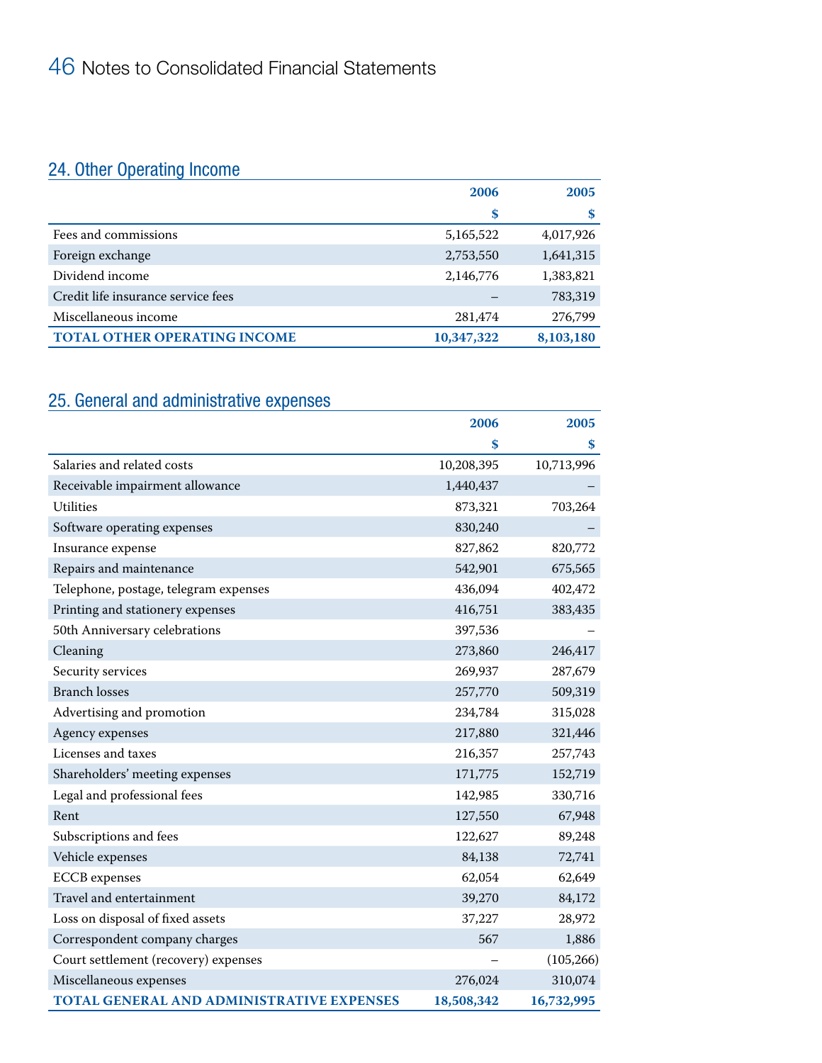## 24. Other Operating Income

| | 2006 | 2005 |
|---|---|---|
| | $ | $ |
| Fees and commissions | 5,165,522 | 4,017,926 |
| Foreign exchange | 2,753,550 | 1,641,315 |
| Dividend income | 2,146,776 | 1,383,821 |
| Credit life insurance service fees | – | 783,319 |
| Miscellaneous income | 281,474 | 276,799 |
| **TOTAL OTHER OPERATING INCOME** | **10,347,322** | **8,103,180** |

## 25. General and administrative expenses

| | 2006 | 2005 |
|---|---|---|
| | $ | $ |
| Salaries and related costs | 10,208,395 | 10,713,996 |
| Receivable impairment allowance | 1,440,437 | – |
| Utilities | 873,321 | 703,264 |
| Software operating expenses | 830,240 | – |
| Insurance expense | 827,862 | 820,772 |
| Repairs and maintenance | 542,901 | 675,565 |
| Telephone, postage, telegram expenses | 436,094 | 402,472 |
| Printing and stationery expenses | 416,751 | 383,435 |
| 50th Anniversary celebrations | 397,536 | – |
| Cleaning | 273,860 | 246,417 |
| Security services | 269,937 | 287,679 |
| Branch losses | 257,770 | 509,319 |
| Advertising and promotion | 234,784 | 315,028 |
| Agency expenses | 217,880 | 321,446 |
| Licenses and taxes | 216,357 | 257,743 |
| Shareholders' meeting expenses | 171,775 | 152,719 |
| Legal and professional fees | 142,985 | 330,716 |
| Rent | 127,550 | 67,948 |
| Subscriptions and fees | 122,627 | 89,248 |
| Vehicle expenses | 84,138 | 72,741 |
| ECCB expenses | 62,054 | 62,649 |
| Travel and entertainment | 39,270 | 84,172 |
| Loss on disposal of fixed assets | 37,227 | 28,972 |
| Correspondent company charges | 567 | 1,886 |
| Court settlement (recovery) expenses | – | (105,266) |
| Miscellaneous expenses | 276,024 | 310,074 |
| **TOTAL GENERAL AND ADMINISTRATIVE EXPENSES** | **18,508,342** | **16,732,995** |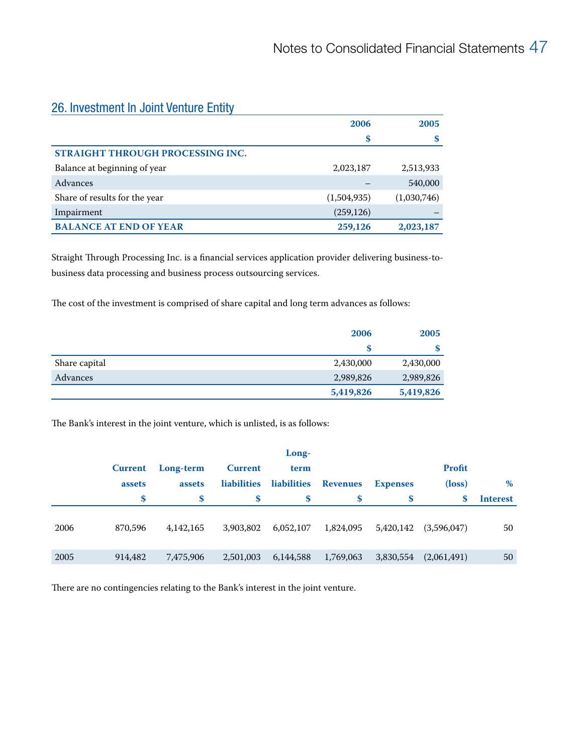## 26. Investment In Joint Venture Entity

| | 2006 | 2005 |
|---|---|---|
| | $ | $ |
| **STRAIGHT THROUGH PROCESSING INC.** | | |
| Balance at beginning of year | 2,023,187 | 2,513,933 |
| Advances | – | 540,000 |
| Share of results for the year | (1,504,935) | (1,030,746) |
| Impairment | (259,126) | – |
| **BALANCE AT END OF YEAR** | **259,126** | **2,023,187** |

Straight Through Processing Inc. is a financial services application provider delivering business-to-business data processing and business process outsourcing services.

The cost of the investment is comprised of share capital and long term advances as follows:

| | 2006 | 2005 |
|---|---|---|
| | $ | $ |
| Share capital | 2,430,000 | 2,430,000 |
| Advances | 2,989,826 | 2,989,826 |
| | **5,419,826** | **5,419,826** |

The Bank's interest in the joint venture, which is unlisted, is as follows:

| | Current assets $ | Long-term assets $ | Current liabilities $ | Long-term liabilities $ | Revenues $ | Expenses $ | Profit (loss) $ | % Interest |
|---|---|---|---|---|---|---|---|---|
| 2006 | 870,596 | 4,142,165 | 3,903,802 | 6,052,107 | 1,824,095 | 5,420,142 | (3,596,047) | 50 |
| 2005 | 914,482 | 7,475,906 | 2,501,003 | 6,144,588 | 1,769,063 | 3,830,554 | (2,061,491) | 50 |

There are no contingencies relating to the Bank's interest in the joint venture.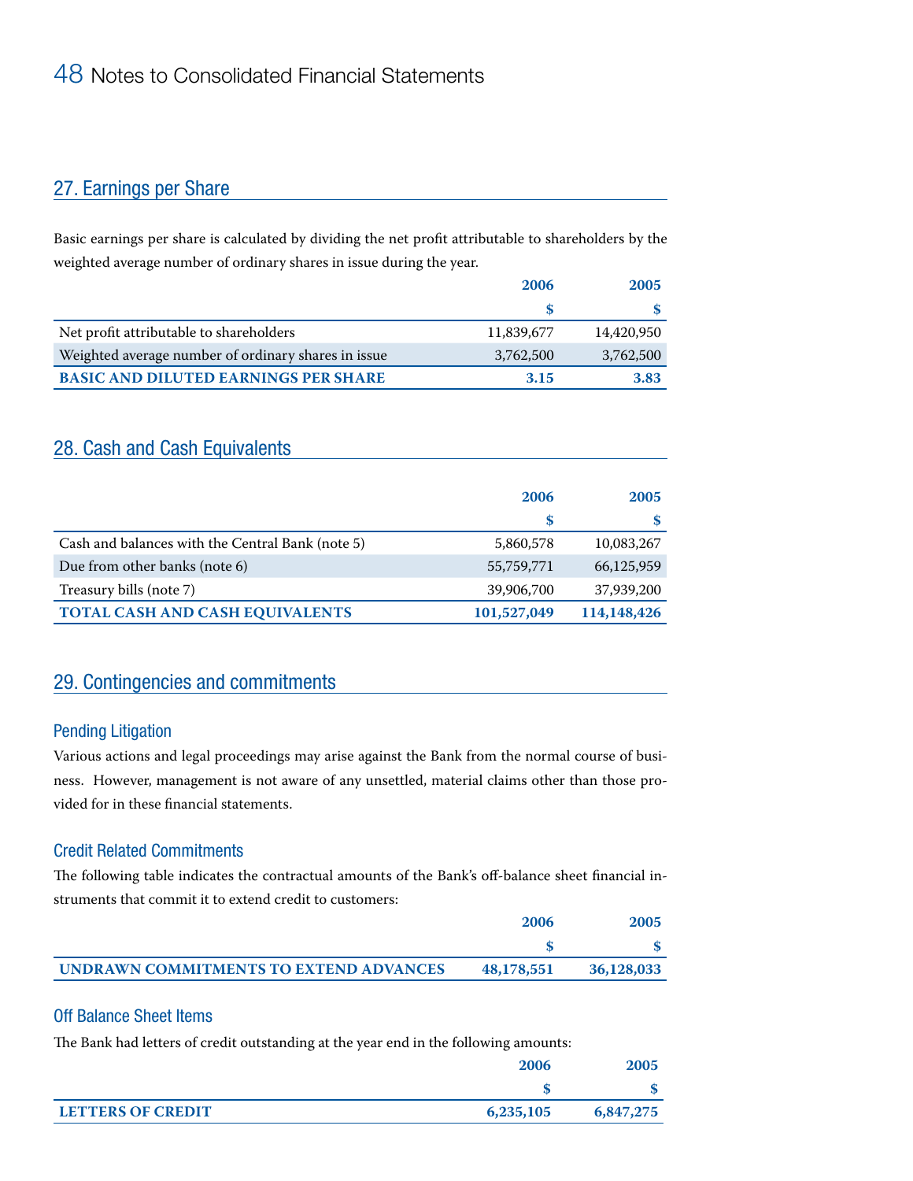## 27. Earnings per Share

Basic earnings per share is calculated by dividing the net profit attributable to shareholders by the weighted average number of ordinary shares in issue during the year.

| | 2006 | 2005 |
|---|---|---|
| | $ | $ |
| Net profit attributable to shareholders | 11,839,677 | 14,420,950 |
| Weighted average number of ordinary shares in issue | 3,762,500 | 3,762,500 |
| **BASIC AND DILUTED EARNINGS PER SHARE** | **3.15** | **3.83** |

## 28. Cash and Cash Equivalents

| | 2006 | 2005 |
|---|---|---|
| | $ | $ |
| Cash and balances with the Central Bank (note 5) | 5,860,578 | 10,083,267 |
| Due from other banks (note 6) | 55,759,771 | 66,125,959 |
| Treasury bills (note 7) | 39,906,700 | 37,939,200 |
| **TOTAL CASH AND CASH EQUIVALENTS** | **101,527,049** | **114,148,426** |

## 29. Contingencies and commitments

### Pending Litigation

Various actions and legal proceedings may arise against the Bank from the normal course of business. However, management is not aware of any unsettled, material claims other than those provided for in these financial statements.

### Credit Related Commitments

The following table indicates the contractual amounts of the Bank's off-balance sheet financial instruments that commit it to extend credit to customers:

| | 2006 | 2005 |
|---|---|---|
| | $ | $ |
| **UNDRAWN COMMITMENTS TO EXTEND ADVANCES** | **48,178,551** | **36,128,033** |

### Off Balance Sheet Items

The Bank had letters of credit outstanding at the year end in the following amounts:

| | 2006 | 2005 |
|---|---|---|
| | $ | $ |
| **LETTERS OF CREDIT** | **6,235,105** | **6,847,275** |